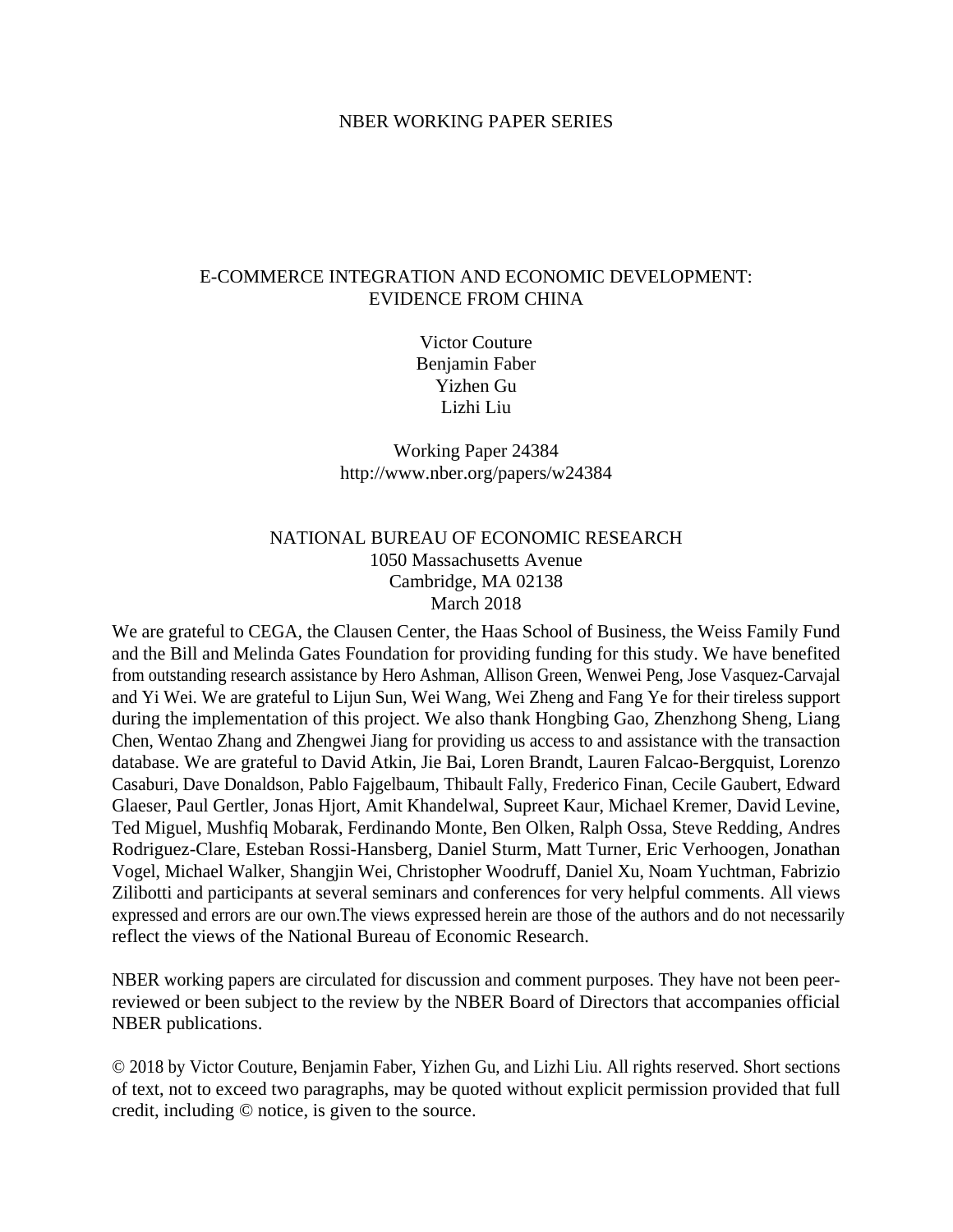NBER WORKING PAPER SERIES

# E-COMMERCE INTEGRATION AND ECONOMIC DEVELOPMENT: EVIDENCE FROM CHINA

Victor Couture
Benjamin Faber
Yizhen Gu
Lizhi Liu

Working Paper 24384
http://www.nber.org/papers/w24384

NATIONAL BUREAU OF ECONOMIC RESEARCH
1050 Massachusetts Avenue
Cambridge, MA 02138
March 2018

We are grateful to CEGA, the Clausen Center, the Haas School of Business, the Weiss Family Fund and the Bill and Melinda Gates Foundation for providing funding for this study. We have benefited from outstanding research assistance by Hero Ashman, Allison Green, Wenwei Peng, Jose Vasquez-Carvajal and Yi Wei. We are grateful to Lijun Sun, Wei Wang, Wei Zheng and Fang Ye for their tireless support during the implementation of this project. We also thank Hongbing Gao, Zhenzhong Sheng, Liang Chen, Wentao Zhang and Zhengwei Jiang for providing us access to and assistance with the transaction database. We are grateful to David Atkin, Jie Bai, Loren Brandt, Lauren Falcao-Bergquist, Lorenzo Casaburi, Dave Donaldson, Pablo Fajgelbaum, Thibault Fally, Frederico Finan, Cecile Gaubert, Edward Glaeser, Paul Gertler, Jonas Hjort, Amit Khandelwal, Supreet Kaur, Michael Kremer, David Levine, Ted Miguel, Mushfiq Mobarak, Ferdinando Monte, Ben Olken, Ralph Ossa, Steve Redding, Andres Rodriguez-Clare, Esteban Rossi-Hansberg, Daniel Sturm, Matt Turner, Eric Verhoogen, Jonathan Vogel, Michael Walker, Shangjin Wei, Christopher Woodruff, Daniel Xu, Noam Yuchtman, Fabrizio Zilibotti and participants at several seminars and conferences for very helpful comments. All views expressed and errors are our own.The views expressed herein are those of the authors and do not necessarily reflect the views of the National Bureau of Economic Research.

NBER working papers are circulated for discussion and comment purposes. They have not been peer-reviewed or been subject to the review by the NBER Board of Directors that accompanies official NBER publications.

© 2018 by Victor Couture, Benjamin Faber, Yizhen Gu, and Lizhi Liu. All rights reserved. Short sections of text, not to exceed two paragraphs, may be quoted without explicit permission provided that full credit, including © notice, is given to the source.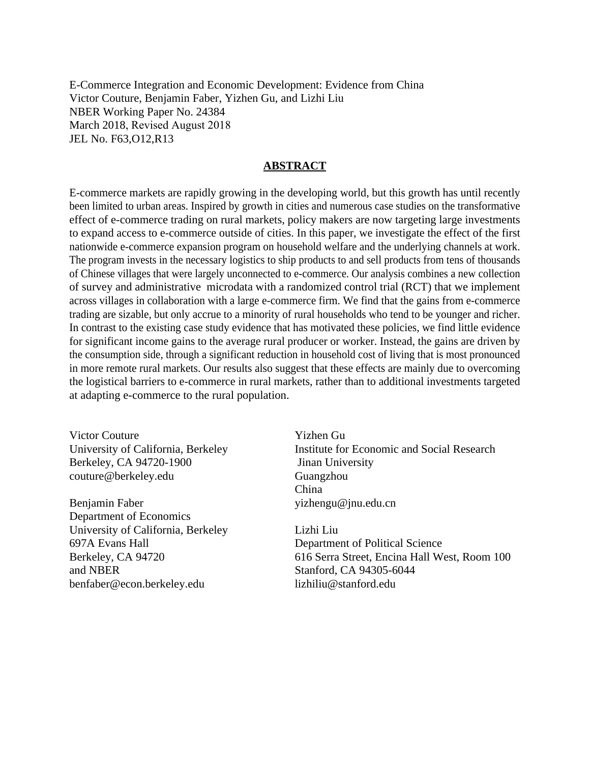E-Commerce Integration and Economic Development: Evidence from China
Victor Couture, Benjamin Faber, Yizhen Gu, and Lizhi Liu
NBER Working Paper No. 24384
March 2018, Revised August 2018
JEL No. F63,O12,R13

## ABSTRACT

E-commerce markets are rapidly growing in the developing world, but this growth has until recently been limited to urban areas. Inspired by growth in cities and numerous case studies on the transformative effect of e-commerce trading on rural markets, policy makers are now targeting large investments to expand access to e-commerce outside of cities. In this paper, we investigate the effect of the first nationwide e-commerce expansion program on household welfare and the underlying channels at work. The program invests in the necessary logistics to ship products to and sell products from tens of thousands of Chinese villages that were largely unconnected to e-commerce. Our analysis combines a new collection of survey and administrative microdata with a randomized control trial (RCT) that we implement across villages in collaboration with a large e-commerce firm. We find that the gains from e-commerce trading are sizable, but only accrue to a minority of rural households who tend to be younger and richer. In contrast to the existing case study evidence that has motivated these policies, we find little evidence for significant income gains to the average rural producer or worker. Instead, the gains are driven by the consumption side, through a significant reduction in household cost of living that is most pronounced in more remote rural markets. Our results also suggest that these effects are mainly due to overcoming the logistical barriers to e-commerce in rural markets, rather than to additional investments targeted at adapting e-commerce to the rural population.

Victor Couture
University of California, Berkeley
Berkeley, CA 94720-1900
couture@berkeley.edu

Benjamin Faber
Department of Economics
University of California, Berkeley
697A Evans Hall
Berkeley, CA 94720
and NBER
benfaber@econ.berkeley.edu

Yizhen Gu
Institute for Economic and Social Research
Jinan University
Guangzhou
China
yizhengu@jnu.edu.cn

Lizhi Liu
Department of Political Science
616 Serra Street, Encina Hall West, Room 100
Stanford, CA 94305-6044
lizhiliu@stanford.edu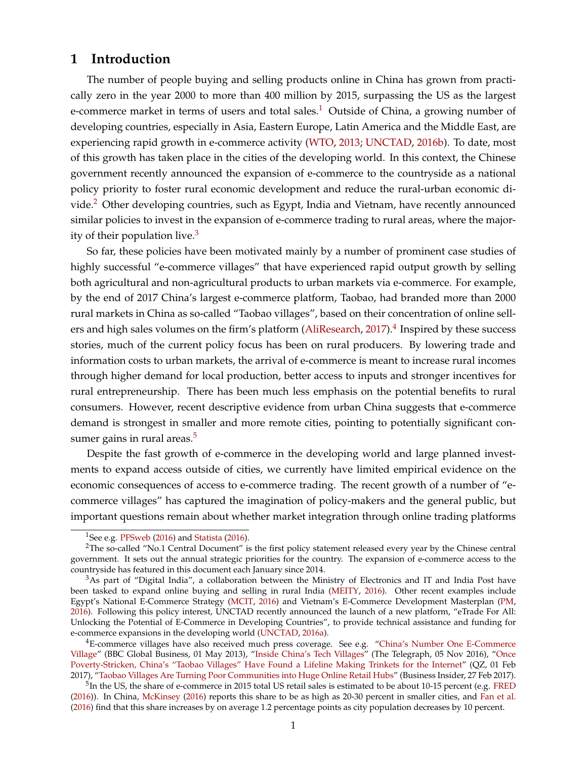# 1 Introduction

The number of people buying and selling products online in China has grown from practically zero in the year 2000 to more than 400 million by 2015, surpassing the US as the largest e-commerce market in terms of users and total sales.[1] Outside of China, a growing number of developing countries, especially in Asia, Eastern Europe, Latin America and the Middle East, are experiencing rapid growth in e-commerce activity (WTO, 2013; UNCTAD, 2016b). To date, most of this growth has taken place in the cities of the developing world. In this context, the Chinese government recently announced the expansion of e-commerce to the countryside as a national policy priority to foster rural economic development and reduce the rural-urban economic divide.[2] Other developing countries, such as Egypt, India and Vietnam, have recently announced similar policies to invest in the expansion of e-commerce trading to rural areas, where the majority of their population live.[3]

So far, these policies have been motivated mainly by a number of prominent case studies of highly successful "e-commerce villages" that have experienced rapid output growth by selling both agricultural and non-agricultural products to urban markets via e-commerce. For example, by the end of 2017 China's largest e-commerce platform, Taobao, had branded more than 2000 rural markets in China as so-called "Taobao villages", based on their concentration of online sellers and high sales volumes on the firm's platform (AliResearch, 2017).[4] Inspired by these success stories, much of the current policy focus has been on rural producers. By lowering trade and information costs to urban markets, the arrival of e-commerce is meant to increase rural incomes through higher demand for local production, better access to inputs and stronger incentives for rural entrepreneurship. There has been much less emphasis on the potential benefits to rural consumers. However, recent descriptive evidence from urban China suggests that e-commerce demand is strongest in smaller and more remote cities, pointing to potentially significant consumer gains in rural areas.[5]

Despite the fast growth of e-commerce in the developing world and large planned investments to expand access outside of cities, we currently have limited empirical evidence on the economic consequences of access to e-commerce trading. The recent growth of a number of "e-commerce villages" has captured the imagination of policy-makers and the general public, but important questions remain about whether market integration through online trading platforms

---

[1] See e.g. PFSweb (2016) and Statista (2016).

[2] The so-called "No.1 Central Document" is the first policy statement released every year by the Chinese central government. It sets out the annual strategic priorities for the country. The expansion of e-commerce access to the countryside has featured in this document each January since 2014.

[3] As part of "Digital India", a collaboration between the Ministry of Electronics and IT and India Post have been tasked to expand online buying and selling in rural India (MEITY, 2016). Other recent examples include Egypt's National E-Commerce Strategy (MCIT, 2016) and Vietnam's E-Commerce Development Masterplan (PM, 2016). Following this policy interest, UNCTAD recently announced the launch of a new platform, "eTrade For All: Unlocking the Potential of E-Commerce in Developing Countries", to provide technical assistance and funding for e-commerce expansions in the developing world (UNCTAD, 2016a).

[4] E-commerce villages have also received much press coverage. See e.g. "China's Number One E-Commerce Village" (BBC Global Business, 01 May 2013), "Inside China's Tech Villages" (The Telegraph, 05 Nov 2016), "Once Poverty-Stricken, China's "Taobao Villages" Have Found a Lifeline Making Trinkets for the Internet" (QZ, 01 Feb 2017), "Taobao Villages Are Turning Poor Communities into Huge Online Retail Hubs" (Business Insider, 27 Feb 2017).

[5] In the US, the share of e-commerce in 2015 total US retail sales is estimated to be about 10-15 percent (e.g. FRED (2016)). In China, McKinsey (2016) reports this share to be as high as 20-30 percent in smaller cities, and Fan et al. (2016) find that this share increases by on average 1.2 percentage points as city population decreases by 10 percent.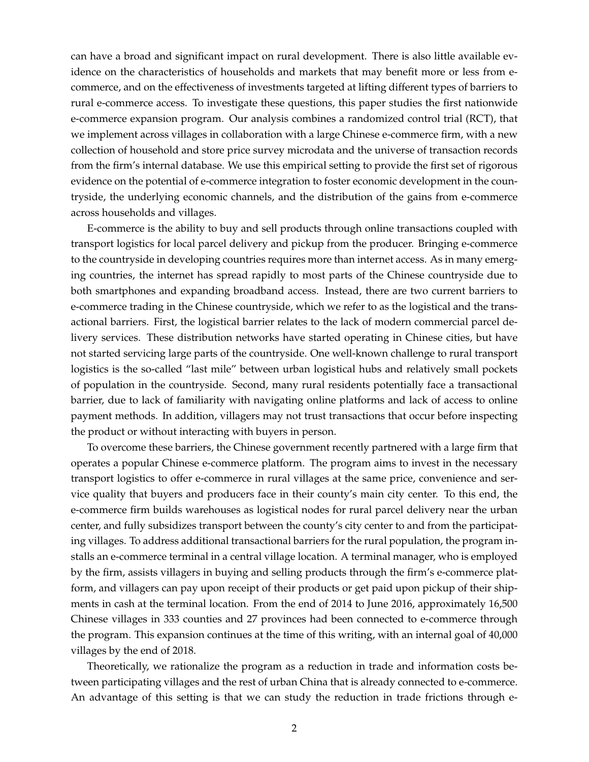can have a broad and significant impact on rural development. There is also little available evidence on the characteristics of households and markets that may benefit more or less from e-commerce, and on the effectiveness of investments targeted at lifting different types of barriers to rural e-commerce access. To investigate these questions, this paper studies the first nationwide e-commerce expansion program. Our analysis combines a randomized control trial (RCT), that we implement across villages in collaboration with a large Chinese e-commerce firm, with a new collection of household and store price survey microdata and the universe of transaction records from the firm's internal database. We use this empirical setting to provide the first set of rigorous evidence on the potential of e-commerce integration to foster economic development in the countryside, the underlying economic channels, and the distribution of the gains from e-commerce across households and villages.

E-commerce is the ability to buy and sell products through online transactions coupled with transport logistics for local parcel delivery and pickup from the producer. Bringing e-commerce to the countryside in developing countries requires more than internet access. As in many emerging countries, the internet has spread rapidly to most parts of the Chinese countryside due to both smartphones and expanding broadband access. Instead, there are two current barriers to e-commerce trading in the Chinese countryside, which we refer to as the logistical and the transactional barriers. First, the logistical barrier relates to the lack of modern commercial parcel delivery services. These distribution networks have started operating in Chinese cities, but have not started servicing large parts of the countryside. One well-known challenge to rural transport logistics is the so-called "last mile" between urban logistical hubs and relatively small pockets of population in the countryside. Second, many rural residents potentially face a transactional barrier, due to lack of familiarity with navigating online platforms and lack of access to online payment methods. In addition, villagers may not trust transactions that occur before inspecting the product or without interacting with buyers in person.

To overcome these barriers, the Chinese government recently partnered with a large firm that operates a popular Chinese e-commerce platform. The program aims to invest in the necessary transport logistics to offer e-commerce in rural villages at the same price, convenience and service quality that buyers and producers face in their county's main city center. To this end, the e-commerce firm builds warehouses as logistical nodes for rural parcel delivery near the urban center, and fully subsidizes transport between the county's city center to and from the participating villages. To address additional transactional barriers for the rural population, the program installs an e-commerce terminal in a central village location. A terminal manager, who is employed by the firm, assists villagers in buying and selling products through the firm's e-commerce platform, and villagers can pay upon receipt of their products or get paid upon pickup of their shipments in cash at the terminal location. From the end of 2014 to June 2016, approximately 16,500 Chinese villages in 333 counties and 27 provinces had been connected to e-commerce through the program. This expansion continues at the time of this writing, with an internal goal of 40,000 villages by the end of 2018.

Theoretically, we rationalize the program as a reduction in trade and information costs between participating villages and the rest of urban China that is already connected to e-commerce. An advantage of this setting is that we can study the reduction in trade frictions through e-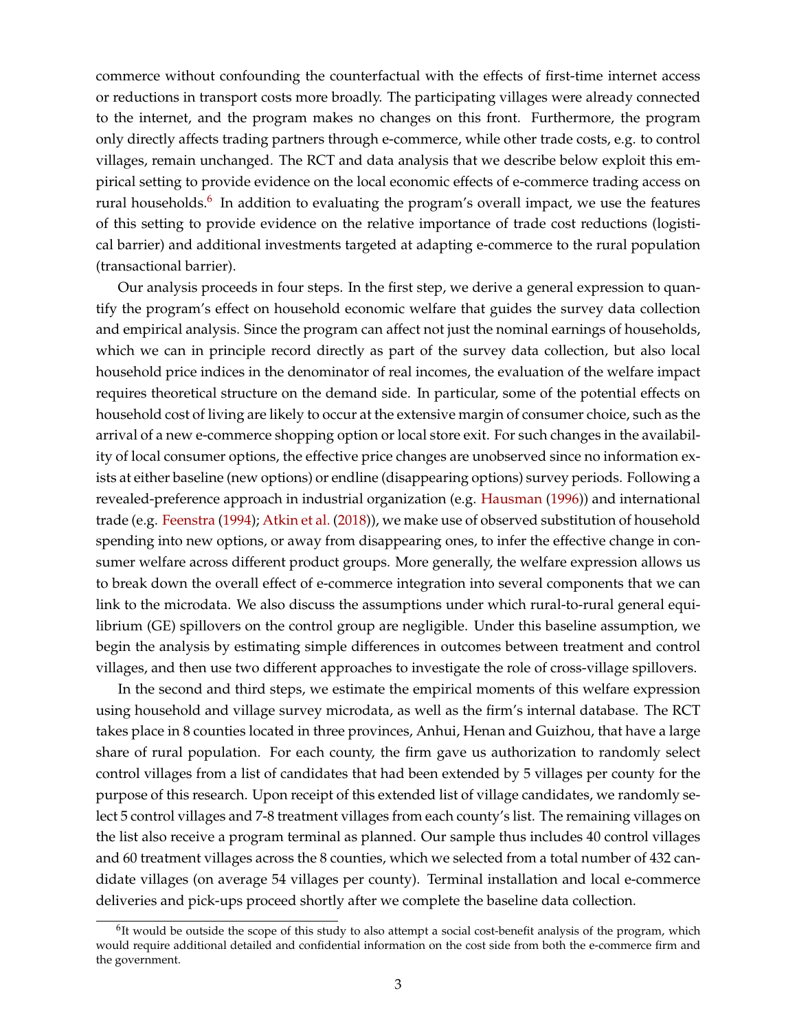commerce without confounding the counterfactual with the effects of first-time internet access or reductions in transport costs more broadly. The participating villages were already connected to the internet, and the program makes no changes on this front. Furthermore, the program only directly affects trading partners through e-commerce, while other trade costs, e.g. to control villages, remain unchanged. The RCT and data analysis that we describe below exploit this empirical setting to provide evidence on the local economic effects of e-commerce trading access on rural households.[6] In addition to evaluating the program's overall impact, we use the features of this setting to provide evidence on the relative importance of trade cost reductions (logistical barrier) and additional investments targeted at adapting e-commerce to the rural population (transactional barrier).

Our analysis proceeds in four steps. In the first step, we derive a general expression to quantify the program's effect on household economic welfare that guides the survey data collection and empirical analysis. Since the program can affect not just the nominal earnings of households, which we can in principle record directly as part of the survey data collection, but also local household price indices in the denominator of real incomes, the evaluation of the welfare impact requires theoretical structure on the demand side. In particular, some of the potential effects on household cost of living are likely to occur at the extensive margin of consumer choice, such as the arrival of a new e-commerce shopping option or local store exit. For such changes in the availability of local consumer options, the effective price changes are unobserved since no information exists at either baseline (new options) or endline (disappearing options) survey periods. Following a revealed-preference approach in industrial organization (e.g. Hausman (1996)) and international trade (e.g. Feenstra (1994); Atkin et al. (2018)), we make use of observed substitution of household spending into new options, or away from disappearing ones, to infer the effective change in consumer welfare across different product groups. More generally, the welfare expression allows us to break down the overall effect of e-commerce integration into several components that we can link to the microdata. We also discuss the assumptions under which rural-to-rural general equilibrium (GE) spillovers on the control group are negligible. Under this baseline assumption, we begin the analysis by estimating simple differences in outcomes between treatment and control villages, and then use two different approaches to investigate the role of cross-village spillovers.

In the second and third steps, we estimate the empirical moments of this welfare expression using household and village survey microdata, as well as the firm's internal database. The RCT takes place in 8 counties located in three provinces, Anhui, Henan and Guizhou, that have a large share of rural population. For each county, the firm gave us authorization to randomly select control villages from a list of candidates that had been extended by 5 villages per county for the purpose of this research. Upon receipt of this extended list of village candidates, we randomly select 5 control villages and 7-8 treatment villages from each county's list. The remaining villages on the list also receive a program terminal as planned. Our sample thus includes 40 control villages and 60 treatment villages across the 8 counties, which we selected from a total number of 432 candidate villages (on average 54 villages per county). Terminal installation and local e-commerce deliveries and pick-ups proceed shortly after we complete the baseline data collection.

[6] It would be outside the scope of this study to also attempt a social cost-benefit analysis of the program, which would require additional detailed and confidential information on the cost side from both the e-commerce firm and the government.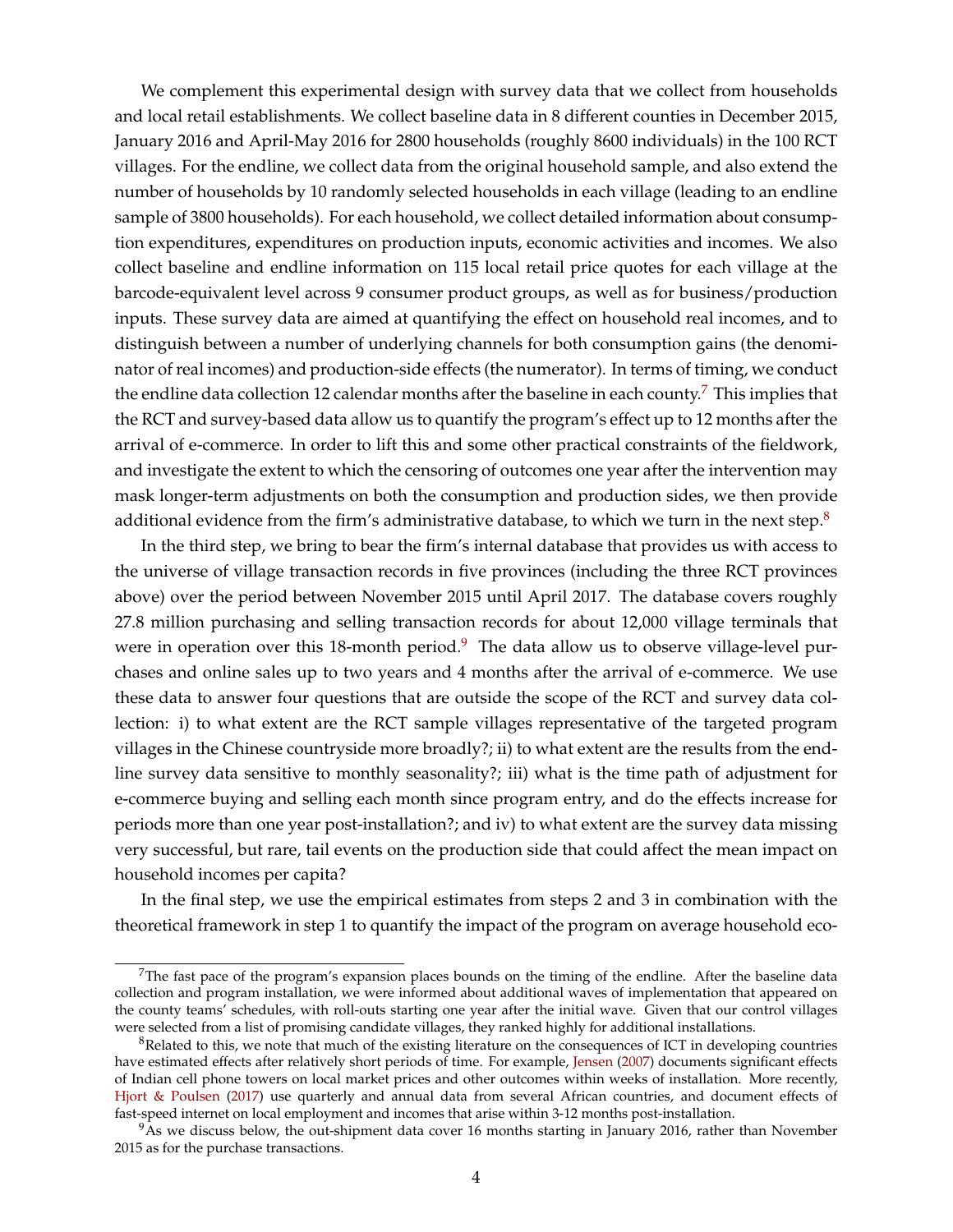We complement this experimental design with survey data that we collect from households and local retail establishments. We collect baseline data in 8 different counties in December 2015, January 2016 and April-May 2016 for 2800 households (roughly 8600 individuals) in the 100 RCT villages. For the endline, we collect data from the original household sample, and also extend the number of households by 10 randomly selected households in each village (leading to an endline sample of 3800 households). For each household, we collect detailed information about consumption expenditures, expenditures on production inputs, economic activities and incomes. We also collect baseline and endline information on 115 local retail price quotes for each village at the barcode-equivalent level across 9 consumer product groups, as well as for business/production inputs. These survey data are aimed at quantifying the effect on household real incomes, and to distinguish between a number of underlying channels for both consumption gains (the denominator of real incomes) and production-side effects (the numerator). In terms of timing, we conduct the endline data collection 12 calendar months after the baseline in each county.[7] This implies that the RCT and survey-based data allow us to quantify the program's effect up to 12 months after the arrival of e-commerce. In order to lift this and some other practical constraints of the fieldwork, and investigate the extent to which the censoring of outcomes one year after the intervention may mask longer-term adjustments on both the consumption and production sides, we then provide additional evidence from the firm's administrative database, to which we turn in the next step.[8]

In the third step, we bring to bear the firm's internal database that provides us with access to the universe of village transaction records in five provinces (including the three RCT provinces above) over the period between November 2015 until April 2017. The database covers roughly 27.8 million purchasing and selling transaction records for about 12,000 village terminals that were in operation over this 18-month period.[9] The data allow us to observe village-level purchases and online sales up to two years and 4 months after the arrival of e-commerce. We use these data to answer four questions that are outside the scope of the RCT and survey data collection: i) to what extent are the RCT sample villages representative of the targeted program villages in the Chinese countryside more broadly?; ii) to what extent are the results from the endline survey data sensitive to monthly seasonality?; iii) what is the time path of adjustment for e-commerce buying and selling each month since program entry, and do the effects increase for periods more than one year post-installation?; and iv) to what extent are the survey data missing very successful, but rare, tail events on the production side that could affect the mean impact on household incomes per capita?

In the final step, we use the empirical estimates from steps 2 and 3 in combination with the theoretical framework in step 1 to quantify the impact of the program on average household eco-

---

[7] The fast pace of the program's expansion places bounds on the timing of the endline. After the baseline data collection and program installation, we were informed about additional waves of implementation that appeared on the county teams' schedules, with roll-outs starting one year after the initial wave. Given that our control villages were selected from a list of promising candidate villages, they ranked highly for additional installations.

[8] Related to this, we note that much of the existing literature on the consequences of ICT in developing countries have estimated effects after relatively short periods of time. For example, Jensen (2007) documents significant effects of Indian cell phone towers on local market prices and other outcomes within weeks of installation. More recently, Hjort & Poulsen (2017) use quarterly and annual data from several African countries, and document effects of fast-speed internet on local employment and incomes that arise within 3-12 months post-installation.

[9] As we discuss below, the out-shipment data cover 16 months starting in January 2016, rather than November 2015 as for the purchase transactions.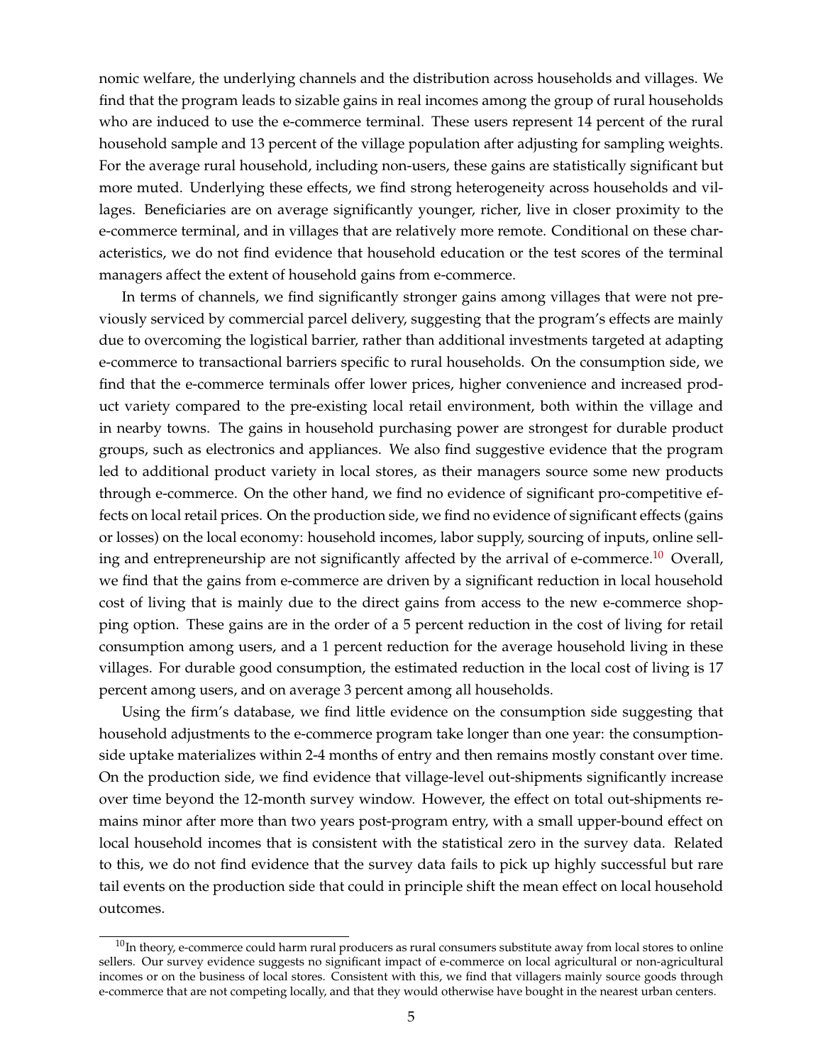nomic welfare, the underlying channels and the distribution across households and villages. We find that the program leads to sizable gains in real incomes among the group of rural households who are induced to use the e-commerce terminal. These users represent 14 percent of the rural household sample and 13 percent of the village population after adjusting for sampling weights. For the average rural household, including non-users, these gains are statistically significant but more muted. Underlying these effects, we find strong heterogeneity across households and villages. Beneficiaries are on average significantly younger, richer, live in closer proximity to the e-commerce terminal, and in villages that are relatively more remote. Conditional on these characteristics, we do not find evidence that household education or the test scores of the terminal managers affect the extent of household gains from e-commerce.

In terms of channels, we find significantly stronger gains among villages that were not previously serviced by commercial parcel delivery, suggesting that the program's effects are mainly due to overcoming the logistical barrier, rather than additional investments targeted at adapting e-commerce to transactional barriers specific to rural households. On the consumption side, we find that the e-commerce terminals offer lower prices, higher convenience and increased product variety compared to the pre-existing local retail environment, both within the village and in nearby towns. The gains in household purchasing power are strongest for durable product groups, such as electronics and appliances. We also find suggestive evidence that the program led to additional product variety in local stores, as their managers source some new products through e-commerce. On the other hand, we find no evidence of significant pro-competitive effects on local retail prices. On the production side, we find no evidence of significant effects (gains or losses) on the local economy: household incomes, labor supply, sourcing of inputs, online selling and entrepreneurship are not significantly affected by the arrival of e-commerce.[10] Overall, we find that the gains from e-commerce are driven by a significant reduction in local household cost of living that is mainly due to the direct gains from access to the new e-commerce shopping option. These gains are in the order of a 5 percent reduction in the cost of living for retail consumption among users, and a 1 percent reduction for the average household living in these villages. For durable good consumption, the estimated reduction in the local cost of living is 17 percent among users, and on average 3 percent among all households.

Using the firm's database, we find little evidence on the consumption side suggesting that household adjustments to the e-commerce program take longer than one year: the consumption-side uptake materializes within 2-4 months of entry and then remains mostly constant over time. On the production side, we find evidence that village-level out-shipments significantly increase over time beyond the 12-month survey window. However, the effect on total out-shipments remains minor after more than two years post-program entry, with a small upper-bound effect on local household incomes that is consistent with the statistical zero in the survey data. Related to this, we do not find evidence that the survey data fails to pick up highly successful but rare tail events on the production side that could in principle shift the mean effect on local household outcomes.

[10]In theory, e-commerce could harm rural producers as rural consumers substitute away from local stores to online sellers. Our survey evidence suggests no significant impact of e-commerce on local agricultural or non-agricultural incomes or on the business of local stores. Consistent with this, we find that villagers mainly source goods through e-commerce that are not competing locally, and that they would otherwise have bought in the nearest urban centers.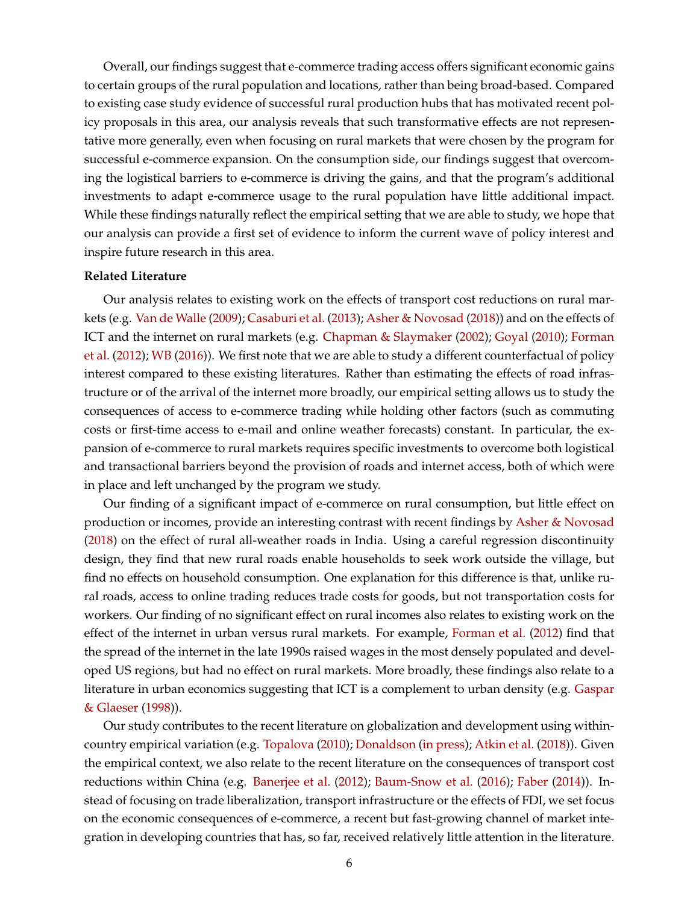Overall, our findings suggest that e-commerce trading access offers significant economic gains to certain groups of the rural population and locations, rather than being broad-based. Compared to existing case study evidence of successful rural production hubs that has motivated recent policy proposals in this area, our analysis reveals that such transformative effects are not representative more generally, even when focusing on rural markets that were chosen by the program for successful e-commerce expansion. On the consumption side, our findings suggest that overcoming the logistical barriers to e-commerce is driving the gains, and that the program's additional investments to adapt e-commerce usage to the rural population have little additional impact. While these findings naturally reflect the empirical setting that we are able to study, we hope that our analysis can provide a first set of evidence to inform the current wave of policy interest and inspire future research in this area.

**Related Literature**

Our analysis relates to existing work on the effects of transport cost reductions on rural markets (e.g. Van de Walle (2009); Casaburi et al. (2013); Asher & Novosad (2018)) and on the effects of ICT and the internet on rural markets (e.g. Chapman & Slaymaker (2002); Goyal (2010); Forman et al. (2012); WB (2016)). We first note that we are able to study a different counterfactual of policy interest compared to these existing literatures. Rather than estimating the effects of road infrastructure or of the arrival of the internet more broadly, our empirical setting allows us to study the consequences of access to e-commerce trading while holding other factors (such as commuting costs or first-time access to e-mail and online weather forecasts) constant. In particular, the expansion of e-commerce to rural markets requires specific investments to overcome both logistical and transactional barriers beyond the provision of roads and internet access, both of which were in place and left unchanged by the program we study.

Our finding of a significant impact of e-commerce on rural consumption, but little effect on production or incomes, provide an interesting contrast with recent findings by Asher & Novosad (2018) on the effect of rural all-weather roads in India. Using a careful regression discontinuity design, they find that new rural roads enable households to seek work outside the village, but find no effects on household consumption. One explanation for this difference is that, unlike rural roads, access to online trading reduces trade costs for goods, but not transportation costs for workers. Our finding of no significant effect on rural incomes also relates to existing work on the effect of the internet in urban versus rural markets. For example, Forman et al. (2012) find that the spread of the internet in the late 1990s raised wages in the most densely populated and developed US regions, but had no effect on rural markets. More broadly, these findings also relate to a literature in urban economics suggesting that ICT is a complement to urban density (e.g. Gaspar & Glaeser (1998)).

Our study contributes to the recent literature on globalization and development using within-country empirical variation (e.g. Topalova (2010); Donaldson (in press); Atkin et al. (2018)). Given the empirical context, we also relate to the recent literature on the consequences of transport cost reductions within China (e.g. Banerjee et al. (2012); Baum-Snow et al. (2016); Faber (2014)). Instead of focusing on trade liberalization, transport infrastructure or the effects of FDI, we set focus on the economic consequences of e-commerce, a recent but fast-growing channel of market integration in developing countries that has, so far, received relatively little attention in the literature.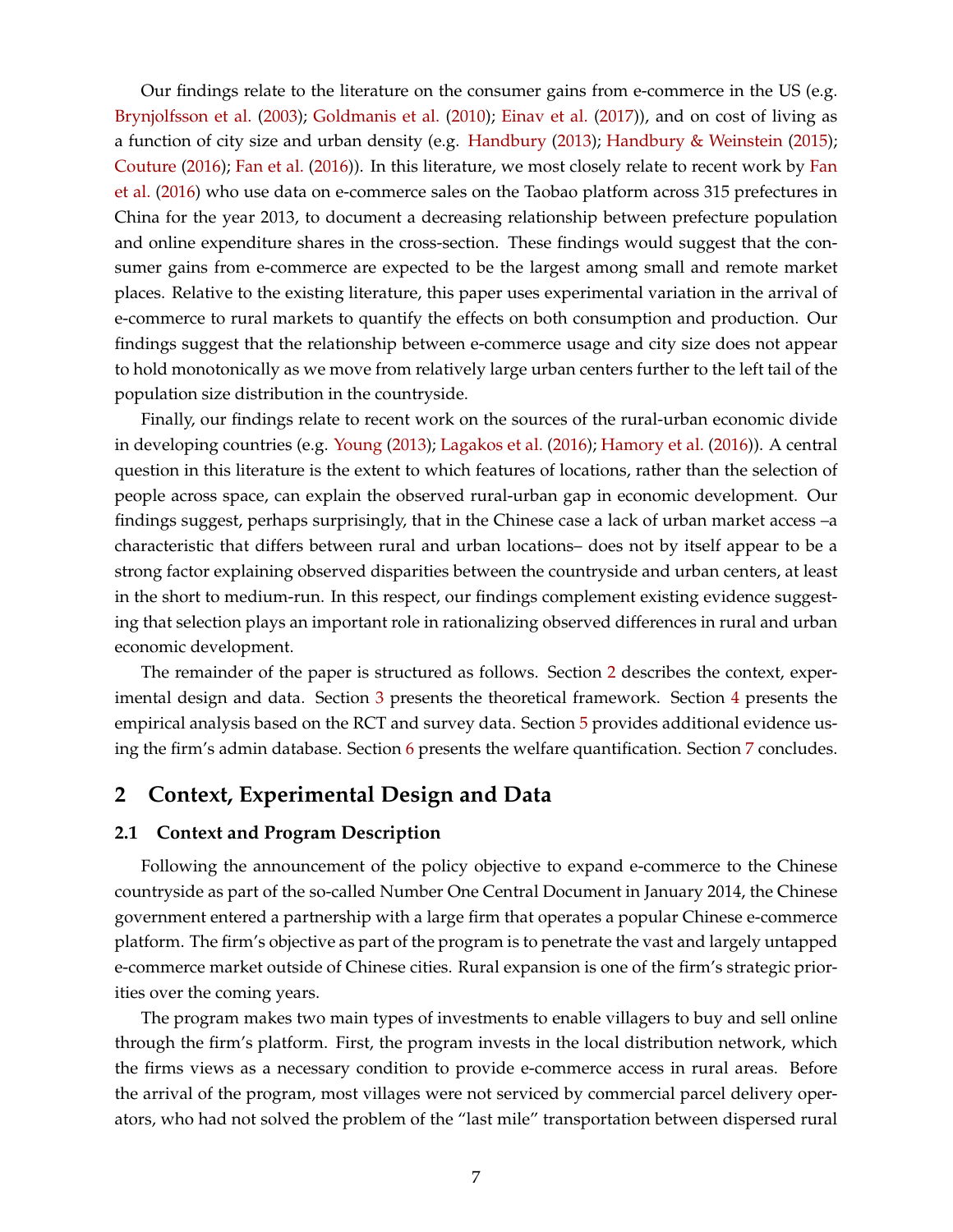Our findings relate to the literature on the consumer gains from e-commerce in the US (e.g. Brynjolfsson et al. (2003); Goldmanis et al. (2010); Einav et al. (2017)), and on cost of living as a function of city size and urban density (e.g. Handbury (2013); Handbury & Weinstein (2015); Couture (2016); Fan et al. (2016)). In this literature, we most closely relate to recent work by Fan et al. (2016) who use data on e-commerce sales on the Taobao platform across 315 prefectures in China for the year 2013, to document a decreasing relationship between prefecture population and online expenditure shares in the cross-section. These findings would suggest that the consumer gains from e-commerce are expected to be the largest among small and remote market places. Relative to the existing literature, this paper uses experimental variation in the arrival of e-commerce to rural markets to quantify the effects on both consumption and production. Our findings suggest that the relationship between e-commerce usage and city size does not appear to hold monotonically as we move from relatively large urban centers further to the left tail of the population size distribution in the countryside.

Finally, our findings relate to recent work on the sources of the rural-urban economic divide in developing countries (e.g. Young (2013); Lagakos et al. (2016); Hamory et al. (2016)). A central question in this literature is the extent to which features of locations, rather than the selection of people across space, can explain the observed rural-urban gap in economic development. Our findings suggest, perhaps surprisingly, that in the Chinese case a lack of urban market access –a characteristic that differs between rural and urban locations– does not by itself appear to be a strong factor explaining observed disparities between the countryside and urban centers, at least in the short to medium-run. In this respect, our findings complement existing evidence suggesting that selection plays an important role in rationalizing observed differences in rural and urban economic development.

The remainder of the paper is structured as follows. Section 2 describes the context, experimental design and data. Section 3 presents the theoretical framework. Section 4 presents the empirical analysis based on the RCT and survey data. Section 5 provides additional evidence using the firm's admin database. Section 6 presents the welfare quantification. Section 7 concludes.

## 2 Context, Experimental Design and Data

### 2.1 Context and Program Description

Following the announcement of the policy objective to expand e-commerce to the Chinese countryside as part of the so-called Number One Central Document in January 2014, the Chinese government entered a partnership with a large firm that operates a popular Chinese e-commerce platform. The firm's objective as part of the program is to penetrate the vast and largely untapped e-commerce market outside of Chinese cities. Rural expansion is one of the firm's strategic priorities over the coming years.

The program makes two main types of investments to enable villagers to buy and sell online through the firm's platform. First, the program invests in the local distribution network, which the firms views as a necessary condition to provide e-commerce access in rural areas. Before the arrival of the program, most villages were not serviced by commercial parcel delivery operators, who had not solved the problem of the "last mile" transportation between dispersed rural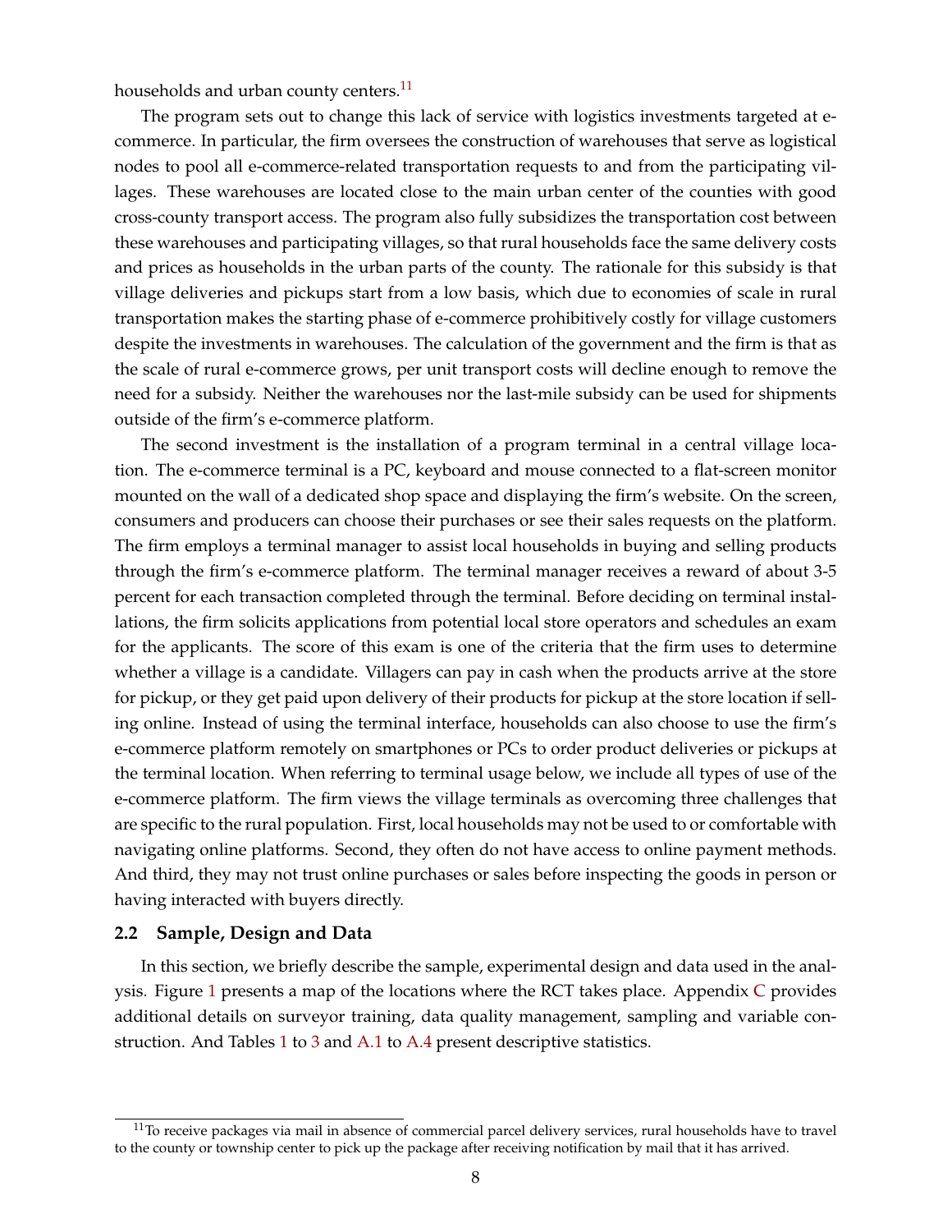households and urban county centers.[11]

The program sets out to change this lack of service with logistics investments targeted at e-commerce. In particular, the firm oversees the construction of warehouses that serve as logistical nodes to pool all e-commerce-related transportation requests to and from the participating villages. These warehouses are located close to the main urban center of the counties with good cross-county transport access. The program also fully subsidizes the transportation cost between these warehouses and participating villages, so that rural households face the same delivery costs and prices as households in the urban parts of the county. The rationale for this subsidy is that village deliveries and pickups start from a low basis, which due to economies of scale in rural transportation makes the starting phase of e-commerce prohibitively costly for village customers despite the investments in warehouses. The calculation of the government and the firm is that as the scale of rural e-commerce grows, per unit transport costs will decline enough to remove the need for a subsidy. Neither the warehouses nor the last-mile subsidy can be used for shipments outside of the firm's e-commerce platform.

The second investment is the installation of a program terminal in a central village location. The e-commerce terminal is a PC, keyboard and mouse connected to a flat-screen monitor mounted on the wall of a dedicated shop space and displaying the firm's website. On the screen, consumers and producers can choose their purchases or see their sales requests on the platform. The firm employs a terminal manager to assist local households in buying and selling products through the firm's e-commerce platform. The terminal manager receives a reward of about 3-5 percent for each transaction completed through the terminal. Before deciding on terminal installations, the firm solicits applications from potential local store operators and schedules an exam for the applicants. The score of this exam is one of the criteria that the firm uses to determine whether a village is a candidate. Villagers can pay in cash when the products arrive at the store for pickup, or they get paid upon delivery of their products for pickup at the store location if selling online. Instead of using the terminal interface, households can also choose to use the firm's e-commerce platform remotely on smartphones or PCs to order product deliveries or pickups at the terminal location. When referring to terminal usage below, we include all types of use of the e-commerce platform. The firm views the village terminals as overcoming three challenges that are specific to the rural population. First, local households may not be used to or comfortable with navigating online platforms. Second, they often do not have access to online payment methods. And third, they may not trust online purchases or sales before inspecting the goods in person or having interacted with buyers directly.

### 2.2 Sample, Design and Data

In this section, we briefly describe the sample, experimental design and data used in the analysis. Figure 1 presents a map of the locations where the RCT takes place. Appendix C provides additional details on surveyor training, data quality management, sampling and variable construction. And Tables 1 to 3 and A.1 to A.4 present descriptive statistics.

[11] To receive packages via mail in absence of commercial parcel delivery services, rural households have to travel to the county or township center to pick up the package after receiving notification by mail that it has arrived.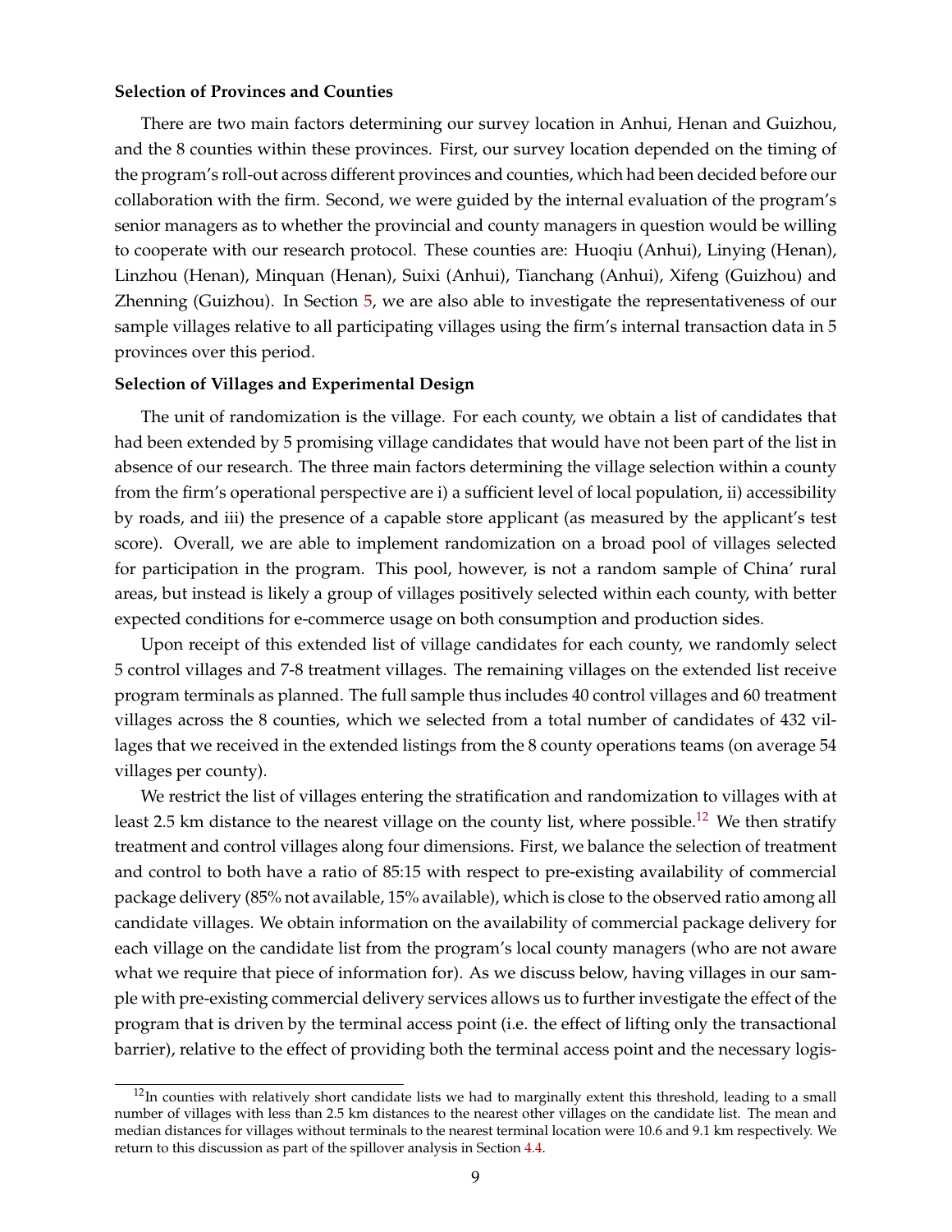**Selection of Provinces and Counties**

There are two main factors determining our survey location in Anhui, Henan and Guizhou, and the 8 counties within these provinces. First, our survey location depended on the timing of the program's roll-out across different provinces and counties, which had been decided before our collaboration with the firm. Second, we were guided by the internal evaluation of the program's senior managers as to whether the provincial and county managers in question would be willing to cooperate with our research protocol. These counties are: Huoqiu (Anhui), Linying (Henan), Linzhou (Henan), Minquan (Henan), Suixi (Anhui), Tianchang (Anhui), Xifeng (Guizhou) and Zhenning (Guizhou). In Section 5, we are also able to investigate the representativeness of our sample villages relative to all participating villages using the firm's internal transaction data in 5 provinces over this period.

**Selection of Villages and Experimental Design**

The unit of randomization is the village. For each county, we obtain a list of candidates that had been extended by 5 promising village candidates that would have not been part of the list in absence of our research. The three main factors determining the village selection within a county from the firm's operational perspective are i) a sufficient level of local population, ii) accessibility by roads, and iii) the presence of a capable store applicant (as measured by the applicant's test score). Overall, we are able to implement randomization on a broad pool of villages selected for participation in the program. This pool, however, is not a random sample of China' rural areas, but instead is likely a group of villages positively selected within each county, with better expected conditions for e-commerce usage on both consumption and production sides.

Upon receipt of this extended list of village candidates for each county, we randomly select 5 control villages and 7-8 treatment villages. The remaining villages on the extended list receive program terminals as planned. The full sample thus includes 40 control villages and 60 treatment villages across the 8 counties, which we selected from a total number of candidates of 432 villages that we received in the extended listings from the 8 county operations teams (on average 54 villages per county).

We restrict the list of villages entering the stratification and randomization to villages with at least 2.5 km distance to the nearest village on the county list, where possible.[12] We then stratify treatment and control villages along four dimensions. First, we balance the selection of treatment and control to both have a ratio of 85:15 with respect to pre-existing availability of commercial package delivery (85% not available, 15% available), which is close to the observed ratio among all candidate villages. We obtain information on the availability of commercial package delivery for each village on the candidate list from the program's local county managers (who are not aware what we require that piece of information for). As we discuss below, having villages in our sample with pre-existing commercial delivery services allows us to further investigate the effect of the program that is driven by the terminal access point (i.e. the effect of lifting only the transactional barrier), relative to the effect of providing both the terminal access point and the necessary logis-

[12] In counties with relatively short candidate lists we had to marginally extent this threshold, leading to a small number of villages with less than 2.5 km distances to the nearest other villages on the candidate list. The mean and median distances for villages without terminals to the nearest terminal location were 10.6 and 9.1 km respectively. We return to this discussion as part of the spillover analysis in Section 4.4.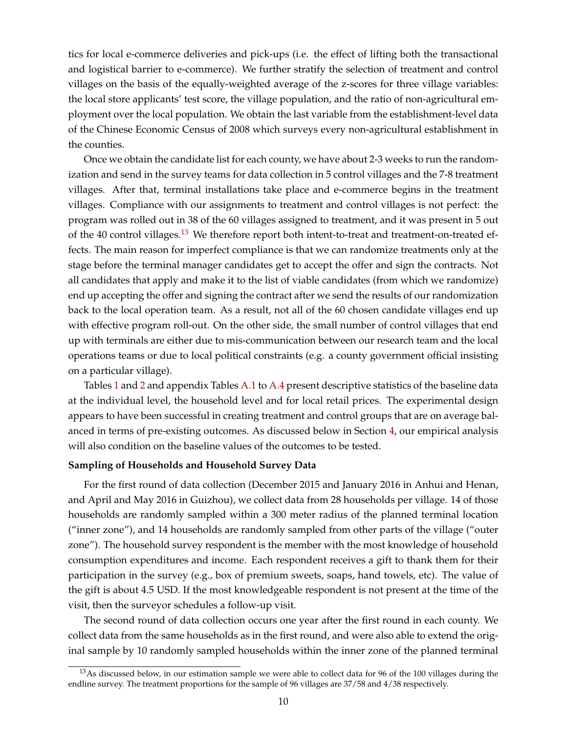tics for local e-commerce deliveries and pick-ups (i.e. the effect of lifting both the transactional and logistical barrier to e-commerce). We further stratify the selection of treatment and control villages on the basis of the equally-weighted average of the z-scores for three village variables: the local store applicants' test score, the village population, and the ratio of non-agricultural employment over the local population. We obtain the last variable from the establishment-level data of the Chinese Economic Census of 2008 which surveys every non-agricultural establishment in the counties.

Once we obtain the candidate list for each county, we have about 2-3 weeks to run the randomization and send in the survey teams for data collection in 5 control villages and the 7-8 treatment villages. After that, terminal installations take place and e-commerce begins in the treatment villages. Compliance with our assignments to treatment and control villages is not perfect: the program was rolled out in 38 of the 60 villages assigned to treatment, and it was present in 5 out of the 40 control villages.[13] We therefore report both intent-to-treat and treatment-on-treated effects. The main reason for imperfect compliance is that we can randomize treatments only at the stage before the terminal manager candidates get to accept the offer and sign the contracts. Not all candidates that apply and make it to the list of viable candidates (from which we randomize) end up accepting the offer and signing the contract after we send the results of our randomization back to the local operation team. As a result, not all of the 60 chosen candidate villages end up with effective program roll-out. On the other side, the small number of control villages that end up with terminals are either due to mis-communication between our research team and the local operations teams or due to local political constraints (e.g. a county government official insisting on a particular village).

Tables 1 and 2 and appendix Tables A.1 to A.4 present descriptive statistics of the baseline data at the individual level, the household level and for local retail prices. The experimental design appears to have been successful in creating treatment and control groups that are on average balanced in terms of pre-existing outcomes. As discussed below in Section 4, our empirical analysis will also condition on the baseline values of the outcomes to be tested.

**Sampling of Households and Household Survey Data**

For the first round of data collection (December 2015 and January 2016 in Anhui and Henan, and April and May 2016 in Guizhou), we collect data from 28 households per village. 14 of those households are randomly sampled within a 300 meter radius of the planned terminal location ("inner zone"), and 14 households are randomly sampled from other parts of the village ("outer zone"). The household survey respondent is the member with the most knowledge of household consumption expenditures and income. Each respondent receives a gift to thank them for their participation in the survey (e.g., box of premium sweets, soaps, hand towels, etc). The value of the gift is about 4.5 USD. If the most knowledgeable respondent is not present at the time of the visit, then the surveyor schedules a follow-up visit.

The second round of data collection occurs one year after the first round in each county. We collect data from the same households as in the first round, and were also able to extend the original sample by 10 randomly sampled households within the inner zone of the planned terminal

[13] As discussed below, in our estimation sample we were able to collect data for 96 of the 100 villages during the endline survey. The treatment proportions for the sample of 96 villages are 37/58 and 4/38 respectively.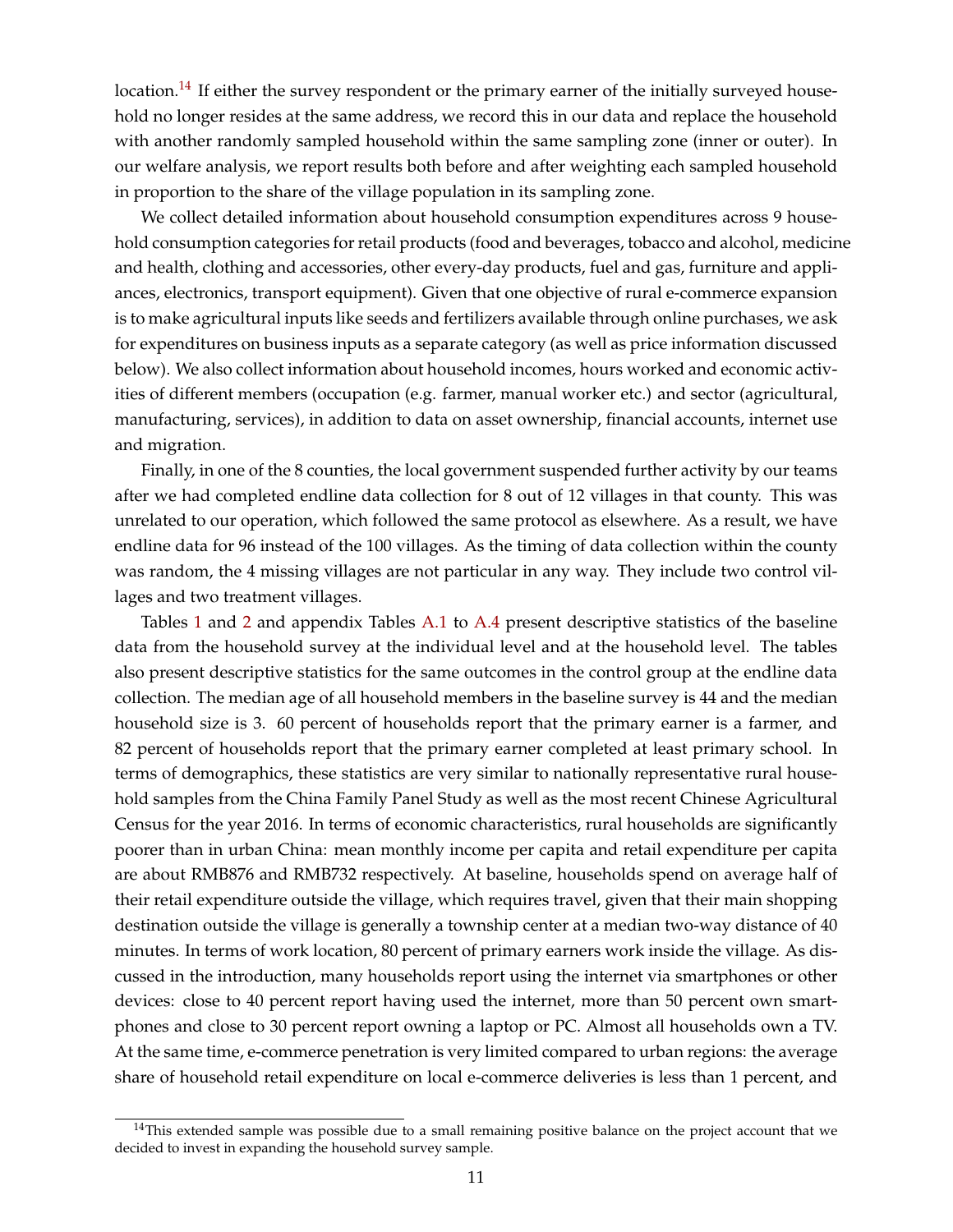location.[14] If either the survey respondent or the primary earner of the initially surveyed household no longer resides at the same address, we record this in our data and replace the household with another randomly sampled household within the same sampling zone (inner or outer). In our welfare analysis, we report results both before and after weighting each sampled household in proportion to the share of the village population in its sampling zone.

We collect detailed information about household consumption expenditures across 9 household consumption categories for retail products (food and beverages, tobacco and alcohol, medicine and health, clothing and accessories, other every-day products, fuel and gas, furniture and appliances, electronics, transport equipment). Given that one objective of rural e-commerce expansion is to make agricultural inputs like seeds and fertilizers available through online purchases, we ask for expenditures on business inputs as a separate category (as well as price information discussed below). We also collect information about household incomes, hours worked and economic activities of different members (occupation (e.g. farmer, manual worker etc.) and sector (agricultural, manufacturing, services), in addition to data on asset ownership, financial accounts, internet use and migration.

Finally, in one of the 8 counties, the local government suspended further activity by our teams after we had completed endline data collection for 8 out of 12 villages in that county. This was unrelated to our operation, which followed the same protocol as elsewhere. As a result, we have endline data for 96 instead of the 100 villages. As the timing of data collection within the county was random, the 4 missing villages are not particular in any way. They include two control villages and two treatment villages.

Tables 1 and 2 and appendix Tables A.1 to A.4 present descriptive statistics of the baseline data from the household survey at the individual level and at the household level. The tables also present descriptive statistics for the same outcomes in the control group at the endline data collection. The median age of all household members in the baseline survey is 44 and the median household size is 3. 60 percent of households report that the primary earner is a farmer, and 82 percent of households report that the primary earner completed at least primary school. In terms of demographics, these statistics are very similar to nationally representative rural household samples from the China Family Panel Study as well as the most recent Chinese Agricultural Census for the year 2016. In terms of economic characteristics, rural households are significantly poorer than in urban China: mean monthly income per capita and retail expenditure per capita are about RMB876 and RMB732 respectively. At baseline, households spend on average half of their retail expenditure outside the village, which requires travel, given that their main shopping destination outside the village is generally a township center at a median two-way distance of 40 minutes. In terms of work location, 80 percent of primary earners work inside the village. As discussed in the introduction, many households report using the internet via smartphones or other devices: close to 40 percent report having used the internet, more than 50 percent own smartphones and close to 30 percent report owning a laptop or PC. Almost all households own a TV. At the same time, e-commerce penetration is very limited compared to urban regions: the average share of household retail expenditure on local e-commerce deliveries is less than 1 percent, and

[14]This extended sample was possible due to a small remaining positive balance on the project account that we decided to invest in expanding the household survey sample.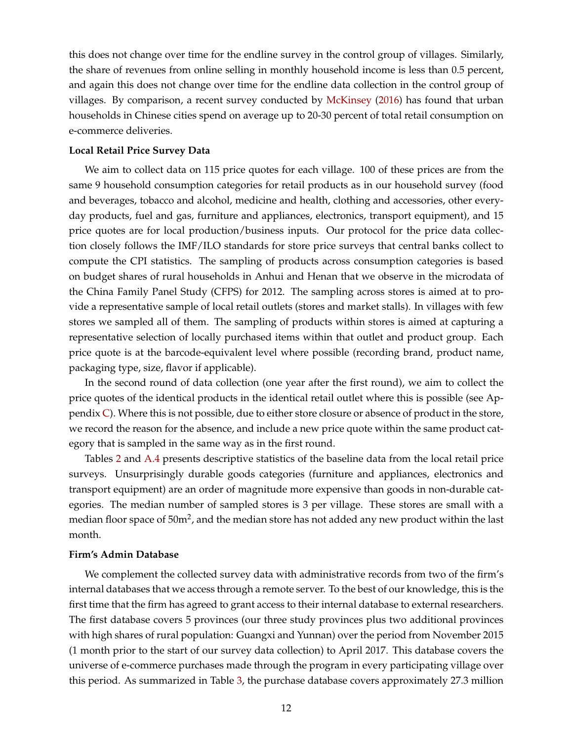this does not change over time for the endline survey in the control group of villages. Similarly, the share of revenues from online selling in monthly household income is less than 0.5 percent, and again this does not change over time for the endline data collection in the control group of villages. By comparison, a recent survey conducted by McKinsey (2016) has found that urban households in Chinese cities spend on average up to 20-30 percent of total retail consumption on e-commerce deliveries.

**Local Retail Price Survey Data**

We aim to collect data on 115 price quotes for each village. 100 of these prices are from the same 9 household consumption categories for retail products as in our household survey (food and beverages, tobacco and alcohol, medicine and health, clothing and accessories, other everyday products, fuel and gas, furniture and appliances, electronics, transport equipment), and 15 price quotes are for local production/business inputs. Our protocol for the price data collection closely follows the IMF/ILO standards for store price surveys that central banks collect to compute the CPI statistics. The sampling of products across consumption categories is based on budget shares of rural households in Anhui and Henan that we observe in the microdata of the China Family Panel Study (CFPS) for 2012. The sampling across stores is aimed at to provide a representative sample of local retail outlets (stores and market stalls). In villages with few stores we sampled all of them. The sampling of products within stores is aimed at capturing a representative selection of locally purchased items within that outlet and product group. Each price quote is at the barcode-equivalent level where possible (recording brand, product name, packaging type, size, flavor if applicable).

In the second round of data collection (one year after the first round), we aim to collect the price quotes of the identical products in the identical retail outlet where this is possible (see Appendix C). Where this is not possible, due to either store closure or absence of product in the store, we record the reason for the absence, and include a new price quote within the same product category that is sampled in the same way as in the first round.

Tables 2 and A.4 presents descriptive statistics of the baseline data from the local retail price surveys. Unsurprisingly durable goods categories (furniture and appliances, electronics and transport equipment) are an order of magnitude more expensive than goods in non-durable categories. The median number of sampled stores is 3 per village. These stores are small with a median floor space of 50m$^2$, and the median store has not added any new product within the last month.

**Firm's Admin Database**

We complement the collected survey data with administrative records from two of the firm's internal databases that we access through a remote server. To the best of our knowledge, this is the first time that the firm has agreed to grant access to their internal database to external researchers. The first database covers 5 provinces (our three study provinces plus two additional provinces with high shares of rural population: Guangxi and Yunnan) over the period from November 2015 (1 month prior to the start of our survey data collection) to April 2017. This database covers the universe of e-commerce purchases made through the program in every participating village over this period. As summarized in Table 3, the purchase database covers approximately 27.3 million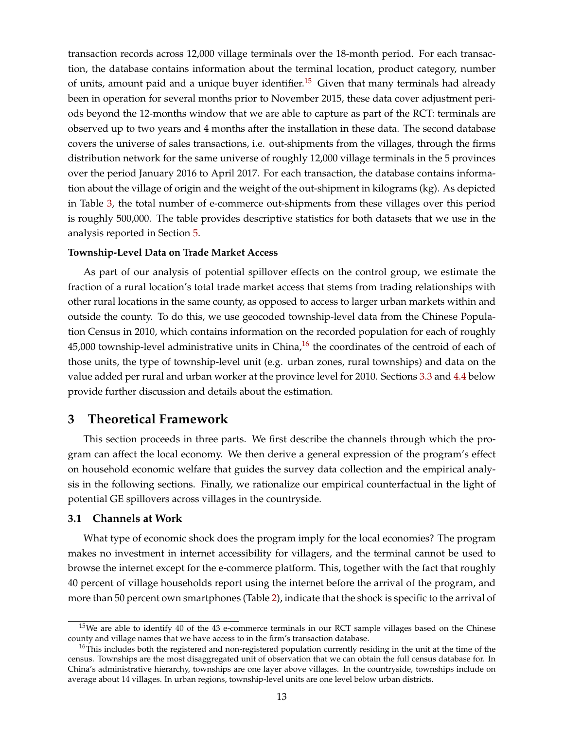transaction records across 12,000 village terminals over the 18-month period. For each transaction, the database contains information about the terminal location, product category, number of units, amount paid and a unique buyer identifier.[15] Given that many terminals had already been in operation for several months prior to November 2015, these data cover adjustment periods beyond the 12-months window that we are able to capture as part of the RCT: terminals are observed up to two years and 4 months after the installation in these data. The second database covers the universe of sales transactions, i.e. out-shipments from the villages, through the firms distribution network for the same universe of roughly 12,000 village terminals in the 5 provinces over the period January 2016 to April 2017. For each transaction, the database contains information about the village of origin and the weight of the out-shipment in kilograms (kg). As depicted in Table 3, the total number of e-commerce out-shipments from these villages over this period is roughly 500,000. The table provides descriptive statistics for both datasets that we use in the analysis reported in Section 5.

**Township-Level Data on Trade Market Access**

As part of our analysis of potential spillover effects on the control group, we estimate the fraction of a rural location's total trade market access that stems from trading relationships with other rural locations in the same county, as opposed to access to larger urban markets within and outside the county. To do this, we use geocoded township-level data from the Chinese Population Census in 2010, which contains information on the recorded population for each of roughly 45,000 township-level administrative units in China,[16] the coordinates of the centroid of each of those units, the type of township-level unit (e.g. urban zones, rural townships) and data on the value added per rural and urban worker at the province level for 2010. Sections 3.3 and 4.4 below provide further discussion and details about the estimation.

# 3 Theoretical Framework

This section proceeds in three parts. We first describe the channels through which the program can affect the local economy. We then derive a general expression of the program's effect on household economic welfare that guides the survey data collection and the empirical analysis in the following sections. Finally, we rationalize our empirical counterfactual in the light of potential GE spillovers across villages in the countryside.

## 3.1 Channels at Work

What type of economic shock does the program imply for the local economies? The program makes no investment in internet accessibility for villagers, and the terminal cannot be used to browse the internet except for the e-commerce platform. This, together with the fact that roughly 40 percent of village households report using the internet before the arrival of the program, and more than 50 percent own smartphones (Table 2), indicate that the shock is specific to the arrival of

[15]We are able to identify 40 of the 43 e-commerce terminals in our RCT sample villages based on the Chinese county and village names that we have access to in the firm's transaction database.

[16]This includes both the registered and non-registered population currently residing in the unit at the time of the census. Townships are the most disaggregated unit of observation that we can obtain the full census database for. In China's administrative hierarchy, townships are one layer above villages. In the countryside, townships include on average about 14 villages. In urban regions, township-level units are one level below urban districts.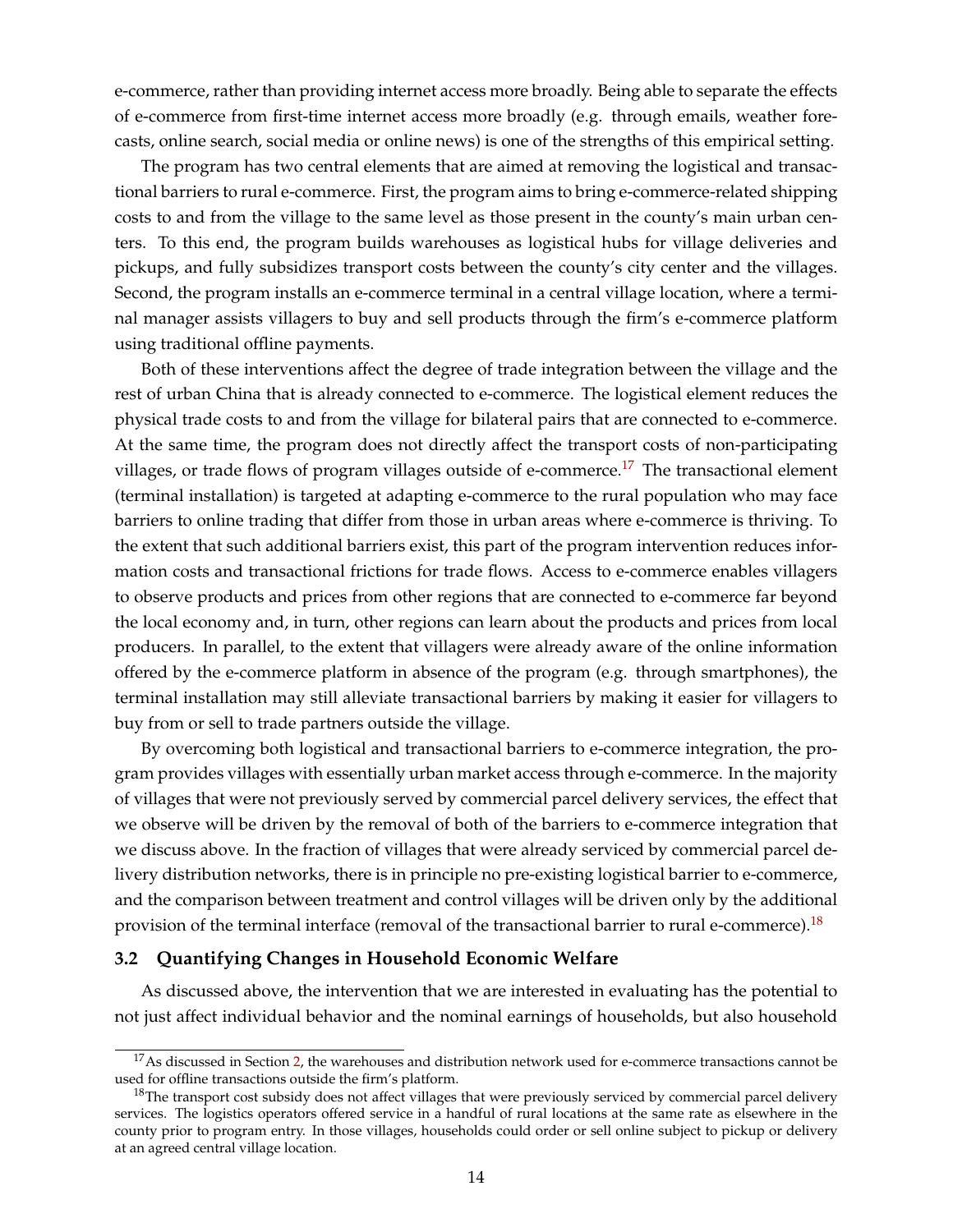e-commerce, rather than providing internet access more broadly. Being able to separate the effects of e-commerce from first-time internet access more broadly (e.g. through emails, weather forecasts, online search, social media or online news) is one of the strengths of this empirical setting.

The program has two central elements that are aimed at removing the logistical and transactional barriers to rural e-commerce. First, the program aims to bring e-commerce-related shipping costs to and from the village to the same level as those present in the county's main urban centers. To this end, the program builds warehouses as logistical hubs for village deliveries and pickups, and fully subsidizes transport costs between the county's city center and the villages. Second, the program installs an e-commerce terminal in a central village location, where a terminal manager assists villagers to buy and sell products through the firm's e-commerce platform using traditional offline payments.

Both of these interventions affect the degree of trade integration between the village and the rest of urban China that is already connected to e-commerce. The logistical element reduces the physical trade costs to and from the village for bilateral pairs that are connected to e-commerce. At the same time, the program does not directly affect the transport costs of non-participating villages, or trade flows of program villages outside of e-commerce.[17] The transactional element (terminal installation) is targeted at adapting e-commerce to the rural population who may face barriers to online trading that differ from those in urban areas where e-commerce is thriving. To the extent that such additional barriers exist, this part of the program intervention reduces information costs and transactional frictions for trade flows. Access to e-commerce enables villagers to observe products and prices from other regions that are connected to e-commerce far beyond the local economy and, in turn, other regions can learn about the products and prices from local producers. In parallel, to the extent that villagers were already aware of the online information offered by the e-commerce platform in absence of the program (e.g. through smartphones), the terminal installation may still alleviate transactional barriers by making it easier for villagers to buy from or sell to trade partners outside the village.

By overcoming both logistical and transactional barriers to e-commerce integration, the program provides villages with essentially urban market access through e-commerce. In the majority of villages that were not previously served by commercial parcel delivery services, the effect that we observe will be driven by the removal of both of the barriers to e-commerce integration that we discuss above. In the fraction of villages that were already serviced by commercial parcel delivery distribution networks, there is in principle no pre-existing logistical barrier to e-commerce, and the comparison between treatment and control villages will be driven only by the additional provision of the terminal interface (removal of the transactional barrier to rural e-commerce).[18]

### 3.2 Quantifying Changes in Household Economic Welfare

As discussed above, the intervention that we are interested in evaluating has the potential to not just affect individual behavior and the nominal earnings of households, but also household

---

[17] As discussed in Section 2, the warehouses and distribution network used for e-commerce transactions cannot be used for offline transactions outside the firm's platform.

[18] The transport cost subsidy does not affect villages that were previously serviced by commercial parcel delivery services. The logistics operators offered service in a handful of rural locations at the same rate as elsewhere in the county prior to program entry. In those villages, households could order or sell online subject to pickup or delivery at an agreed central village location.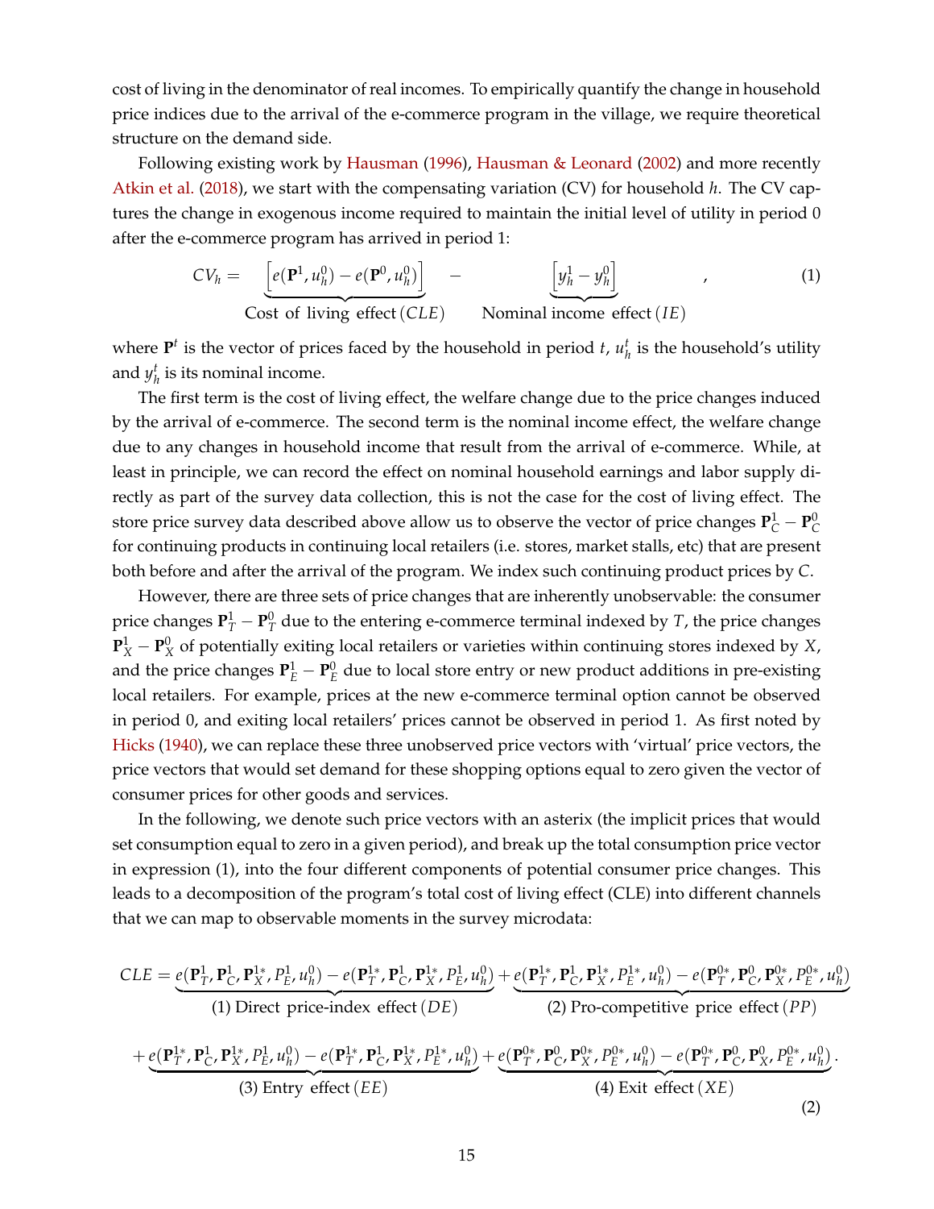cost of living in the denominator of real incomes. To empirically quantify the change in household price indices due to the arrival of the e-commerce program in the village, we require theoretical structure on the demand side.

Following existing work by Hausman (1996), Hausman & Leonard (2002) and more recently Atkin et al. (2018), we start with the compensating variation (CV) for household $h$. The CV captures the change in exogenous income required to maintain the initial level of utility in period 0 after the e-commerce program has arrived in period 1:

$$CV_h = \underbrace{\left[e(\mathbf{P}^1, u_h^0) - e(\mathbf{P}^0, u_h^0)\right]}_{\text{Cost of living effect } (CLE)} - \underbrace{\left[y_h^1 - y_h^0\right]}_{\text{Nominal income effect } (IE)}, \tag{1}$$

where $\mathbf{P}^t$ is the vector of prices faced by the household in period $t$, $u_h^t$ is the household's utility and $y_h^t$ is its nominal income.

The first term is the cost of living effect, the welfare change due to the price changes induced by the arrival of e-commerce. The second term is the nominal income effect, the welfare change due to any changes in household income that result from the arrival of e-commerce. While, at least in principle, we can record the effect on nominal household earnings and labor supply directly as part of the survey data collection, this is not the case for the cost of living effect. The store price survey data described above allow us to observe the vector of price changes $\mathbf{P}_C^1 - \mathbf{P}_C^0$ for continuing products in continuing local retailers (i.e. stores, market stalls, etc) that are present both before and after the arrival of the program. We index such continuing product prices by $C$.

However, there are three sets of price changes that are inherently unobservable: the consumer price changes $\mathbf{P}_T^1 - \mathbf{P}_T^0$ due to the entering e-commerce terminal indexed by $T$, the price changes $\mathbf{P}_X^1 - \mathbf{P}_X^0$ of potentially exiting local retailers or varieties within continuing stores indexed by $X$, and the price changes $\mathbf{P}_E^1 - \mathbf{P}_E^0$ due to local store entry or new product additions in pre-existing local retailers. For example, prices at the new e-commerce terminal option cannot be observed in period 0, and exiting local retailers' prices cannot be observed in period 1. As first noted by Hicks (1940), we can replace these three unobserved price vectors with 'virtual' price vectors, the price vectors that would set demand for these shopping options equal to zero given the vector of consumer prices for other goods and services.

In the following, we denote such price vectors with an asterix (the implicit prices that would set consumption equal to zero in a given period), and break up the total consumption price vector in expression (1), into the four different components of potential consumer price changes. This leads to a decomposition of the program's total cost of living effect (CLE) into different channels that we can map to observable moments in the survey microdata:

$$\begin{aligned}
CLE = & \underbrace{e(\mathbf{P}_T^1, \mathbf{P}_C^1, \mathbf{P}_X^{1*}, P_E^1, u_h^0) - e(\mathbf{P}_T^{1*}, \mathbf{P}_C^1, \mathbf{P}_X^{1*}, P_E^1, u_h^0)}_{\text{(1) Direct price-index effect } (DE)} + \underbrace{e(\mathbf{P}_T^{1*}, \mathbf{P}_C^1, \mathbf{P}_X^{1*}, P_E^{1*}, u_h^0) - e(\mathbf{P}_T^{0*}, \mathbf{P}_C^0, \mathbf{P}_X^{0*}, P_E^{0*}, u_h^0)}_{\text{(2) Pro-competitive price effect } (PP)} \\
& + \underbrace{e(\mathbf{P}_T^{1*}, \mathbf{P}_C^1, \mathbf{P}_X^{1*}, P_E^1, u_h^0) - e(\mathbf{P}_T^{1*}, \mathbf{P}_C^1, \mathbf{P}_X^{1*}, P_E^{1*}, u_h^0)}_{\text{(3) Entry effect } (EE)} + \underbrace{e(\mathbf{P}_T^{0*}, \mathbf{P}_C^0, \mathbf{P}_X^{0*}, P_E^{0*}, u_h^0) - e(\mathbf{P}_T^{0*}, \mathbf{P}_C^0, \mathbf{P}_X^0, P_E^{0*}, u_h^0)}_{\text{(4) Exit effect } (XE)}.
\end{aligned} \tag{2}$$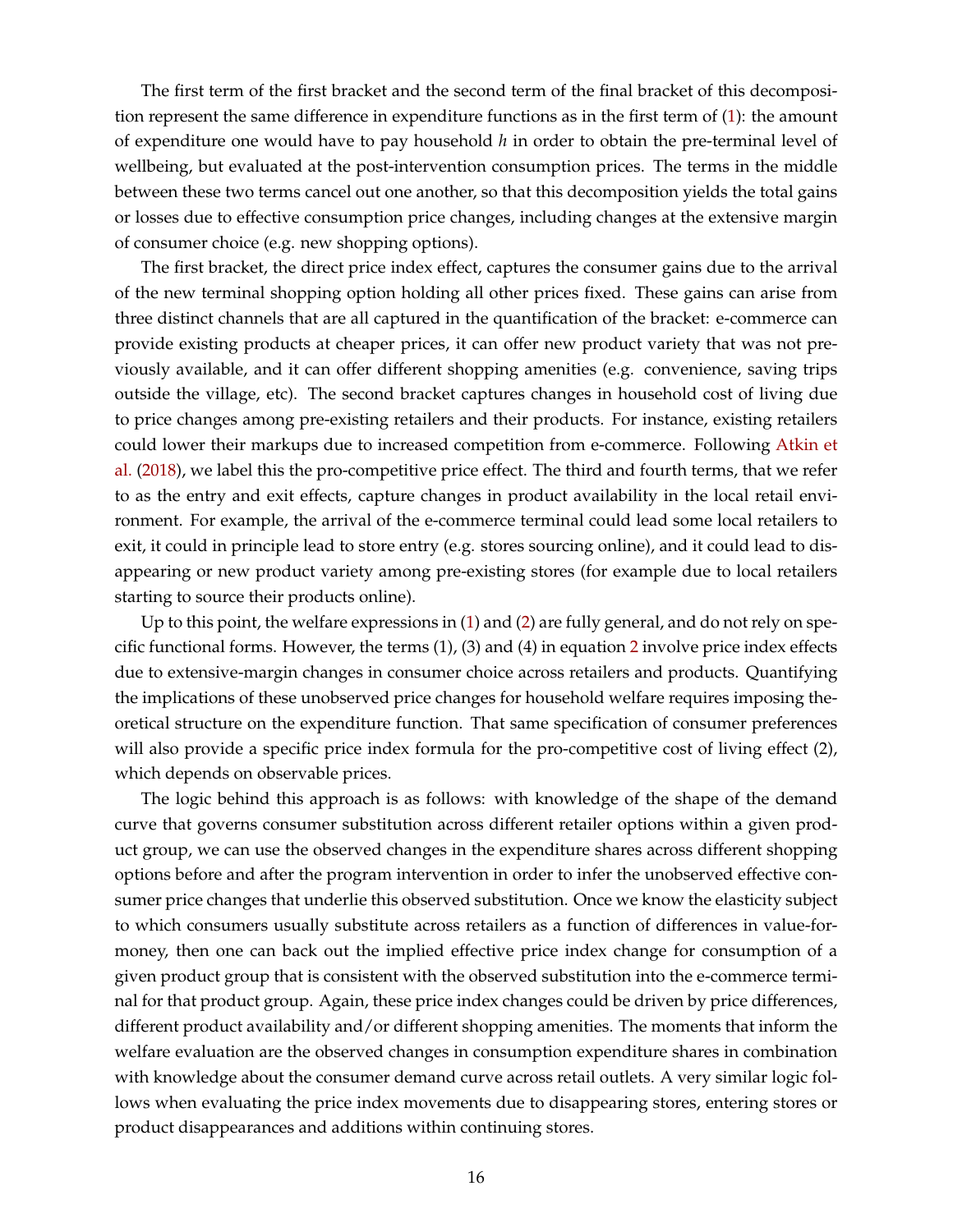The first term of the first bracket and the second term of the final bracket of this decomposition represent the same difference in expenditure functions as in the first term of (1): the amount of expenditure one would have to pay household $h$ in order to obtain the pre-terminal level of wellbeing, but evaluated at the post-intervention consumption prices. The terms in the middle between these two terms cancel out one another, so that this decomposition yields the total gains or losses due to effective consumption price changes, including changes at the extensive margin of consumer choice (e.g. new shopping options).

The first bracket, the direct price index effect, captures the consumer gains due to the arrival of the new terminal shopping option holding all other prices fixed. These gains can arise from three distinct channels that are all captured in the quantification of the bracket: e-commerce can provide existing products at cheaper prices, it can offer new product variety that was not previously available, and it can offer different shopping amenities (e.g. convenience, saving trips outside the village, etc). The second bracket captures changes in household cost of living due to price changes among pre-existing retailers and their products. For instance, existing retailers could lower their markups due to increased competition from e-commerce. Following Atkin et al. (2018), we label this the pro-competitive price effect. The third and fourth terms, that we refer to as the entry and exit effects, capture changes in product availability in the local retail environment. For example, the arrival of the e-commerce terminal could lead some local retailers to exit, it could in principle lead to store entry (e.g. stores sourcing online), and it could lead to disappearing or new product variety among pre-existing stores (for example due to local retailers starting to source their products online).

Up to this point, the welfare expressions in (1) and (2) are fully general, and do not rely on specific functional forms. However, the terms (1), (3) and (4) in equation 2 involve price index effects due to extensive-margin changes in consumer choice across retailers and products. Quantifying the implications of these unobserved price changes for household welfare requires imposing theoretical structure on the expenditure function. That same specification of consumer preferences will also provide a specific price index formula for the pro-competitive cost of living effect (2), which depends on observable prices.

The logic behind this approach is as follows: with knowledge of the shape of the demand curve that governs consumer substitution across different retailer options within a given product group, we can use the observed changes in the expenditure shares across different shopping options before and after the program intervention in order to infer the unobserved effective consumer price changes that underlie this observed substitution. Once we know the elasticity subject to which consumers usually substitute across retailers as a function of differences in value-for-money, then one can back out the implied effective price index change for consumption of a given product group that is consistent with the observed substitution into the e-commerce terminal for that product group. Again, these price index changes could be driven by price differences, different product availability and/or different shopping amenities. The moments that inform the welfare evaluation are the observed changes in consumption expenditure shares in combination with knowledge about the consumer demand curve across retail outlets. A very similar logic follows when evaluating the price index movements due to disappearing stores, entering stores or product disappearances and additions within continuing stores.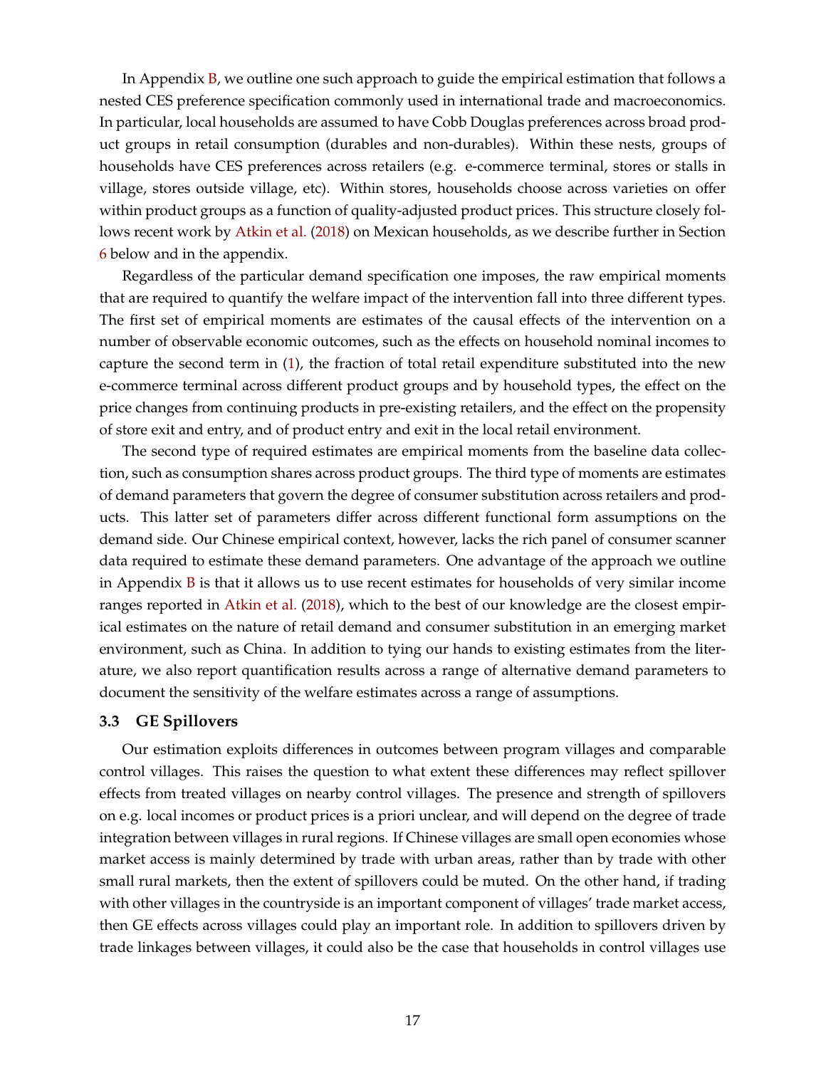In Appendix B, we outline one such approach to guide the empirical estimation that follows a nested CES preference specification commonly used in international trade and macroeconomics. In particular, local households are assumed to have Cobb Douglas preferences across broad product groups in retail consumption (durables and non-durables). Within these nests, groups of households have CES preferences across retailers (e.g. e-commerce terminal, stores or stalls in village, stores outside village, etc). Within stores, households choose across varieties on offer within product groups as a function of quality-adjusted product prices. This structure closely follows recent work by Atkin et al. (2018) on Mexican households, as we describe further in Section 6 below and in the appendix.

Regardless of the particular demand specification one imposes, the raw empirical moments that are required to quantify the welfare impact of the intervention fall into three different types. The first set of empirical moments are estimates of the causal effects of the intervention on a number of observable economic outcomes, such as the effects on household nominal incomes to capture the second term in (1), the fraction of total retail expenditure substituted into the new e-commerce terminal across different product groups and by household types, the effect on the price changes from continuing products in pre-existing retailers, and the effect on the propensity of store exit and entry, and of product entry and exit in the local retail environment.

The second type of required estimates are empirical moments from the baseline data collection, such as consumption shares across product groups. The third type of moments are estimates of demand parameters that govern the degree of consumer substitution across retailers and products. This latter set of parameters differ across different functional form assumptions on the demand side. Our Chinese empirical context, however, lacks the rich panel of consumer scanner data required to estimate these demand parameters. One advantage of the approach we outline in Appendix B is that it allows us to use recent estimates for households of very similar income ranges reported in Atkin et al. (2018), which to the best of our knowledge are the closest empirical estimates on the nature of retail demand and consumer substitution in an emerging market environment, such as China. In addition to tying our hands to existing estimates from the literature, we also report quantification results across a range of alternative demand parameters to document the sensitivity of the welfare estimates across a range of assumptions.

### 3.3 GE Spillovers

Our estimation exploits differences in outcomes between program villages and comparable control villages. This raises the question to what extent these differences may reflect spillover effects from treated villages on nearby control villages. The presence and strength of spillovers on e.g. local incomes or product prices is a priori unclear, and will depend on the degree of trade integration between villages in rural regions. If Chinese villages are small open economies whose market access is mainly determined by trade with urban areas, rather than by trade with other small rural markets, then the extent of spillovers could be muted. On the other hand, if trading with other villages in the countryside is an important component of villages' trade market access, then GE effects across villages could play an important role. In addition to spillovers driven by trade linkages between villages, it could also be the case that households in control villages use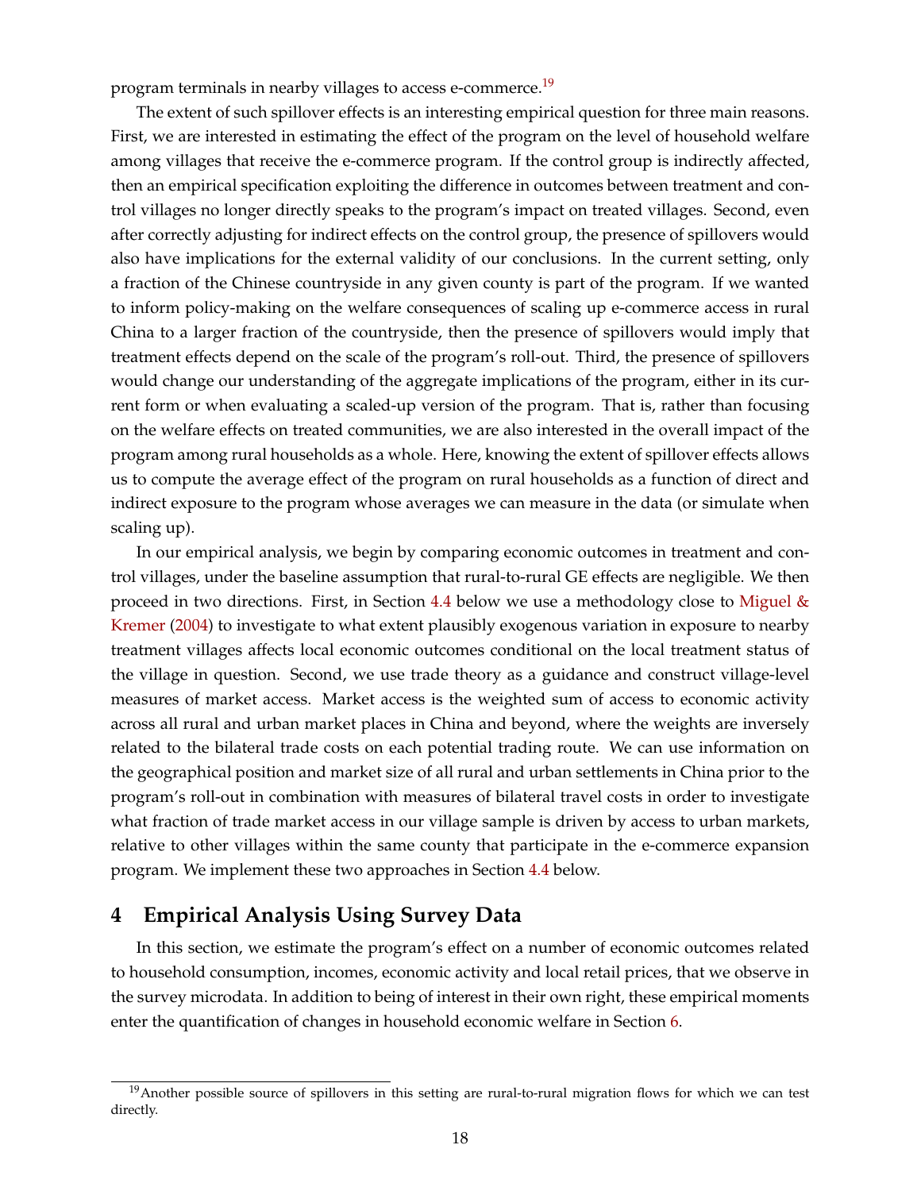program terminals in nearby villages to access e-commerce.[19]

The extent of such spillover effects is an interesting empirical question for three main reasons. First, we are interested in estimating the effect of the program on the level of household welfare among villages that receive the e-commerce program. If the control group is indirectly affected, then an empirical specification exploiting the difference in outcomes between treatment and control villages no longer directly speaks to the program's impact on treated villages. Second, even after correctly adjusting for indirect effects on the control group, the presence of spillovers would also have implications for the external validity of our conclusions. In the current setting, only a fraction of the Chinese countryside in any given county is part of the program. If we wanted to inform policy-making on the welfare consequences of scaling up e-commerce access in rural China to a larger fraction of the countryside, then the presence of spillovers would imply that treatment effects depend on the scale of the program's roll-out. Third, the presence of spillovers would change our understanding of the aggregate implications of the program, either in its current form or when evaluating a scaled-up version of the program. That is, rather than focusing on the welfare effects on treated communities, we are also interested in the overall impact of the program among rural households as a whole. Here, knowing the extent of spillover effects allows us to compute the average effect of the program on rural households as a function of direct and indirect exposure to the program whose averages we can measure in the data (or simulate when scaling up).

In our empirical analysis, we begin by comparing economic outcomes in treatment and control villages, under the baseline assumption that rural-to-rural GE effects are negligible. We then proceed in two directions. First, in Section 4.4 below we use a methodology close to Miguel & Kremer (2004) to investigate to what extent plausibly exogenous variation in exposure to nearby treatment villages affects local economic outcomes conditional on the local treatment status of the village in question. Second, we use trade theory as a guidance and construct village-level measures of market access. Market access is the weighted sum of access to economic activity across all rural and urban market places in China and beyond, where the weights are inversely related to the bilateral trade costs on each potential trading route. We can use information on the geographical position and market size of all rural and urban settlements in China prior to the program's roll-out in combination with measures of bilateral travel costs in order to investigate what fraction of trade market access in our village sample is driven by access to urban markets, relative to other villages within the same county that participate in the e-commerce expansion program. We implement these two approaches in Section 4.4 below.

# 4 Empirical Analysis Using Survey Data

In this section, we estimate the program's effect on a number of economic outcomes related to household consumption, incomes, economic activity and local retail prices, that we observe in the survey microdata. In addition to being of interest in their own right, these empirical moments enter the quantification of changes in household economic welfare in Section 6.

[19] Another possible source of spillovers in this setting are rural-to-rural migration flows for which we can test directly.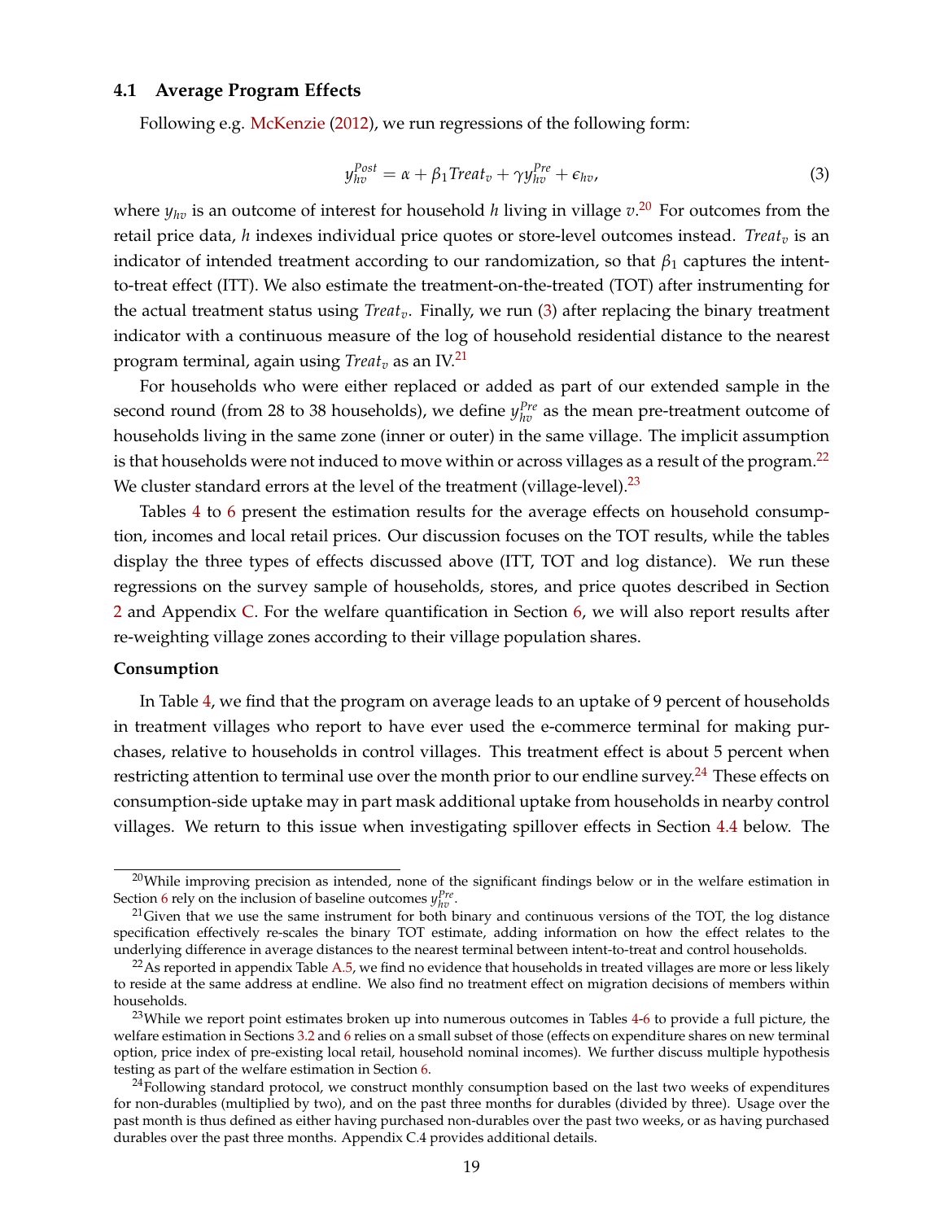### 4.1 Average Program Effects

Following e.g. McKenzie (2012), we run regressions of the following form:

$$y_{hv}^{Post} = \alpha + \beta_1 Treat_v + \gamma y_{hv}^{Pre} + \epsilon_{hv}, \tag{3}$$

where $y_{hv}$ is an outcome of interest for household $h$ living in village $v$.[20] For outcomes from the retail price data, $h$ indexes individual price quotes or store-level outcomes instead. $Treat_v$ is an indicator of intended treatment according to our randomization, so that $\beta_1$ captures the intent-to-treat effect (ITT). We also estimate the treatment-on-the-treated (TOT) after instrumenting for the actual treatment status using $Treat_v$. Finally, we run (3) after replacing the binary treatment indicator with a continuous measure of the log of household residential distance to the nearest program terminal, again using $Treat_v$ as an IV.[21]

For households who were either replaced or added as part of our extended sample in the second round (from 28 to 38 households), we define $y_{hv}^{Pre}$ as the mean pre-treatment outcome of households living in the same zone (inner or outer) in the same village. The implicit assumption is that households were not induced to move within or across villages as a result of the program.[22] We cluster standard errors at the level of the treatment (village-level).[23]

Tables 4 to 6 present the estimation results for the average effects on household consumption, incomes and local retail prices. Our discussion focuses on the TOT results, while the tables display the three types of effects discussed above (ITT, TOT and log distance). We run these regressions on the survey sample of households, stores, and price quotes described in Section 2 and Appendix C. For the welfare quantification in Section 6, we will also report results after re-weighting village zones according to their village population shares.

**Consumption**

In Table 4, we find that the program on average leads to an uptake of 9 percent of households in treatment villages who report to have ever used the e-commerce terminal for making purchases, relative to households in control villages. This treatment effect is about 5 percent when restricting attention to terminal use over the month prior to our endline survey.[24] These effects on consumption-side uptake may in part mask additional uptake from households in nearby control villages. We return to this issue when investigating spillover effects in Section 4.4 below. The

---

[20] While improving precision as intended, none of the significant findings below or in the welfare estimation in Section 6 rely on the inclusion of baseline outcomes $y_{hv}^{Pre}$.

[21] Given that we use the same instrument for both binary and continuous versions of the TOT, the log distance specification effectively re-scales the binary TOT estimate, adding information on how the effect relates to the underlying difference in average distances to the nearest terminal between intent-to-treat and control households.

[22] As reported in appendix Table A.5, we find no evidence that households in treated villages are more or less likely to reside at the same address at endline. We also find no treatment effect on migration decisions of members within households.

[23] While we report point estimates broken up into numerous outcomes in Tables 4-6 to provide a full picture, the welfare estimation in Sections 3.2 and 6 relies on a small subset of those (effects on expenditure shares on new terminal option, price index of pre-existing local retail, household nominal incomes). We further discuss multiple hypothesis testing as part of the welfare estimation in Section 6.

[24] Following standard protocol, we construct monthly consumption based on the last two weeks of expenditures for non-durables (multiplied by two), and on the past three months for durables (divided by three). Usage over the past month is thus defined as either having purchased non-durables over the past two weeks, or as having purchased durables over the past three months. Appendix C.4 provides additional details.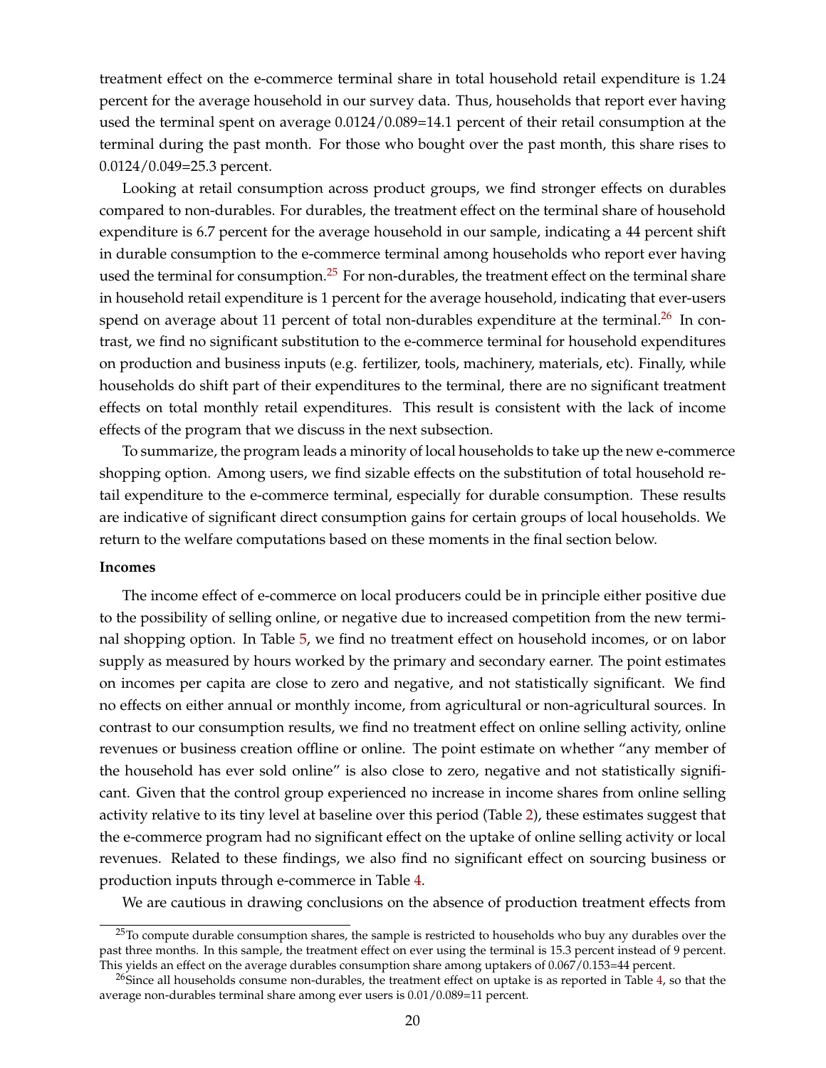treatment effect on the e-commerce terminal share in total household retail expenditure is 1.24 percent for the average household in our survey data. Thus, households that report ever having used the terminal spent on average 0.0124/0.089=14.1 percent of their retail consumption at the terminal during the past month. For those who bought over the past month, this share rises to 0.0124/0.049=25.3 percent.

Looking at retail consumption across product groups, we find stronger effects on durables compared to non-durables. For durables, the treatment effect on the terminal share of household expenditure is 6.7 percent for the average household in our sample, indicating a 44 percent shift in durable consumption to the e-commerce terminal among households who report ever having used the terminal for consumption.[25] For non-durables, the treatment effect on the terminal share in household retail expenditure is 1 percent for the average household, indicating that ever-users spend on average about 11 percent of total non-durables expenditure at the terminal.[26] In contrast, we find no significant substitution to the e-commerce terminal for household expenditures on production and business inputs (e.g. fertilizer, tools, machinery, materials, etc). Finally, while households do shift part of their expenditures to the terminal, there are no significant treatment effects on total monthly retail expenditures. This result is consistent with the lack of income effects of the program that we discuss in the next subsection.

To summarize, the program leads a minority of local households to take up the new e-commerce shopping option. Among users, we find sizable effects on the substitution of total household retail expenditure to the e-commerce terminal, especially for durable consumption. These results are indicative of significant direct consumption gains for certain groups of local households. We return to the welfare computations based on these moments in the final section below.

**Incomes**

The income effect of e-commerce on local producers could be in principle either positive due to the possibility of selling online, or negative due to increased competition from the new terminal shopping option. In Table 5, we find no treatment effect on household incomes, or on labor supply as measured by hours worked by the primary and secondary earner. The point estimates on incomes per capita are close to zero and negative, and not statistically significant. We find no effects on either annual or monthly income, from agricultural or non-agricultural sources. In contrast to our consumption results, we find no treatment effect on online selling activity, online revenues or business creation offline or online. The point estimate on whether "any member of the household has ever sold online" is also close to zero, negative and not statistically significant. Given that the control group experienced no increase in income shares from online selling activity relative to its tiny level at baseline over this period (Table 2), these estimates suggest that the e-commerce program had no significant effect on the uptake of online selling activity or local revenues. Related to these findings, we also find no significant effect on sourcing business or production inputs through e-commerce in Table 4.

We are cautious in drawing conclusions on the absence of production treatment effects from

---

[25] To compute durable consumption shares, the sample is restricted to households who buy any durables over the past three months. In this sample, the treatment effect on ever using the terminal is 15.3 percent instead of 9 percent. This yields an effect on the average durables consumption share among uptakers of 0.067/0.153=44 percent.

[26] Since all households consume non-durables, the treatment effect on uptake is as reported in Table 4, so that the average non-durables terminal share among ever users is 0.01/0.089=11 percent.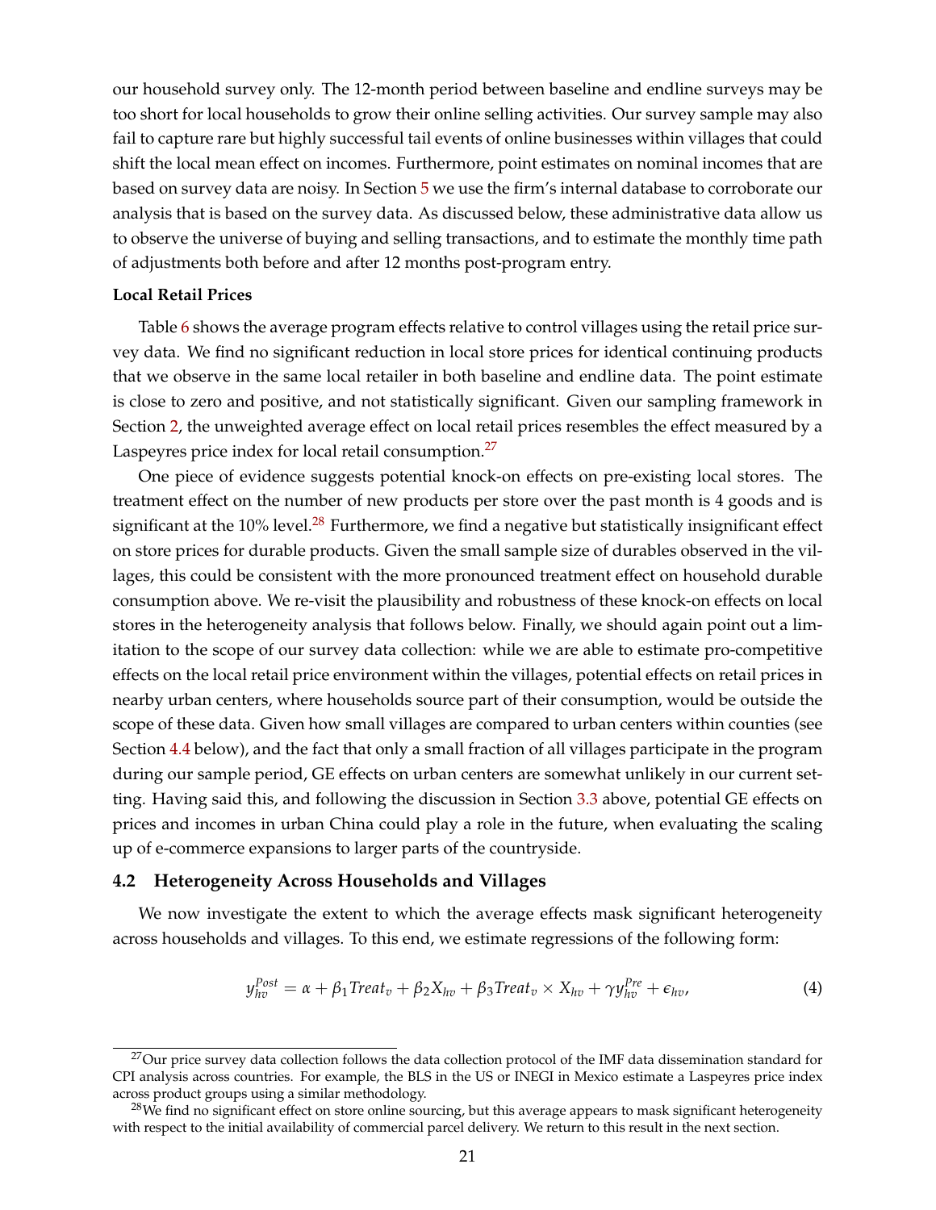our household survey only. The 12-month period between baseline and endline surveys may be too short for local households to grow their online selling activities. Our survey sample may also fail to capture rare but highly successful tail events of online businesses within villages that could shift the local mean effect on incomes. Furthermore, point estimates on nominal incomes that are based on survey data are noisy. In Section 5 we use the firm's internal database to corroborate our analysis that is based on the survey data. As discussed below, these administrative data allow us to observe the universe of buying and selling transactions, and to estimate the monthly time path of adjustments both before and after 12 months post-program entry.

**Local Retail Prices**

Table 6 shows the average program effects relative to control villages using the retail price survey data. We find no significant reduction in local store prices for identical continuing products that we observe in the same local retailer in both baseline and endline data. The point estimate is close to zero and positive, and not statistically significant. Given our sampling framework in Section 2, the unweighted average effect on local retail prices resembles the effect measured by a Laspeyres price index for local retail consumption.[27]

One piece of evidence suggests potential knock-on effects on pre-existing local stores. The treatment effect on the number of new products per store over the past month is 4 goods and is significant at the 10% level.[28] Furthermore, we find a negative but statistically insignificant effect on store prices for durable products. Given the small sample size of durables observed in the villages, this could be consistent with the more pronounced treatment effect on household durable consumption above. We re-visit the plausibility and robustness of these knock-on effects on local stores in the heterogeneity analysis that follows below. Finally, we should again point out a limitation to the scope of our survey data collection: while we are able to estimate pro-competitive effects on the local retail price environment within the villages, potential effects on retail prices in nearby urban centers, where households source part of their consumption, would be outside the scope of these data. Given how small villages are compared to urban centers within counties (see Section 4.4 below), and the fact that only a small fraction of all villages participate in the program during our sample period, GE effects on urban centers are somewhat unlikely in our current setting. Having said this, and following the discussion in Section 3.3 above, potential GE effects on prices and incomes in urban China could play a role in the future, when evaluating the scaling up of e-commerce expansions to larger parts of the countryside.

## 4.2 Heterogeneity Across Households and Villages

We now investigate the extent to which the average effects mask significant heterogeneity across households and villages. To this end, we estimate regressions of the following form:

$$y_{hv}^{Post} = \alpha + \beta_1 Treat_v + \beta_2 X_{hv} + \beta_3 Treat_v \times X_{hv} + \gamma y_{hv}^{Pre} + \epsilon_{hv}, \tag{4}$$

[27] Our price survey data collection follows the data collection protocol of the IMF data dissemination standard for CPI analysis across countries. For example, the BLS in the US or INEGI in Mexico estimate a Laspeyres price index across product groups using a similar methodology.

[28] We find no significant effect on store online sourcing, but this average appears to mask significant heterogeneity with respect to the initial availability of commercial parcel delivery. We return to this result in the next section.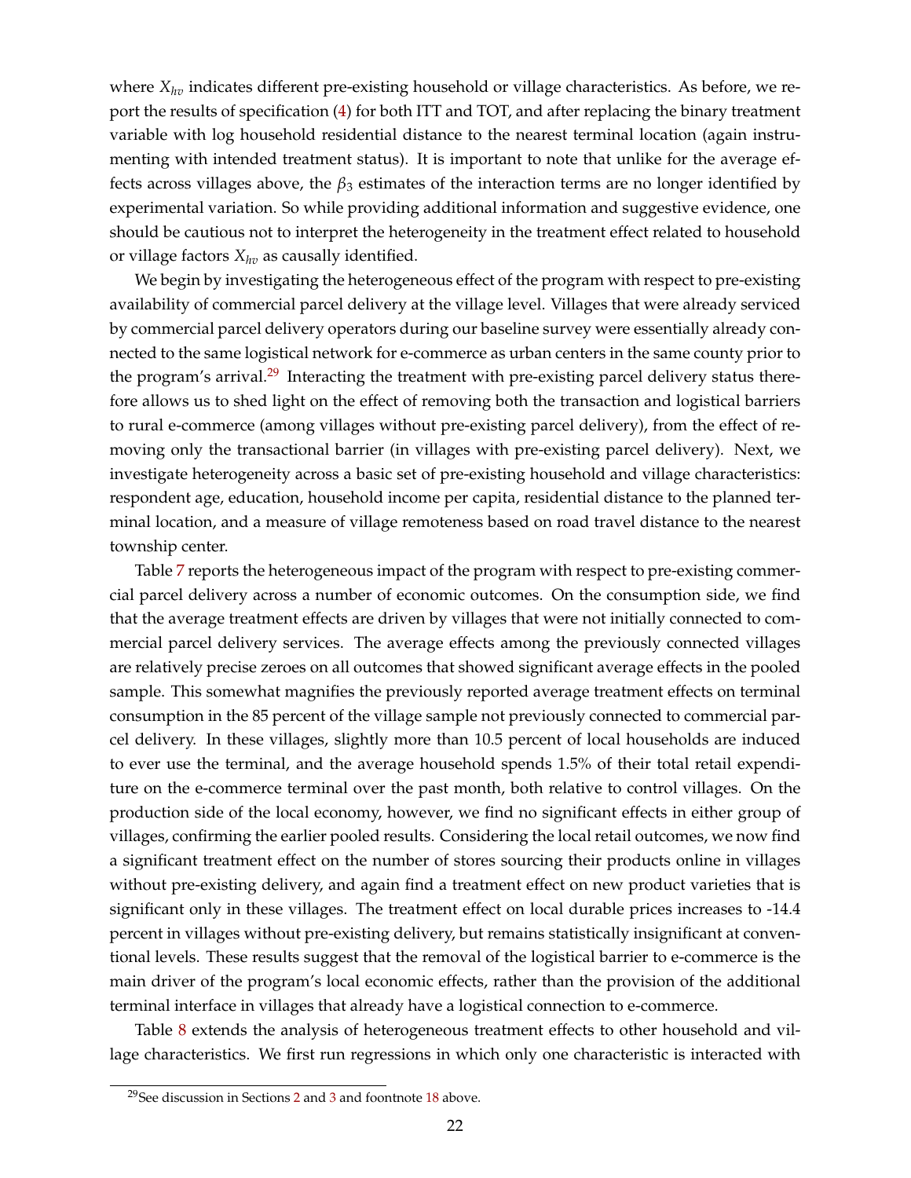where $X_{hv}$ indicates different pre-existing household or village characteristics. As before, we report the results of specification (4) for both ITT and TOT, and after replacing the binary treatment variable with log household residential distance to the nearest terminal location (again instrumenting with intended treatment status). It is important to note that unlike for the average effects across villages above, the $\beta_3$ estimates of the interaction terms are no longer identified by experimental variation. So while providing additional information and suggestive evidence, one should be cautious not to interpret the heterogeneity in the treatment effect related to household or village factors $X_{hv}$ as causally identified.

We begin by investigating the heterogeneous effect of the program with respect to pre-existing availability of commercial parcel delivery at the village level. Villages that were already serviced by commercial parcel delivery operators during our baseline survey were essentially already connected to the same logistical network for e-commerce as urban centers in the same county prior to the program's arrival.[29] Interacting the treatment with pre-existing parcel delivery status therefore allows us to shed light on the effect of removing both the transaction and logistical barriers to rural e-commerce (among villages without pre-existing parcel delivery), from the effect of removing only the transactional barrier (in villages with pre-existing parcel delivery). Next, we investigate heterogeneity across a basic set of pre-existing household and village characteristics: respondent age, education, household income per capita, residential distance to the planned terminal location, and a measure of village remoteness based on road travel distance to the nearest township center.

Table 7 reports the heterogeneous impact of the program with respect to pre-existing commercial parcel delivery across a number of economic outcomes. On the consumption side, we find that the average treatment effects are driven by villages that were not initially connected to commercial parcel delivery services. The average effects among the previously connected villages are relatively precise zeroes on all outcomes that showed significant average effects in the pooled sample. This somewhat magnifies the previously reported average treatment effects on terminal consumption in the 85 percent of the village sample not previously connected to commercial parcel delivery. In these villages, slightly more than 10.5 percent of local households are induced to ever use the terminal, and the average household spends 1.5% of their total retail expenditure on the e-commerce terminal over the past month, both relative to control villages. On the production side of the local economy, however, we find no significant effects in either group of villages, confirming the earlier pooled results. Considering the local retail outcomes, we now find a significant treatment effect on the number of stores sourcing their products online in villages without pre-existing delivery, and again find a treatment effect on new product varieties that is significant only in these villages. The treatment effect on local durable prices increases to -14.4 percent in villages without pre-existing delivery, but remains statistically insignificant at conventional levels. These results suggest that the removal of the logistical barrier to e-commerce is the main driver of the program's local economic effects, rather than the provision of the additional terminal interface in villages that already have a logistical connection to e-commerce.

Table 8 extends the analysis of heterogeneous treatment effects to other household and village characteristics. We first run regressions in which only one characteristic is interacted with

[29] See discussion in Sections 2 and 3 and foontnote 18 above.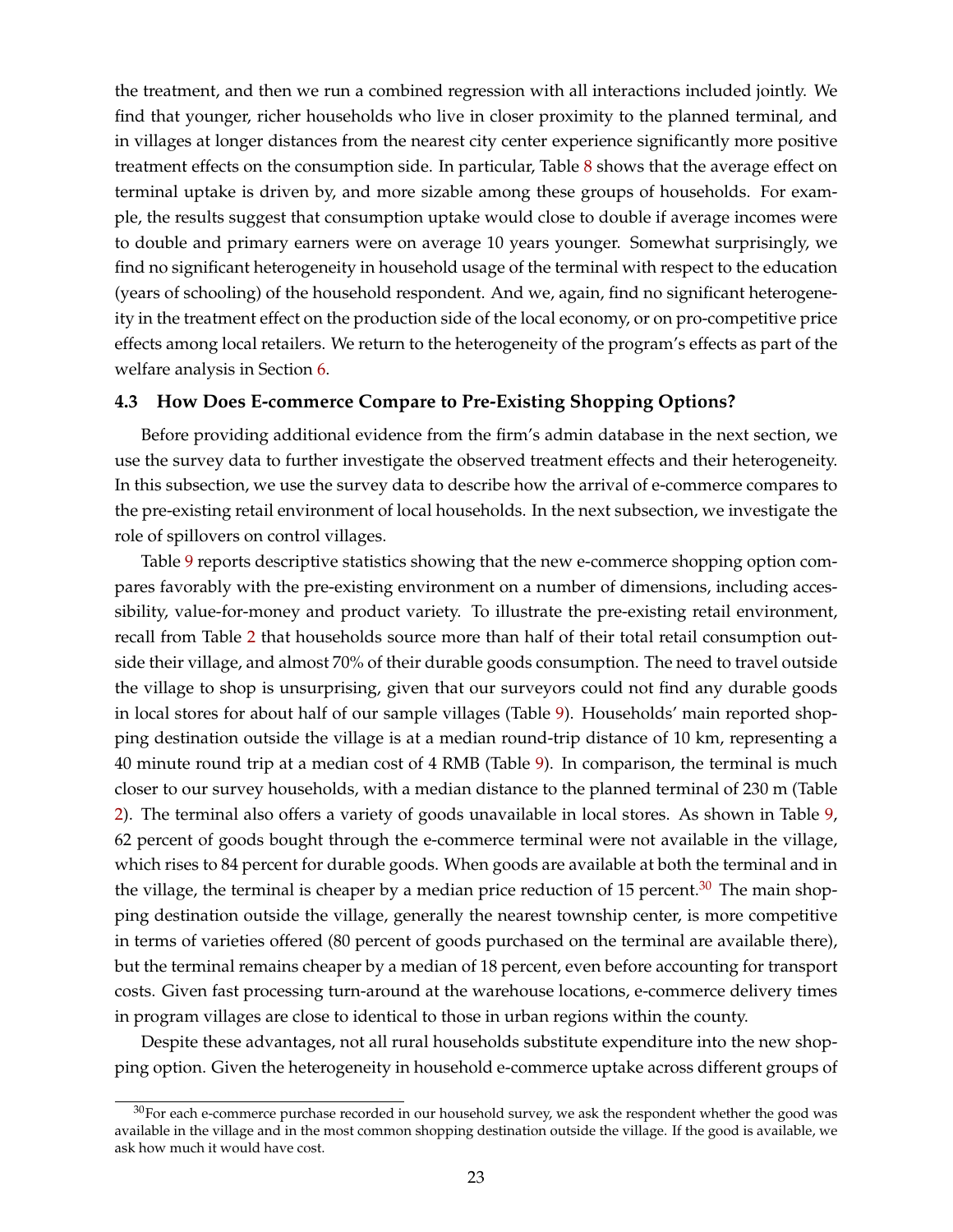the treatment, and then we run a combined regression with all interactions included jointly. We find that younger, richer households who live in closer proximity to the planned terminal, and in villages at longer distances from the nearest city center experience significantly more positive treatment effects on the consumption side. In particular, Table 8 shows that the average effect on terminal uptake is driven by, and more sizable among these groups of households. For example, the results suggest that consumption uptake would close to double if average incomes were to double and primary earners were on average 10 years younger. Somewhat surprisingly, we find no significant heterogeneity in household usage of the terminal with respect to the education (years of schooling) of the household respondent. And we, again, find no significant heterogeneity in the treatment effect on the production side of the local economy, or on pro-competitive price effects among local retailers. We return to the heterogeneity of the program's effects as part of the welfare analysis in Section 6.

### 4.3 How Does E-commerce Compare to Pre-Existing Shopping Options?

Before providing additional evidence from the firm's admin database in the next section, we use the survey data to further investigate the observed treatment effects and their heterogeneity. In this subsection, we use the survey data to describe how the arrival of e-commerce compares to the pre-existing retail environment of local households. In the next subsection, we investigate the role of spillovers on control villages.

Table 9 reports descriptive statistics showing that the new e-commerce shopping option compares favorably with the pre-existing environment on a number of dimensions, including accessibility, value-for-money and product variety. To illustrate the pre-existing retail environment, recall from Table 2 that households source more than half of their total retail consumption outside their village, and almost 70% of their durable goods consumption. The need to travel outside the village to shop is unsurprising, given that our surveyors could not find any durable goods in local stores for about half of our sample villages (Table 9). Households' main reported shopping destination outside the village is at a median round-trip distance of 10 km, representing a 40 minute round trip at a median cost of 4 RMB (Table 9). In comparison, the terminal is much closer to our survey households, with a median distance to the planned terminal of 230 m (Table 2). The terminal also offers a variety of goods unavailable in local stores. As shown in Table 9, 62 percent of goods bought through the e-commerce terminal were not available in the village, which rises to 84 percent for durable goods. When goods are available at both the terminal and in the village, the terminal is cheaper by a median price reduction of 15 percent.[30] The main shopping destination outside the village, generally the nearest township center, is more competitive in terms of varieties offered (80 percent of goods purchased on the terminal are available there), but the terminal remains cheaper by a median of 18 percent, even before accounting for transport costs. Given fast processing turn-around at the warehouse locations, e-commerce delivery times in program villages are close to identical to those in urban regions within the county.

Despite these advantages, not all rural households substitute expenditure into the new shopping option. Given the heterogeneity in household e-commerce uptake across different groups of

[30] For each e-commerce purchase recorded in our household survey, we ask the respondent whether the good was available in the village and in the most common shopping destination outside the village. If the good is available, we ask how much it would have cost.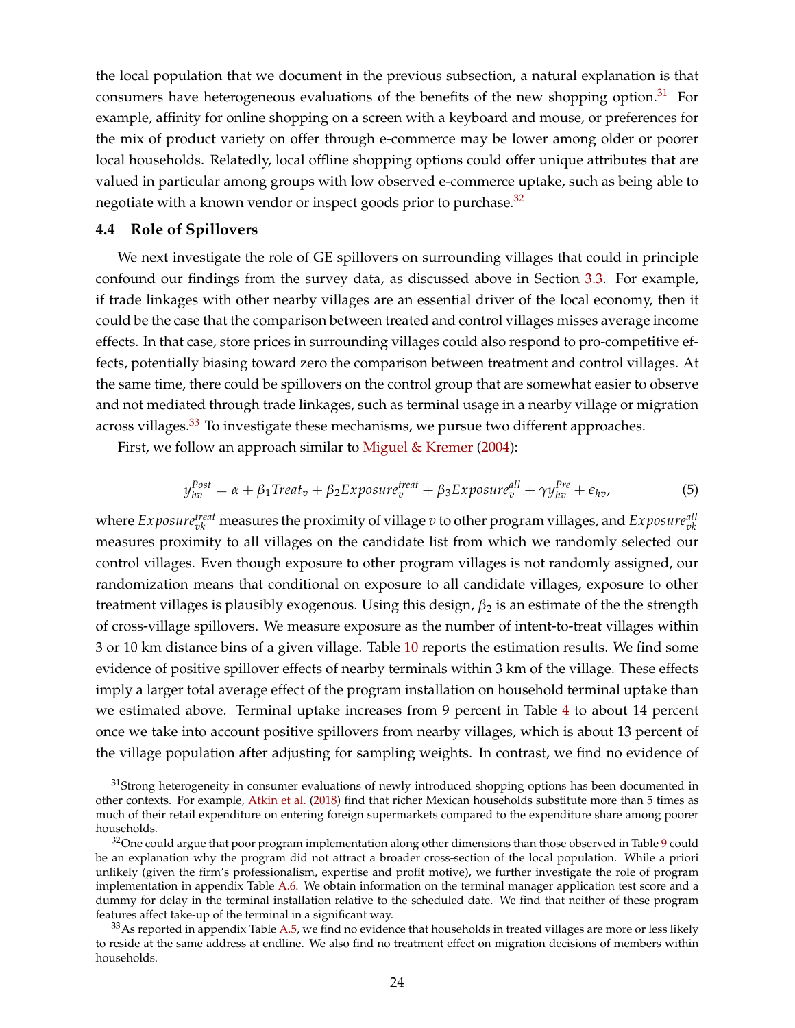the local population that we document in the previous subsection, a natural explanation is that consumers have heterogeneous evaluations of the benefits of the new shopping option.[31] For example, affinity for online shopping on a screen with a keyboard and mouse, or preferences for the mix of product variety on offer through e-commerce may be lower among older or poorer local households. Relatedly, local offline shopping options could offer unique attributes that are valued in particular among groups with low observed e-commerce uptake, such as being able to negotiate with a known vendor or inspect goods prior to purchase.[32]

### 4.4 Role of Spillovers

We next investigate the role of GE spillovers on surrounding villages that could in principle confound our findings from the survey data, as discussed above in Section 3.3. For example, if trade linkages with other nearby villages are an essential driver of the local economy, then it could be the case that the comparison between treated and control villages misses average income effects. In that case, store prices in surrounding villages could also respond to pro-competitive effects, potentially biasing toward zero the comparison between treatment and control villages. At the same time, there could be spillovers on the control group that are somewhat easier to observe and not mediated through trade linkages, such as terminal usage in a nearby village or migration across villages.[33] To investigate these mechanisms, we pursue two different approaches.

First, we follow an approach similar to Miguel & Kremer (2004):

$$y_{hv}^{Post} = \alpha + \beta_1 Treat_v + \beta_2 Exposure_v^{treat} + \beta_3 Exposure_v^{all} + \gamma y_{hv}^{Pre} + \epsilon_{hv}, \tag{5}$$

where $Exposure_{vk}^{treat}$ measures the proximity of village $v$ to other program villages, and $Exposure_{vk}^{all}$ measures proximity to all villages on the candidate list from which we randomly selected our control villages. Even though exposure to other program villages is not randomly assigned, our randomization means that conditional on exposure to all candidate villages, exposure to other treatment villages is plausibly exogenous. Using this design, $\beta_2$ is an estimate of the the strength of cross-village spillovers. We measure exposure as the number of intent-to-treat villages within 3 or 10 km distance bins of a given village. Table 10 reports the estimation results. We find some evidence of positive spillover effects of nearby terminals within 3 km of the village. These effects imply a larger total average effect of the program installation on household terminal uptake than we estimated above. Terminal uptake increases from 9 percent in Table 4 to about 14 percent once we take into account positive spillovers from nearby villages, which is about 13 percent of the village population after adjusting for sampling weights. In contrast, we find no evidence of

[31] Strong heterogeneity in consumer evaluations of newly introduced shopping options has been documented in other contexts. For example, Atkin et al. (2018) find that richer Mexican households substitute more than 5 times as much of their retail expenditure on entering foreign supermarkets compared to the expenditure share among poorer households.

[32] One could argue that poor program implementation along other dimensions than those observed in Table 9 could be an explanation why the program did not attract a broader cross-section of the local population. While a priori unlikely (given the firm's professionalism, expertise and profit motive), we further investigate the role of program implementation in appendix Table A.6. We obtain information on the terminal manager application test score and a dummy for delay in the terminal installation relative to the scheduled date. We find that neither of these program features affect take-up of the terminal in a significant way.

[33] As reported in appendix Table A.5, we find no evidence that households in treated villages are more or less likely to reside at the same address at endline. We also find no treatment effect on migration decisions of members within households.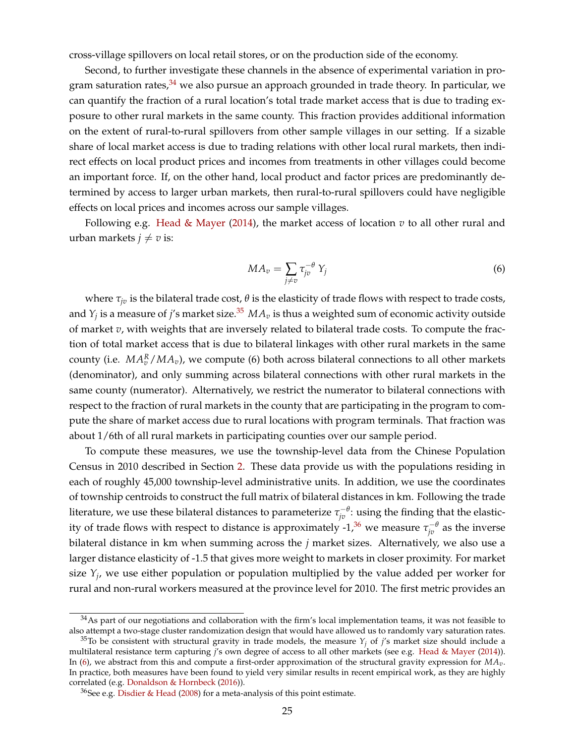cross-village spillovers on local retail stores, or on the production side of the economy.

Second, to further investigate these channels in the absence of experimental variation in program saturation rates,[34] we also pursue an approach grounded in trade theory. In particular, we can quantify the fraction of a rural location's total trade market access that is due to trading exposure to other rural markets in the same county. This fraction provides additional information on the extent of rural-to-rural spillovers from other sample villages in our setting. If a sizable share of local market access is due to trading relations with other local rural markets, then indirect effects on local product prices and incomes from treatments in other villages could become an important force. If, on the other hand, local product and factor prices are predominantly determined by access to larger urban markets, then rural-to-rural spillovers could have negligible effects on local prices and incomes across our sample villages.

Following e.g. Head & Mayer (2014), the market access of location $v$ to all other rural and urban markets $j \neq v$ is:

$$MA_v = \sum_{j \neq v} \tau_{jv}^{-\theta} \, Y_j \tag{6}$$

where $\tau_{jv}$ is the bilateral trade cost, $\theta$ is the elasticity of trade flows with respect to trade costs, and $Y_j$ is a measure of $j$'s market size.[35] $MA_v$ is thus a weighted sum of economic activity outside of market $v$, with weights that are inversely related to bilateral trade costs. To compute the fraction of total market access that is due to bilateral linkages with other rural markets in the same county (i.e. $MA_v^R / MA_v$), we compute (6) both across bilateral connections to all other markets (denominator), and only summing across bilateral connections with other rural markets in the same county (numerator). Alternatively, we restrict the numerator to bilateral connections with respect to the fraction of rural markets in the county that are participating in the program to compute the share of market access due to rural locations with program terminals. That fraction was about 1/6th of all rural markets in participating counties over our sample period.

To compute these measures, we use the township-level data from the Chinese Population Census in 2010 described in Section 2. These data provide us with the populations residing in each of roughly 45,000 township-level administrative units. In addition, we use the coordinates of township centroids to construct the full matrix of bilateral distances in km. Following the trade literature, we use these bilateral distances to parameterize $\tau_{jv}^{-\theta}$: using the finding that the elasticity of trade flows with respect to distance is approximately -1,[36] we measure $\tau_{jv}^{-\theta}$ as the inverse bilateral distance in km when summing across the $j$ market sizes. Alternatively, we also use a larger distance elasticity of -1.5 that gives more weight to markets in closer proximity. For market size $Y_j$, we use either population or population multiplied by the value added per worker for rural and non-rural workers measured at the province level for 2010. The first metric provides an

[34] As part of our negotiations and collaboration with the firm's local implementation teams, it was not feasible to also attempt a two-stage cluster randomization design that would have allowed us to randomly vary saturation rates.

[35] To be consistent with structural gravity in trade models, the measure $Y_j$ of $j$'s market size should include a multilateral resistance term capturing $j$'s own degree of access to all other markets (see e.g. Head & Mayer (2014)). In (6), we abstract from this and compute a first-order approximation of the structural gravity expression for $MA_v$. In practice, both measures have been found to yield very similar results in recent empirical work, as they are highly correlated (e.g. Donaldson & Hornbeck (2016)).

[36] See e.g. Disdier & Head (2008) for a meta-analysis of this point estimate.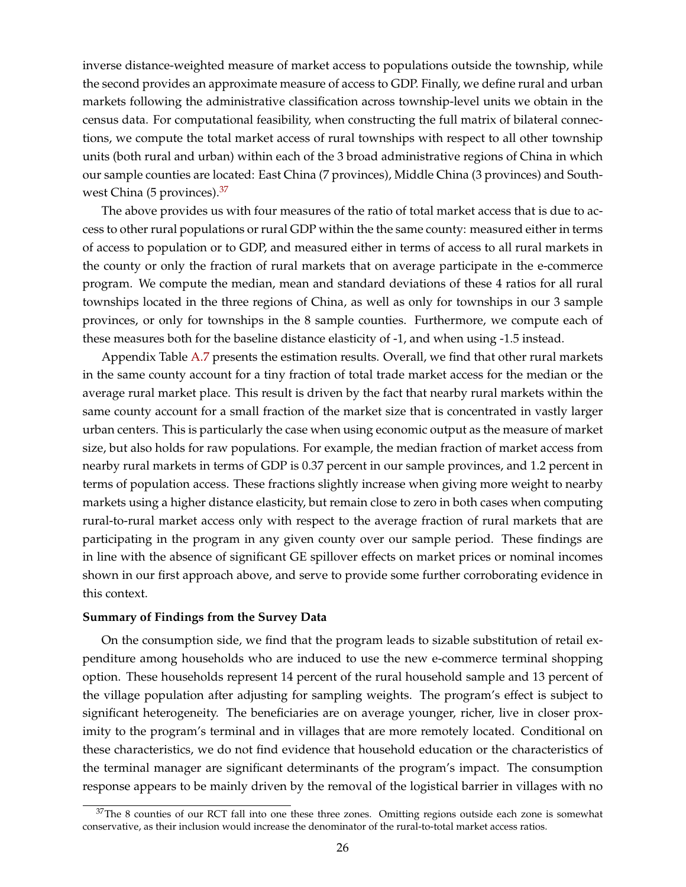inverse distance-weighted measure of market access to populations outside the township, while the second provides an approximate measure of access to GDP. Finally, we define rural and urban markets following the administrative classification across township-level units we obtain in the census data. For computational feasibility, when constructing the full matrix of bilateral connections, we compute the total market access of rural townships with respect to all other township units (both rural and urban) within each of the 3 broad administrative regions of China in which our sample counties are located: East China (7 provinces), Middle China (3 provinces) and Southwest China (5 provinces).[37]

The above provides us with four measures of the ratio of total market access that is due to access to other rural populations or rural GDP within the the same county: measured either in terms of access to population or to GDP, and measured either in terms of access to all rural markets in the county or only the fraction of rural markets that on average participate in the e-commerce program. We compute the median, mean and standard deviations of these 4 ratios for all rural townships located in the three regions of China, as well as only for townships in our 3 sample provinces, or only for townships in the 8 sample counties. Furthermore, we compute each of these measures both for the baseline distance elasticity of -1, and when using -1.5 instead.

Appendix Table A.7 presents the estimation results. Overall, we find that other rural markets in the same county account for a tiny fraction of total trade market access for the median or the average rural market place. This result is driven by the fact that nearby rural markets within the same county account for a small fraction of the market size that is concentrated in vastly larger urban centers. This is particularly the case when using economic output as the measure of market size, but also holds for raw populations. For example, the median fraction of market access from nearby rural markets in terms of GDP is 0.37 percent in our sample provinces, and 1.2 percent in terms of population access. These fractions slightly increase when giving more weight to nearby markets using a higher distance elasticity, but remain close to zero in both cases when computing rural-to-rural market access only with respect to the average fraction of rural markets that are participating in the program in any given county over our sample period. These findings are in line with the absence of significant GE spillover effects on market prices or nominal incomes shown in our first approach above, and serve to provide some further corroborating evidence in this context.

**Summary of Findings from the Survey Data**

On the consumption side, we find that the program leads to sizable substitution of retail expenditure among households who are induced to use the new e-commerce terminal shopping option. These households represent 14 percent of the rural household sample and 13 percent of the village population after adjusting for sampling weights. The program's effect is subject to significant heterogeneity. The beneficiaries are on average younger, richer, live in closer proximity to the program's terminal and in villages that are more remotely located. Conditional on these characteristics, we do not find evidence that household education or the characteristics of the terminal manager are significant determinants of the program's impact. The consumption response appears to be mainly driven by the removal of the logistical barrier in villages with no

[37] The 8 counties of our RCT fall into one these three zones. Omitting regions outside each zone is somewhat conservative, as their inclusion would increase the denominator of the rural-to-total market access ratios.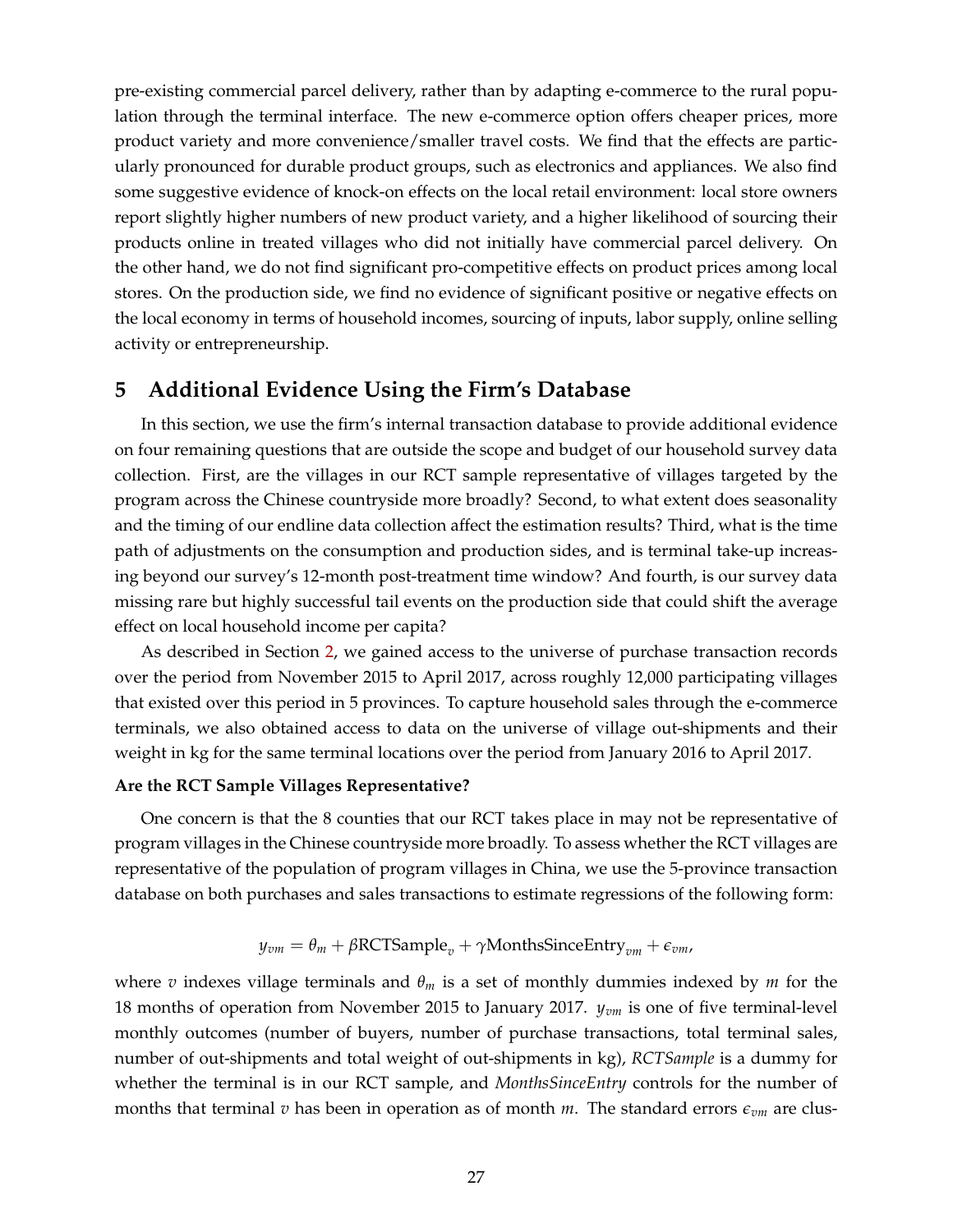pre-existing commercial parcel delivery, rather than by adapting e-commerce to the rural population through the terminal interface. The new e-commerce option offers cheaper prices, more product variety and more convenience/smaller travel costs. We find that the effects are particularly pronounced for durable product groups, such as electronics and appliances. We also find some suggestive evidence of knock-on effects on the local retail environment: local store owners report slightly higher numbers of new product variety, and a higher likelihood of sourcing their products online in treated villages who did not initially have commercial parcel delivery. On the other hand, we do not find significant pro-competitive effects on product prices among local stores. On the production side, we find no evidence of significant positive or negative effects on the local economy in terms of household incomes, sourcing of inputs, labor supply, online selling activity or entrepreneurship.

## 5 Additional Evidence Using the Firm's Database

In this section, we use the firm's internal transaction database to provide additional evidence on four remaining questions that are outside the scope and budget of our household survey data collection. First, are the villages in our RCT sample representative of villages targeted by the program across the Chinese countryside more broadly? Second, to what extent does seasonality and the timing of our endline data collection affect the estimation results? Third, what is the time path of adjustments on the consumption and production sides, and is terminal take-up increasing beyond our survey's 12-month post-treatment time window? And fourth, is our survey data missing rare but highly successful tail events on the production side that could shift the average effect on local household income per capita?

As described in Section 2, we gained access to the universe of purchase transaction records over the period from November 2015 to April 2017, across roughly 12,000 participating villages that existed over this period in 5 provinces. To capture household sales through the e-commerce terminals, we also obtained access to data on the universe of village out-shipments and their weight in kg for the same terminal locations over the period from January 2016 to April 2017.

**Are the RCT Sample Villages Representative?**

One concern is that the 8 counties that our RCT takes place in may not be representative of program villages in the Chinese countryside more broadly. To assess whether the RCT villages are representative of the population of program villages in China, we use the 5-province transaction database on both purchases and sales transactions to estimate regressions of the following form:

$$y_{vm} = \theta_m + \beta \text{RCTSample}_v + \gamma \text{MonthsSinceEntry}_{vm} + \epsilon_{vm},$$

where $v$ indexes village terminals and $\theta_m$ is a set of monthly dummies indexed by $m$ for the 18 months of operation from November 2015 to January 2017. $y_{vm}$ is one of five terminal-level monthly outcomes (number of buyers, number of purchase transactions, total terminal sales, number of out-shipments and total weight of out-shipments in kg), *RCTSample* is a dummy for whether the terminal is in our RCT sample, and *MonthsSinceEntry* controls for the number of months that terminal $v$ has been in operation as of month $m$. The standard errors $\epsilon_{vm}$ are clus-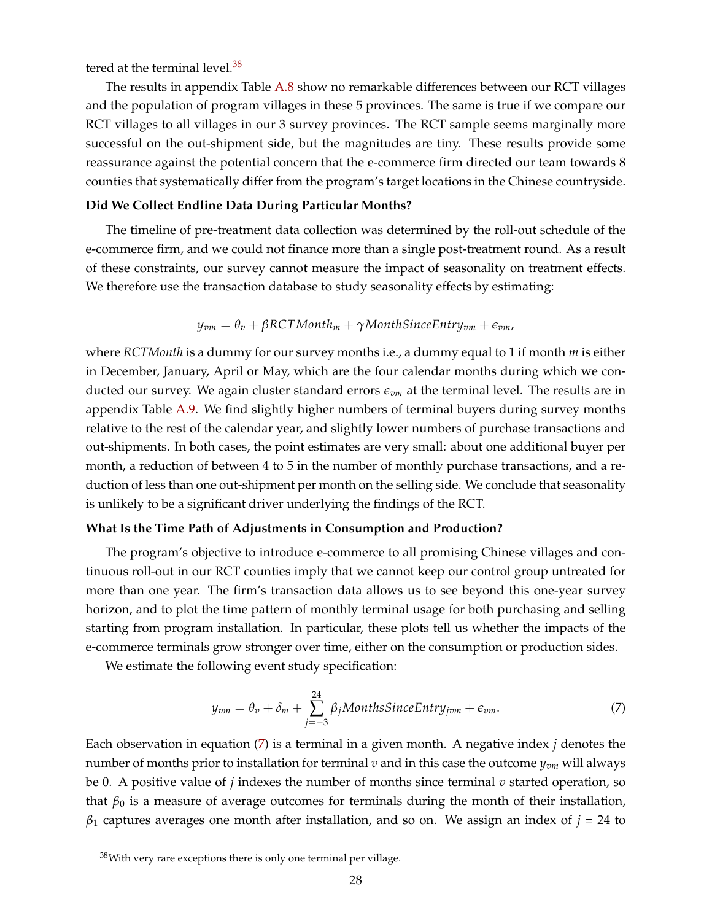tered at the terminal level.[38]

The results in appendix Table A.8 show no remarkable differences between our RCT villages and the population of program villages in these 5 provinces. The same is true if we compare our RCT villages to all villages in our 3 survey provinces. The RCT sample seems marginally more successful on the out-shipment side, but the magnitudes are tiny. These results provide some reassurance against the potential concern that the e-commerce firm directed our team towards 8 counties that systematically differ from the program's target locations in the Chinese countryside.

**Did We Collect Endline Data During Particular Months?**

The timeline of pre-treatment data collection was determined by the roll-out schedule of the e-commerce firm, and we could not finance more than a single post-treatment round. As a result of these constraints, our survey cannot measure the impact of seasonality on treatment effects. We therefore use the transaction database to study seasonality effects by estimating:

$$y_{vm} = \theta_v + \beta RCTMonth_m + \gamma MonthSinceEntry_{vm} + \epsilon_{vm},$$

where *RCTMonth* is a dummy for our survey months i.e., a dummy equal to 1 if month $m$ is either in December, January, April or May, which are the four calendar months during which we conducted our survey. We again cluster standard errors $\epsilon_{vm}$ at the terminal level. The results are in appendix Table A.9. We find slightly higher numbers of terminal buyers during survey months relative to the rest of the calendar year, and slightly lower numbers of purchase transactions and out-shipments. In both cases, the point estimates are very small: about one additional buyer per month, a reduction of between 4 to 5 in the number of monthly purchase transactions, and a reduction of less than one out-shipment per month on the selling side. We conclude that seasonality is unlikely to be a significant driver underlying the findings of the RCT.

**What Is the Time Path of Adjustments in Consumption and Production?**

The program's objective to introduce e-commerce to all promising Chinese villages and continuous roll-out in our RCT counties imply that we cannot keep our control group untreated for more than one year. The firm's transaction data allows us to see beyond this one-year survey horizon, and to plot the time pattern of monthly terminal usage for both purchasing and selling starting from program installation. In particular, these plots tell us whether the impacts of the e-commerce terminals grow stronger over time, either on the consumption or production sides.

We estimate the following event study specification:

$$y_{vm} = \theta_v + \delta_m + \sum_{j=-3}^{24} \beta_j MonthsSinceEntry_{jvm} + \epsilon_{vm}. \quad (7)$$

Each observation in equation (7) is a terminal in a given month. A negative index $j$ denotes the number of months prior to installation for terminal $v$ and in this case the outcome $y_{vm}$ will always be 0. A positive value of $j$ indexes the number of months since terminal $v$ started operation, so that $\beta_0$ is a measure of average outcomes for terminals during the month of their installation, $\beta_1$ captures averages one month after installation, and so on. We assign an index of $j$ = 24 to

[38] With very rare exceptions there is only one terminal per village.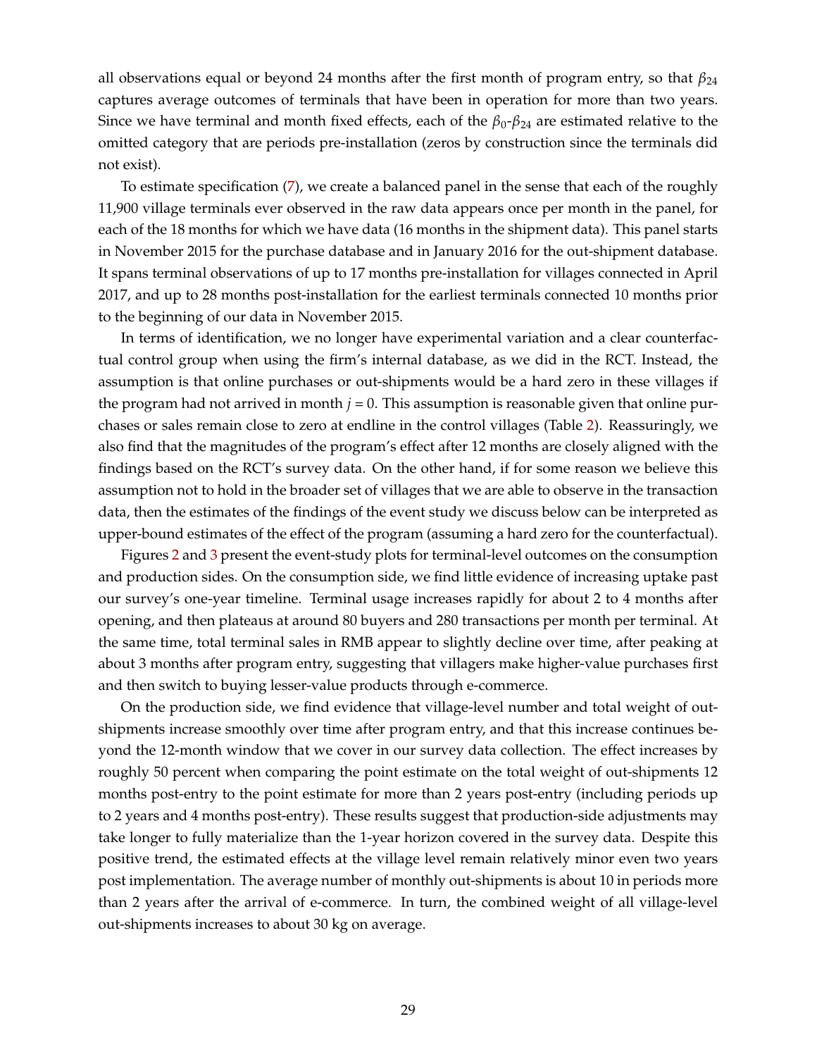all observations equal or beyond 24 months after the first month of program entry, so that $\beta_{24}$ captures average outcomes of terminals that have been in operation for more than two years. Since we have terminal and month fixed effects, each of the $\beta_0$-$\beta_{24}$ are estimated relative to the omitted category that are periods pre-installation (zeros by construction since the terminals did not exist).

To estimate specification (7), we create a balanced panel in the sense that each of the roughly 11,900 village terminals ever observed in the raw data appears once per month in the panel, for each of the 18 months for which we have data (16 months in the shipment data). This panel starts in November 2015 for the purchase database and in January 2016 for the out-shipment database. It spans terminal observations of up to 17 months pre-installation for villages connected in April 2017, and up to 28 months post-installation for the earliest terminals connected 10 months prior to the beginning of our data in November 2015.

In terms of identification, we no longer have experimental variation and a clear counterfactual control group when using the firm's internal database, as we did in the RCT. Instead, the assumption is that online purchases or out-shipments would be a hard zero in these villages if the program had not arrived in month $j = 0$. This assumption is reasonable given that online purchases or sales remain close to zero at endline in the control villages (Table 2). Reassuringly, we also find that the magnitudes of the program's effect after 12 months are closely aligned with the findings based on the RCT's survey data. On the other hand, if for some reason we believe this assumption not to hold in the broader set of villages that we are able to observe in the transaction data, then the estimates of the findings of the event study we discuss below can be interpreted as upper-bound estimates of the effect of the program (assuming a hard zero for the counterfactual).

Figures 2 and 3 present the event-study plots for terminal-level outcomes on the consumption and production sides. On the consumption side, we find little evidence of increasing uptake past our survey's one-year timeline. Terminal usage increases rapidly for about 2 to 4 months after opening, and then plateaus at around 80 buyers and 280 transactions per month per terminal. At the same time, total terminal sales in RMB appear to slightly decline over time, after peaking at about 3 months after program entry, suggesting that villagers make higher-value purchases first and then switch to buying lesser-value products through e-commerce.

On the production side, we find evidence that village-level number and total weight of out-shipments increase smoothly over time after program entry, and that this increase continues beyond the 12-month window that we cover in our survey data collection. The effect increases by roughly 50 percent when comparing the point estimate on the total weight of out-shipments 12 months post-entry to the point estimate for more than 2 years post-entry (including periods up to 2 years and 4 months post-entry). These results suggest that production-side adjustments may take longer to fully materialize than the 1-year horizon covered in the survey data. Despite this positive trend, the estimated effects at the village level remain relatively minor even two years post implementation. The average number of monthly out-shipments is about 10 in periods more than 2 years after the arrival of e-commerce. In turn, the combined weight of all village-level out-shipments increases to about 30 kg on average.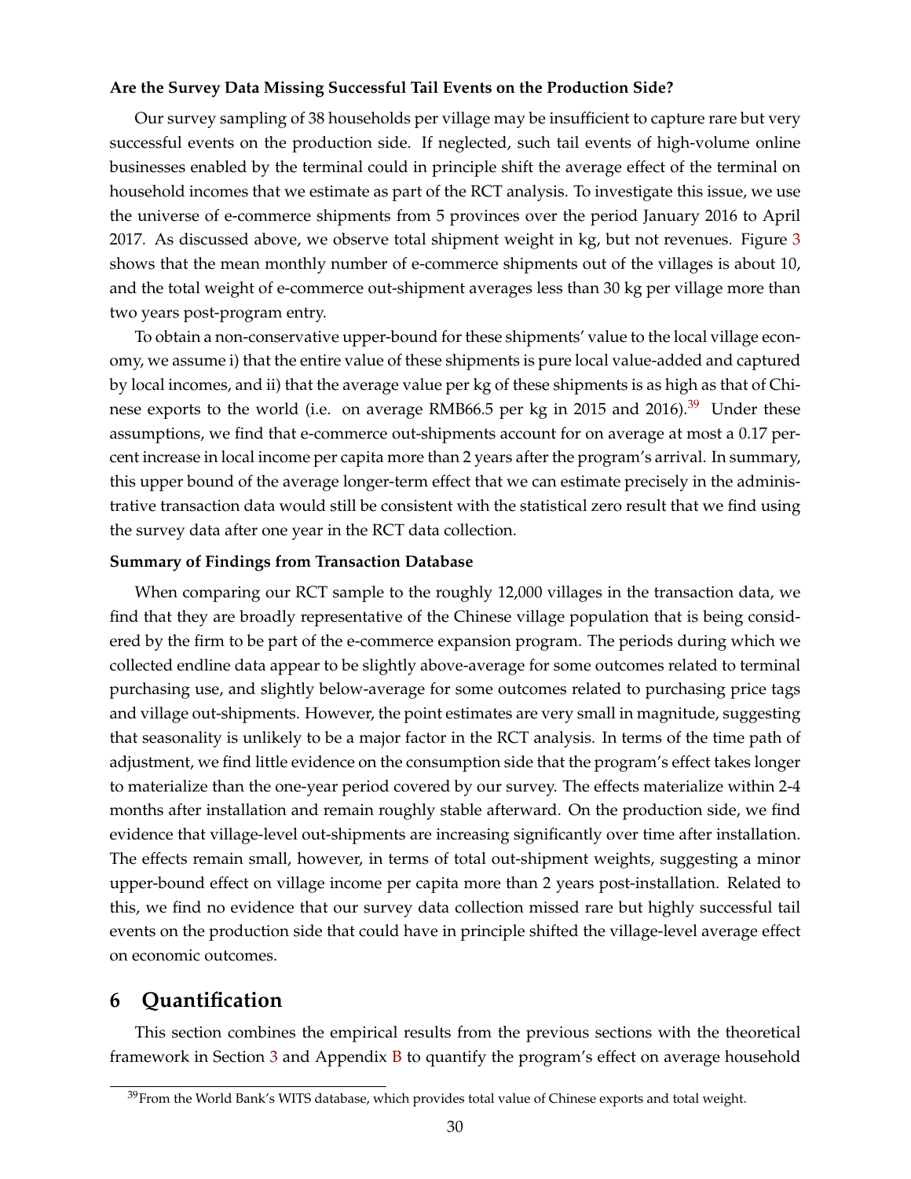**Are the Survey Data Missing Successful Tail Events on the Production Side?**

Our survey sampling of 38 households per village may be insufficient to capture rare but very successful events on the production side. If neglected, such tail events of high-volume online businesses enabled by the terminal could in principle shift the average effect of the terminal on household incomes that we estimate as part of the RCT analysis. To investigate this issue, we use the universe of e-commerce shipments from 5 provinces over the period January 2016 to April 2017. As discussed above, we observe total shipment weight in kg, but not revenues. Figure 3 shows that the mean monthly number of e-commerce shipments out of the villages is about 10, and the total weight of e-commerce out-shipment averages less than 30 kg per village more than two years post-program entry.

To obtain a non-conservative upper-bound for these shipments' value to the local village economy, we assume i) that the entire value of these shipments is pure local value-added and captured by local incomes, and ii) that the average value per kg of these shipments is as high as that of Chinese exports to the world (i.e. on average RMB66.5 per kg in 2015 and 2016).[39] Under these assumptions, we find that e-commerce out-shipments account for on average at most a 0.17 percent increase in local income per capita more than 2 years after the program's arrival. In summary, this upper bound of the average longer-term effect that we can estimate precisely in the administrative transaction data would still be consistent with the statistical zero result that we find using the survey data after one year in the RCT data collection.

**Summary of Findings from Transaction Database**

When comparing our RCT sample to the roughly 12,000 villages in the transaction data, we find that they are broadly representative of the Chinese village population that is being considered by the firm to be part of the e-commerce expansion program. The periods during which we collected endline data appear to be slightly above-average for some outcomes related to terminal purchasing use, and slightly below-average for some outcomes related to purchasing price tags and village out-shipments. However, the point estimates are very small in magnitude, suggesting that seasonality is unlikely to be a major factor in the RCT analysis. In terms of the time path of adjustment, we find little evidence on the consumption side that the program's effect takes longer to materialize than the one-year period covered by our survey. The effects materialize within 2-4 months after installation and remain roughly stable afterward. On the production side, we find evidence that village-level out-shipments are increasing significantly over time after installation. The effects remain small, however, in terms of total out-shipment weights, suggesting a minor upper-bound effect on village income per capita more than 2 years post-installation. Related to this, we find no evidence that our survey data collection missed rare but highly successful tail events on the production side that could have in principle shifted the village-level average effect on economic outcomes.

## 6 Quantification

This section combines the empirical results from the previous sections with the theoretical framework in Section 3 and Appendix B to quantify the program's effect on average household

[39] From the World Bank's WITS database, which provides total value of Chinese exports and total weight.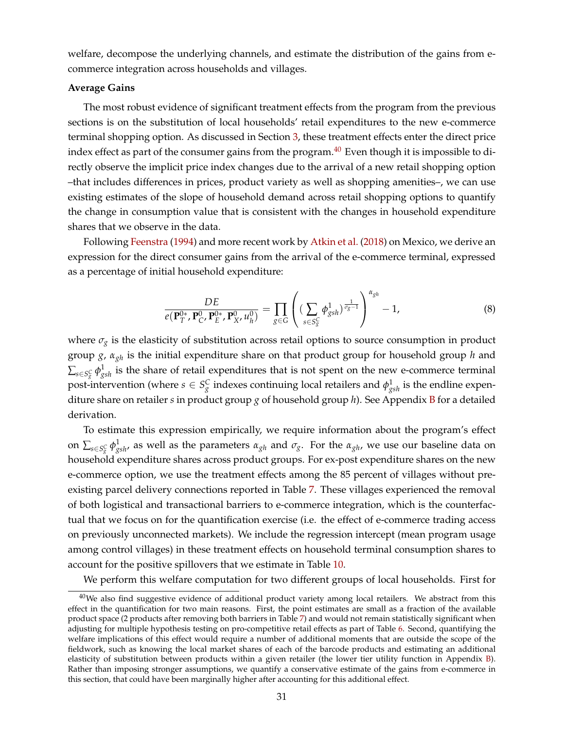welfare, decompose the underlying channels, and estimate the distribution of the gains from e-commerce integration across households and villages.

**Average Gains**

The most robust evidence of significant treatment effects from the program from the previous sections is on the substitution of local households' retail expenditures to the new e-commerce terminal shopping option. As discussed in Section 3, these treatment effects enter the direct price index effect as part of the consumer gains from the program.[40] Even though it is impossible to directly observe the implicit price index changes due to the arrival of a new retail shopping option –that includes differences in prices, product variety as well as shopping amenities–, we can use existing estimates of the slope of household demand across retail shopping options to quantify the change in consumption value that is consistent with the changes in household expenditure shares that we observe in the data.

Following Feenstra (1994) and more recent work by Atkin et al. (2018) on Mexico, we derive an expression for the direct consumer gains from the arrival of the e-commerce terminal, expressed as a percentage of initial household expenditure:

$$\frac{DE}{e(\mathbf{P}_T^{0*}, \mathbf{P}_C^0, \mathbf{P}_E^{0*}, \mathbf{P}_X^0, u_h^0)} = \prod_{g \in G} \left( (\sum_{s \in S_g^C} \phi_{gsh}^1)^{\frac{1}{\sigma_g - 1}} \right)^{\alpha_{gh}} - 1, \tag{8}$$

where $\sigma_g$ is the elasticity of substitution across retail options to source consumption in product group $g$, $\alpha_{gh}$ is the initial expenditure share on that product group for household group $h$ and $\sum_{s \in S_g^C} \phi_{gsh}^1$ is the share of retail expenditures that is not spent on the new e-commerce terminal post-intervention (where $s \in S_g^C$ indexes continuing local retailers and $\phi_{gsh}^1$ is the endline expenditure share on retailer $s$ in product group $g$ of household group $h$). See Appendix B for a detailed derivation.

To estimate this expression empirically, we require information about the program's effect on $\sum_{s \in S_g^C} \phi_{gsh}^1$, as well as the parameters $\alpha_{gh}$ and $\sigma_g$. For the $\alpha_{gh}$, we use our baseline data on household expenditure shares across product groups. For ex-post expenditure shares on the new e-commerce option, we use the treatment effects among the 85 percent of villages without pre-existing parcel delivery connections reported in Table 7. These villages experienced the removal of both logistical and transactional barriers to e-commerce integration, which is the counterfactual that we focus on for the quantification exercise (i.e. the effect of e-commerce trading access on previously unconnected markets). We include the regression intercept (mean program usage among control villages) in these treatment effects on household terminal consumption shares to account for the positive spillovers that we estimate in Table 10.

We perform this welfare computation for two different groups of local households. First for

[40] We also find suggestive evidence of additional product variety among local retailers. We abstract from this effect in the quantification for two main reasons. First, the point estimates are small as a fraction of the available product space (2 products after removing both barriers in Table 7) and would not remain statistically significant when adjusting for multiple hypothesis testing on pro-competitive retail effects as part of Table 6. Second, quantifying the welfare implications of this effect would require a number of additional moments that are outside the scope of the fieldwork, such as knowing the local market shares of each of the barcode products and estimating an additional elasticity of substitution between products within a given retailer (the lower tier utility function in Appendix B). Rather than imposing stronger assumptions, we quantify a conservative estimate of the gains from e-commerce in this section, that could have been marginally higher after accounting for this additional effect.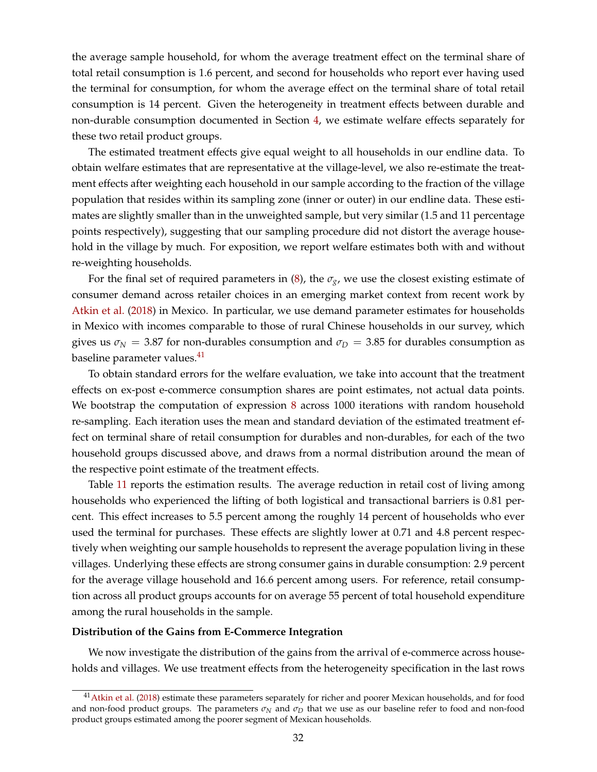the average sample household, for whom the average treatment effect on the terminal share of total retail consumption is 1.6 percent, and second for households who report ever having used the terminal for consumption, for whom the average effect on the terminal share of total retail consumption is 14 percent. Given the heterogeneity in treatment effects between durable and non-durable consumption documented in Section 4, we estimate welfare effects separately for these two retail product groups.

The estimated treatment effects give equal weight to all households in our endline data. To obtain welfare estimates that are representative at the village-level, we also re-estimate the treatment effects after weighting each household in our sample according to the fraction of the village population that resides within its sampling zone (inner or outer) in our endline data. These estimates are slightly smaller than in the unweighted sample, but very similar (1.5 and 11 percentage points respectively), suggesting that our sampling procedure did not distort the average household in the village by much. For exposition, we report welfare estimates both with and without re-weighting households.

For the final set of required parameters in (8), the $\sigma_g$, we use the closest existing estimate of consumer demand across retailer choices in an emerging market context from recent work by Atkin et al. (2018) in Mexico. In particular, we use demand parameter estimates for households in Mexico with incomes comparable to those of rural Chinese households in our survey, which gives us $\sigma_N = 3.87$ for non-durables consumption and $\sigma_D = 3.85$ for durables consumption as baseline parameter values.[41]

To obtain standard errors for the welfare evaluation, we take into account that the treatment effects on ex-post e-commerce consumption shares are point estimates, not actual data points. We bootstrap the computation of expression 8 across 1000 iterations with random household re-sampling. Each iteration uses the mean and standard deviation of the estimated treatment effect on terminal share of retail consumption for durables and non-durables, for each of the two household groups discussed above, and draws from a normal distribution around the mean of the respective point estimate of the treatment effects.

Table 11 reports the estimation results. The average reduction in retail cost of living among households who experienced the lifting of both logistical and transactional barriers is 0.81 percent. This effect increases to 5.5 percent among the roughly 14 percent of households who ever used the terminal for purchases. These effects are slightly lower at 0.71 and 4.8 percent respectively when weighting our sample households to represent the average population living in these villages. Underlying these effects are strong consumer gains in durable consumption: 2.9 percent for the average village household and 16.6 percent among users. For reference, retail consumption across all product groups accounts for on average 55 percent of total household expenditure among the rural households in the sample.

**Distribution of the Gains from E-Commerce Integration**

We now investigate the distribution of the gains from the arrival of e-commerce across households and villages. We use treatment effects from the heterogeneity specification in the last rows

[41] Atkin et al. (2018) estimate these parameters separately for richer and poorer Mexican households, and for food and non-food product groups. The parameters $\sigma_N$ and $\sigma_D$ that we use as our baseline refer to food and non-food product groups estimated among the poorer segment of Mexican households.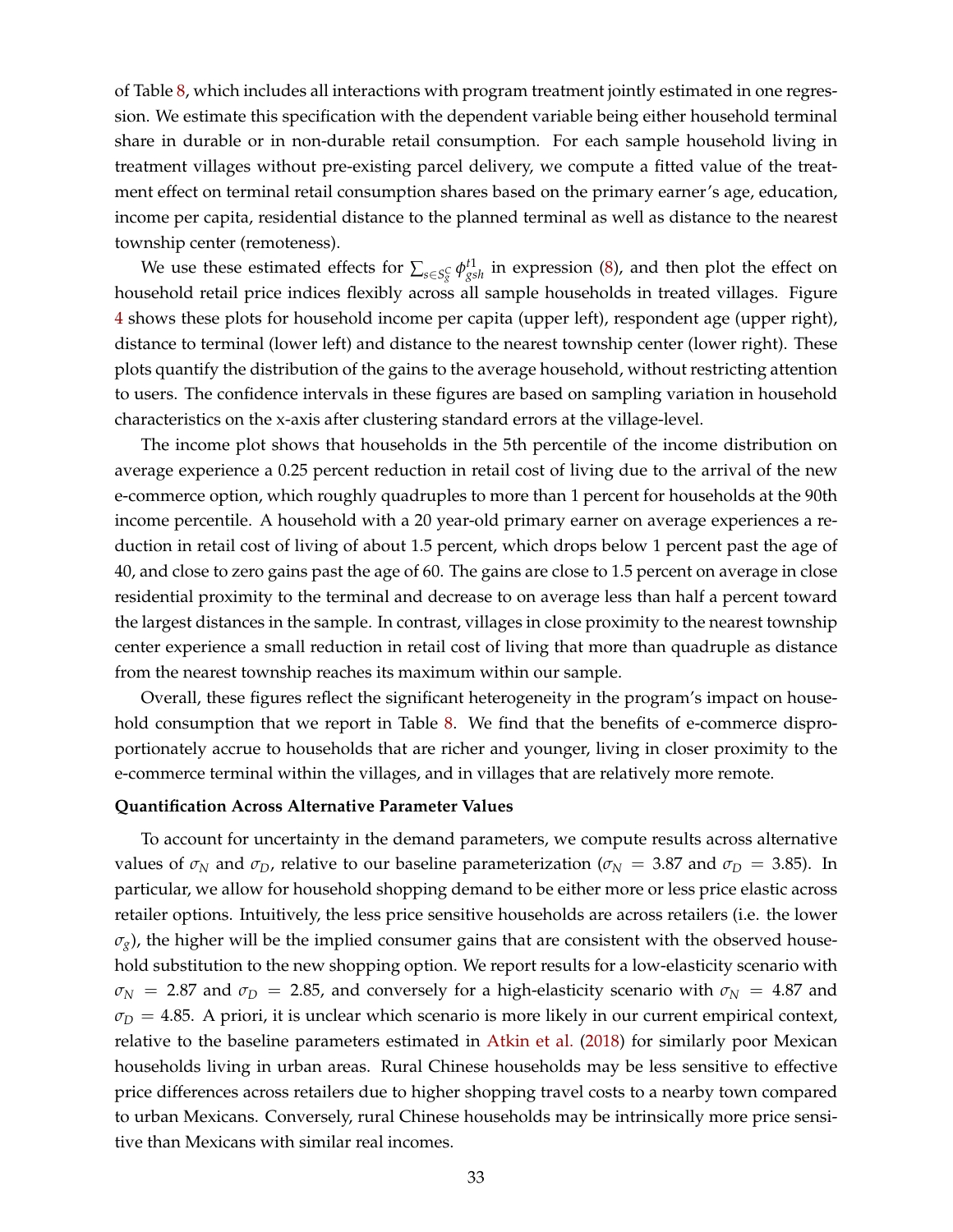of Table 8, which includes all interactions with program treatment jointly estimated in one regression. We estimate this specification with the dependent variable being either household terminal share in durable or in non-durable retail consumption. For each sample household living in treatment villages without pre-existing parcel delivery, we compute a fitted value of the treatment effect on terminal retail consumption shares based on the primary earner's age, education, income per capita, residential distance to the planned terminal as well as distance to the nearest township center (remoteness).

We use these estimated effects for $\sum_{s \in S_g^C} \phi_{gsh}^{t1}$ in expression (8), and then plot the effect on household retail price indices flexibly across all sample households in treated villages. Figure 4 shows these plots for household income per capita (upper left), respondent age (upper right), distance to terminal (lower left) and distance to the nearest township center (lower right). These plots quantify the distribution of the gains to the average household, without restricting attention to users. The confidence intervals in these figures are based on sampling variation in household characteristics on the x-axis after clustering standard errors at the village-level.

The income plot shows that households in the 5th percentile of the income distribution on average experience a 0.25 percent reduction in retail cost of living due to the arrival of the new e-commerce option, which roughly quadruples to more than 1 percent for households at the 90th income percentile. A household with a 20 year-old primary earner on average experiences a reduction in retail cost of living of about 1.5 percent, which drops below 1 percent past the age of 40, and close to zero gains past the age of 60. The gains are close to 1.5 percent on average in close residential proximity to the terminal and decrease to on average less than half a percent toward the largest distances in the sample. In contrast, villages in close proximity to the nearest township center experience a small reduction in retail cost of living that more than quadruple as distance from the nearest township reaches its maximum within our sample.

Overall, these figures reflect the significant heterogeneity in the program's impact on household consumption that we report in Table 8. We find that the benefits of e-commerce disproportionately accrue to households that are richer and younger, living in closer proximity to the e-commerce terminal within the villages, and in villages that are relatively more remote.

**Quantification Across Alternative Parameter Values**

To account for uncertainty in the demand parameters, we compute results across alternative values of $\sigma_N$ and $\sigma_D$, relative to our baseline parameterization ($\sigma_N = 3.87$ and $\sigma_D = 3.85$). In particular, we allow for household shopping demand to be either more or less price elastic across retailer options. Intuitively, the less price sensitive households are across retailers (i.e. the lower $\sigma_g$), the higher will be the implied consumer gains that are consistent with the observed household substitution to the new shopping option. We report results for a low-elasticity scenario with $\sigma_N = 2.87$ and $\sigma_D = 2.85$, and conversely for a high-elasticity scenario with $\sigma_N = 4.87$ and $\sigma_D = 4.85$. A priori, it is unclear which scenario is more likely in our current empirical context, relative to the baseline parameters estimated in Atkin et al. (2018) for similarly poor Mexican households living in urban areas. Rural Chinese households may be less sensitive to effective price differences across retailers due to higher shopping travel costs to a nearby town compared to urban Mexicans. Conversely, rural Chinese households may be intrinsically more price sensitive than Mexicans with similar real incomes.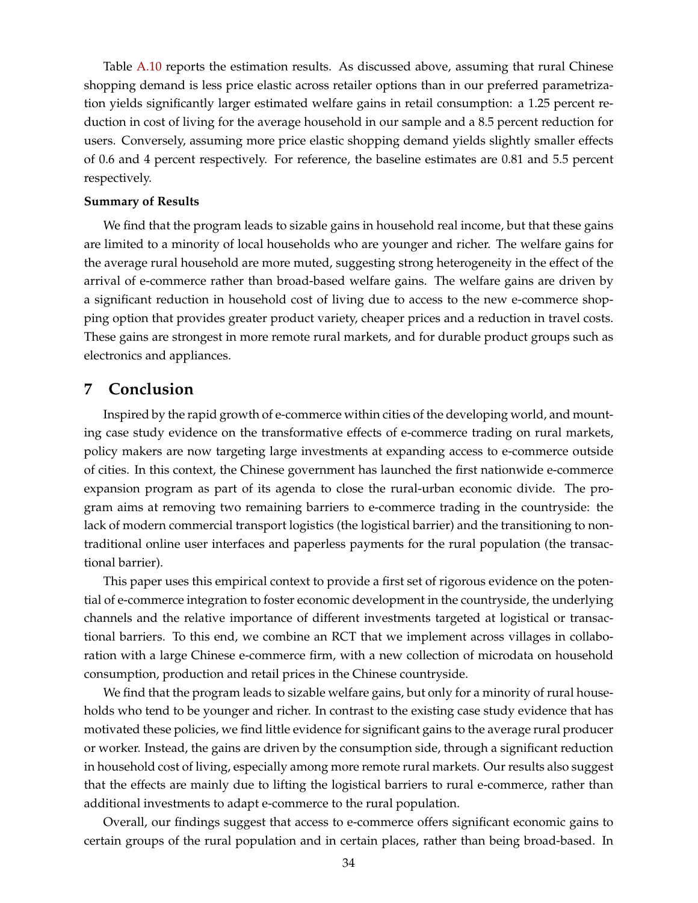Table A.10 reports the estimation results. As discussed above, assuming that rural Chinese shopping demand is less price elastic across retailer options than in our preferred parametrization yields significantly larger estimated welfare gains in retail consumption: a 1.25 percent reduction in cost of living for the average household in our sample and a 8.5 percent reduction for users. Conversely, assuming more price elastic shopping demand yields slightly smaller effects of 0.6 and 4 percent respectively. For reference, the baseline estimates are 0.81 and 5.5 percent respectively.

**Summary of Results**

We find that the program leads to sizable gains in household real income, but that these gains are limited to a minority of local households who are younger and richer. The welfare gains for the average rural household are more muted, suggesting strong heterogeneity in the effect of the arrival of e-commerce rather than broad-based welfare gains. The welfare gains are driven by a significant reduction in household cost of living due to access to the new e-commerce shopping option that provides greater product variety, cheaper prices and a reduction in travel costs. These gains are strongest in more remote rural markets, and for durable product groups such as electronics and appliances.

# 7 Conclusion

Inspired by the rapid growth of e-commerce within cities of the developing world, and mounting case study evidence on the transformative effects of e-commerce trading on rural markets, policy makers are now targeting large investments at expanding access to e-commerce outside of cities. In this context, the Chinese government has launched the first nationwide e-commerce expansion program as part of its agenda to close the rural-urban economic divide. The program aims at removing two remaining barriers to e-commerce trading in the countryside: the lack of modern commercial transport logistics (the logistical barrier) and the transitioning to non-traditional online user interfaces and paperless payments for the rural population (the transactional barrier).

This paper uses this empirical context to provide a first set of rigorous evidence on the potential of e-commerce integration to foster economic development in the countryside, the underlying channels and the relative importance of different investments targeted at logistical or transactional barriers. To this end, we combine an RCT that we implement across villages in collaboration with a large Chinese e-commerce firm, with a new collection of microdata on household consumption, production and retail prices in the Chinese countryside.

We find that the program leads to sizable welfare gains, but only for a minority of rural households who tend to be younger and richer. In contrast to the existing case study evidence that has motivated these policies, we find little evidence for significant gains to the average rural producer or worker. Instead, the gains are driven by the consumption side, through a significant reduction in household cost of living, especially among more remote rural markets. Our results also suggest that the effects are mainly due to lifting the logistical barriers to rural e-commerce, rather than additional investments to adapt e-commerce to the rural population.

Overall, our findings suggest that access to e-commerce offers significant economic gains to certain groups of the rural population and in certain places, rather than being broad-based. In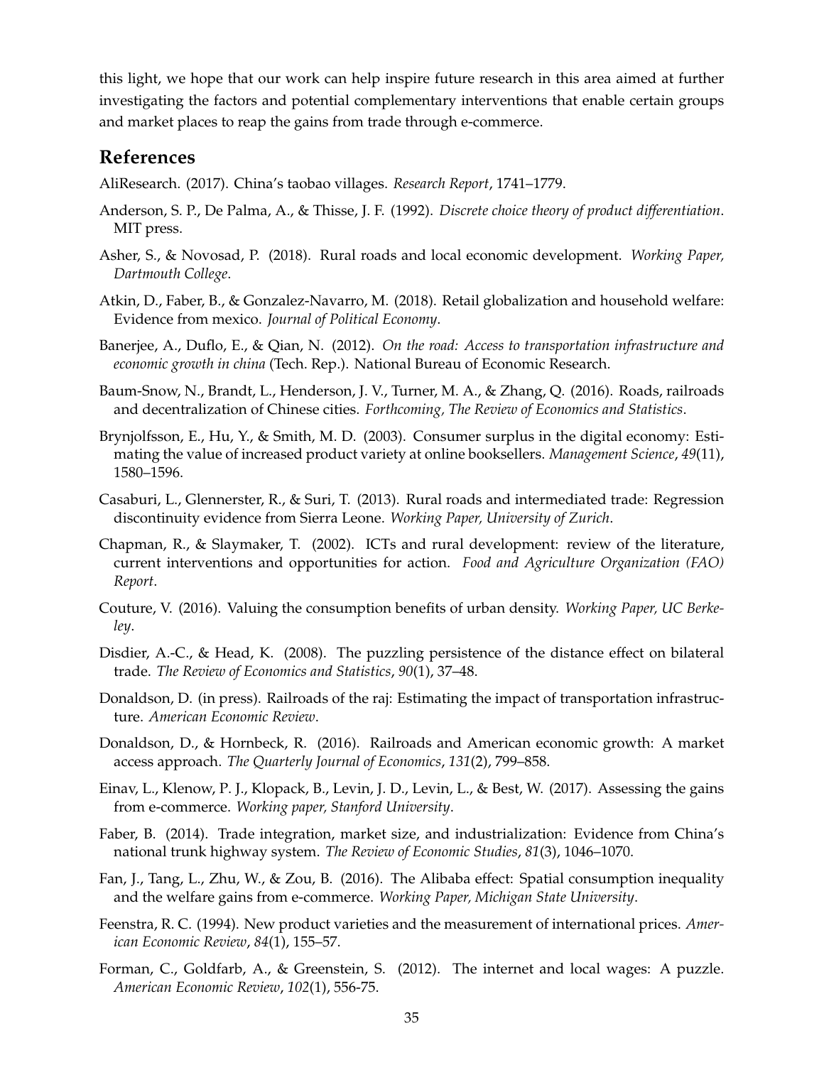this light, we hope that our work can help inspire future research in this area aimed at further investigating the factors and potential complementary interventions that enable certain groups and market places to reap the gains from trade through e-commerce.

## References

AliResearch. (2017). China's taobao villages. *Research Report*, 1741–1779.

Anderson, S. P., De Palma, A., & Thisse, J. F. (1992). *Discrete choice theory of product differentiation*. MIT press.

Asher, S., & Novosad, P. (2018). Rural roads and local economic development. *Working Paper, Dartmouth College*.

Atkin, D., Faber, B., & Gonzalez-Navarro, M. (2018). Retail globalization and household welfare: Evidence from mexico. *Journal of Political Economy*.

Banerjee, A., Duflo, E., & Qian, N. (2012). *On the road: Access to transportation infrastructure and economic growth in china* (Tech. Rep.). National Bureau of Economic Research.

Baum-Snow, N., Brandt, L., Henderson, J. V., Turner, M. A., & Zhang, Q. (2016). Roads, railroads and decentralization of Chinese cities. *Forthcoming, The Review of Economics and Statistics*.

Brynjolfsson, E., Hu, Y., & Smith, M. D. (2003). Consumer surplus in the digital economy: Estimating the value of increased product variety at online booksellers. *Management Science*, *49*(11), 1580–1596.

Casaburi, L., Glennerster, R., & Suri, T. (2013). Rural roads and intermediated trade: Regression discontinuity evidence from Sierra Leone. *Working Paper, University of Zurich*.

Chapman, R., & Slaymaker, T. (2002). ICTs and rural development: review of the literature, current interventions and opportunities for action. *Food and Agriculture Organization (FAO) Report*.

Couture, V. (2016). Valuing the consumption benefits of urban density. *Working Paper, UC Berkeley*.

Disdier, A.-C., & Head, K. (2008). The puzzling persistence of the distance effect on bilateral trade. *The Review of Economics and Statistics*, *90*(1), 37–48.

Donaldson, D. (in press). Railroads of the raj: Estimating the impact of transportation infrastructure. *American Economic Review*.

Donaldson, D., & Hornbeck, R. (2016). Railroads and American economic growth: A market access approach. *The Quarterly Journal of Economics*, *131*(2), 799–858.

Einav, L., Klenow, P. J., Klopack, B., Levin, J. D., Levin, L., & Best, W. (2017). Assessing the gains from e-commerce. *Working paper, Stanford University*.

Faber, B. (2014). Trade integration, market size, and industrialization: Evidence from China's national trunk highway system. *The Review of Economic Studies*, *81*(3), 1046–1070.

Fan, J., Tang, L., Zhu, W., & Zou, B. (2016). The Alibaba effect: Spatial consumption inequality and the welfare gains from e-commerce. *Working Paper, Michigan State University*.

Feenstra, R. C. (1994). New product varieties and the measurement of international prices. *American Economic Review*, *84*(1), 155–57.

Forman, C., Goldfarb, A., & Greenstein, S. (2012). The internet and local wages: A puzzle. *American Economic Review*, *102*(1), 556-75.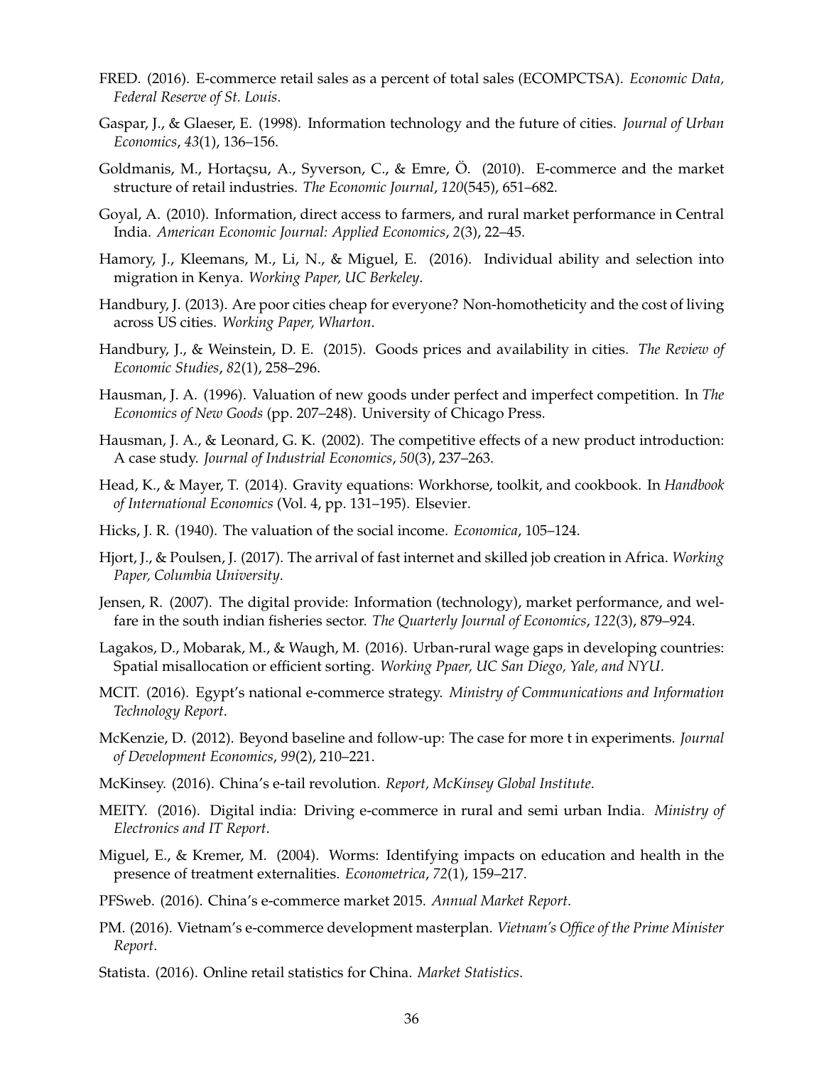FRED. (2016). E-commerce retail sales as a percent of total sales (ECOMPCTSA). *Economic Data, Federal Reserve of St. Louis*.

Gaspar, J., & Glaeser, E. (1998). Information technology and the future of cities. *Journal of Urban Economics*, *43*(1), 136–156.

Goldmanis, M., Hortaçsu, A., Syverson, C., & Emre, Ö. (2010). E-commerce and the market structure of retail industries. *The Economic Journal*, *120*(545), 651–682.

Goyal, A. (2010). Information, direct access to farmers, and rural market performance in Central India. *American Economic Journal: Applied Economics*, *2*(3), 22–45.

Hamory, J., Kleemans, M., Li, N., & Miguel, E. (2016). Individual ability and selection into migration in Kenya. *Working Paper, UC Berkeley*.

Handbury, J. (2013). Are poor cities cheap for everyone? Non-homotheticity and the cost of living across US cities. *Working Paper, Wharton*.

Handbury, J., & Weinstein, D. E. (2015). Goods prices and availability in cities. *The Review of Economic Studies*, *82*(1), 258–296.

Hausman, J. A. (1996). Valuation of new goods under perfect and imperfect competition. In *The Economics of New Goods* (pp. 207–248). University of Chicago Press.

Hausman, J. A., & Leonard, G. K. (2002). The competitive effects of a new product introduction: A case study. *Journal of Industrial Economics*, *50*(3), 237–263.

Head, K., & Mayer, T. (2014). Gravity equations: Workhorse, toolkit, and cookbook. In *Handbook of International Economics* (Vol. 4, pp. 131–195). Elsevier.

Hicks, J. R. (1940). The valuation of the social income. *Economica*, 105–124.

Hjort, J., & Poulsen, J. (2017). The arrival of fast internet and skilled job creation in Africa. *Working Paper, Columbia University*.

Jensen, R. (2007). The digital provide: Information (technology), market performance, and welfare in the south indian fisheries sector. *The Quarterly Journal of Economics*, *122*(3), 879–924.

Lagakos, D., Mobarak, M., & Waugh, M. (2016). Urban-rural wage gaps in developing countries: Spatial misallocation or efficient sorting. *Working Ppaer, UC San Diego, Yale, and NYU*.

MCIT. (2016). Egypt's national e-commerce strategy. *Ministry of Communications and Information Technology Report*.

McKenzie, D. (2012). Beyond baseline and follow-up: The case for more t in experiments. *Journal of Development Economics*, *99*(2), 210–221.

McKinsey. (2016). China's e-tail revolution. *Report, McKinsey Global Institute*.

MEITY. (2016). Digital india: Driving e-commerce in rural and semi urban India. *Ministry of Electronics and IT Report*.

Miguel, E., & Kremer, M. (2004). Worms: Identifying impacts on education and health in the presence of treatment externalities. *Econometrica*, *72*(1), 159–217.

PFSweb. (2016). China's e-commerce market 2015. *Annual Market Report*.

PM. (2016). Vietnam's e-commerce development masterplan. *Vietnam's Office of the Prime Minister Report*.

Statista. (2016). Online retail statistics for China. *Market Statistics*.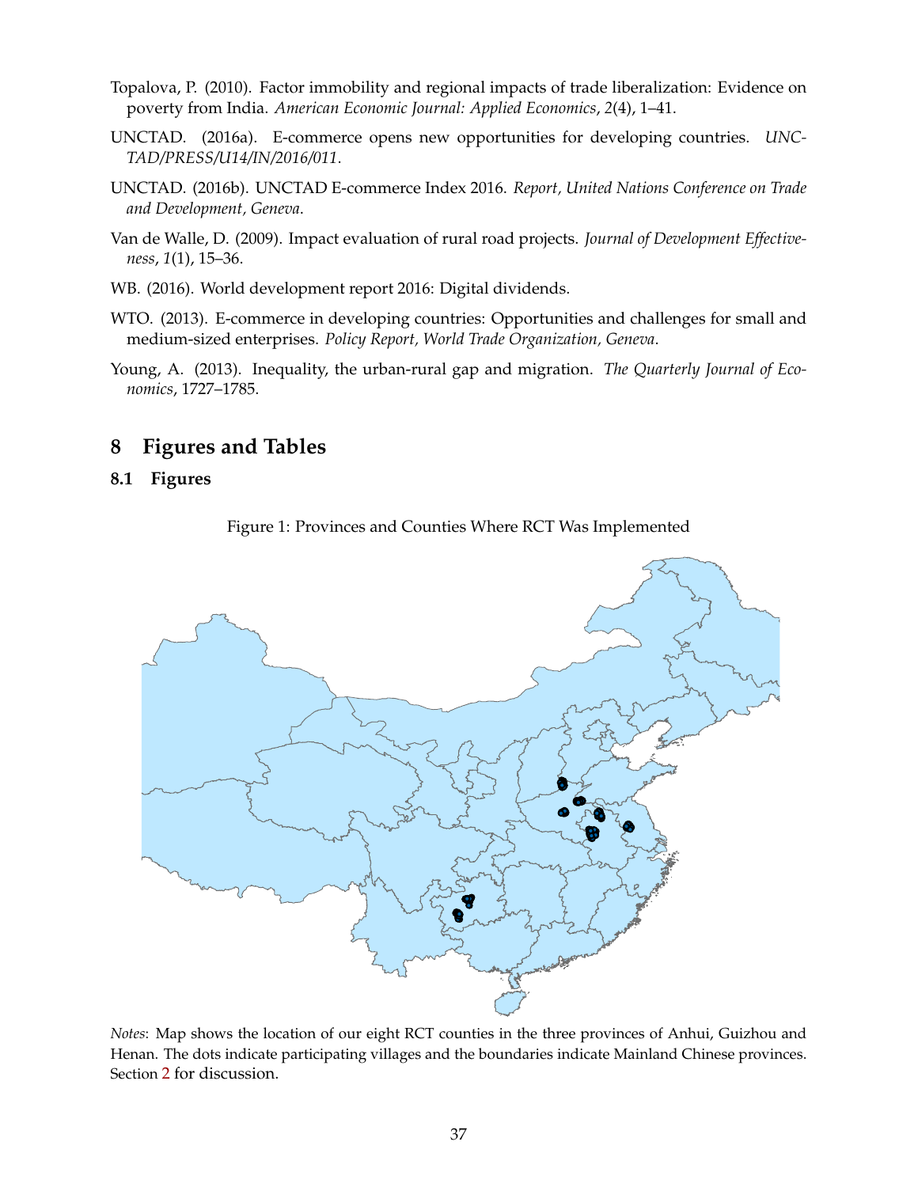Topalova, P. (2010). Factor immobility and regional impacts of trade liberalization: Evidence on poverty from India. *American Economic Journal: Applied Economics*, *2*(4), 1–41.

UNCTAD. (2016a). E-commerce opens new opportunities for developing countries. *UNCTAD/PRESS/U14/IN/2016/011*.

UNCTAD. (2016b). UNCTAD E-commerce Index 2016. *Report, United Nations Conference on Trade and Development, Geneva*.

Van de Walle, D. (2009). Impact evaluation of rural road projects. *Journal of Development Effectiveness*, *1*(1), 15–36.

WB. (2016). World development report 2016: Digital dividends.

WTO. (2013). E-commerce in developing countries: Opportunities and challenges for small and medium-sized enterprises. *Policy Report, World Trade Organization, Geneva*.

Young, A. (2013). Inequality, the urban-rural gap and migration. *The Quarterly Journal of Economics*, 1727–1785.

# 8 Figures and Tables

## 8.1 Figures

Figure 1: Provinces and Counties Where RCT Was Implemented

*Notes*: Map shows the location of our eight RCT counties in the three provinces of Anhui, Guizhou and Henan. The dots indicate participating villages and the boundaries indicate Mainland Chinese provinces. Section 2 for discussion.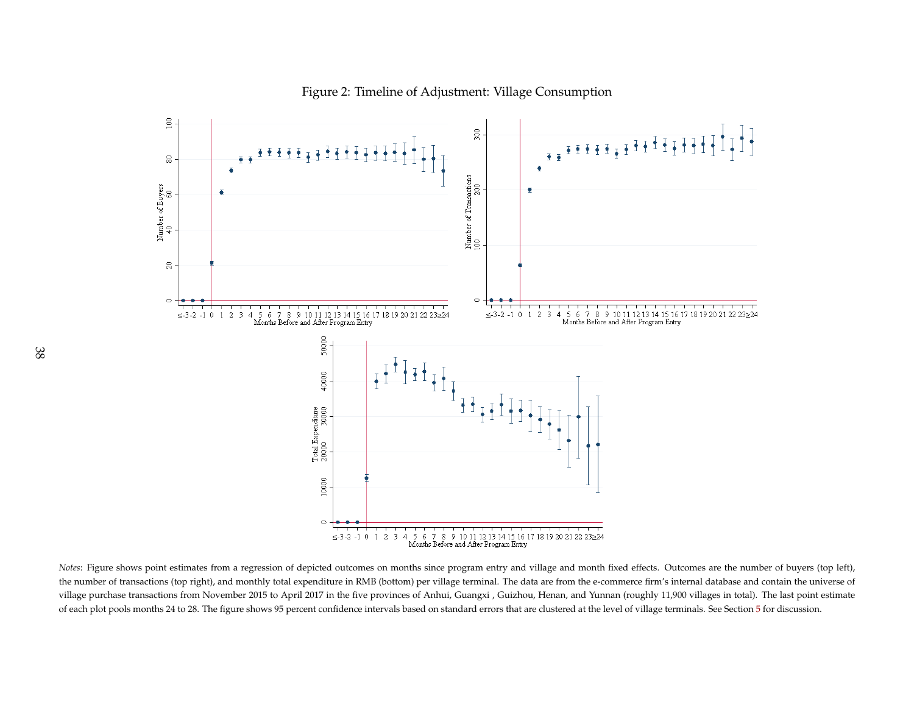Figure 2: Timeline of Adjustment: Village Consumption

*Notes*: Figure shows point estimates from a regression of depicted outcomes on months since program entry and village and month fixed effects. Outcomes are the number of buyers (top left), the number of transactions (top right), and monthly total expenditure in RMB (bottom) per village terminal. The data are from the e-commerce firm's internal database and contain the universe of village purchase transactions from November 2015 to April 2017 in the five provinces of Anhui, Guangxi , Guizhou, Henan, and Yunnan (roughly 11,900 villages in total). The last point estimate of each plot pools months 24 to 28. The figure shows 95 percent confidence intervals based on standard errors that are clustered at the level of village terminals. See Section 5 for discussion.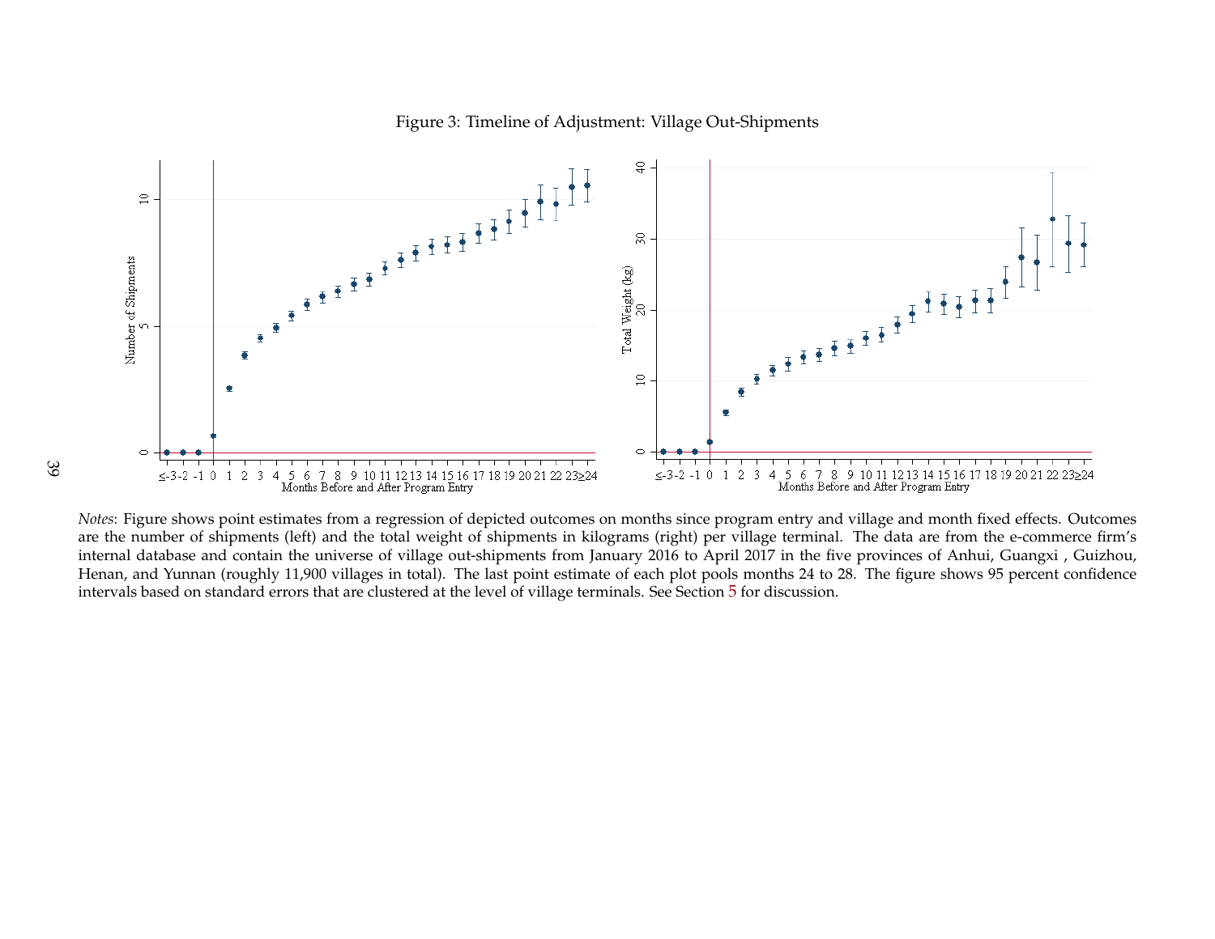Figure 3: Timeline of Adjustment: Village Out-Shipments

*Notes*: Figure shows point estimates from a regression of depicted outcomes on months since program entry and village and month fixed effects. Outcomes are the number of shipments (left) and the total weight of shipments in kilograms (right) per village terminal. The data are from the e-commerce firm's internal database and contain the universe of village out-shipments from January 2016 to April 2017 in the five provinces of Anhui, Guangxi , Guizhou, Henan, and Yunnan (roughly 11,900 villages in total). The last point estimate of each plot pools months 24 to 28. The figure shows 95 percent confidence intervals based on standard errors that are clustered at the level of village terminals. See Section 5 for discussion.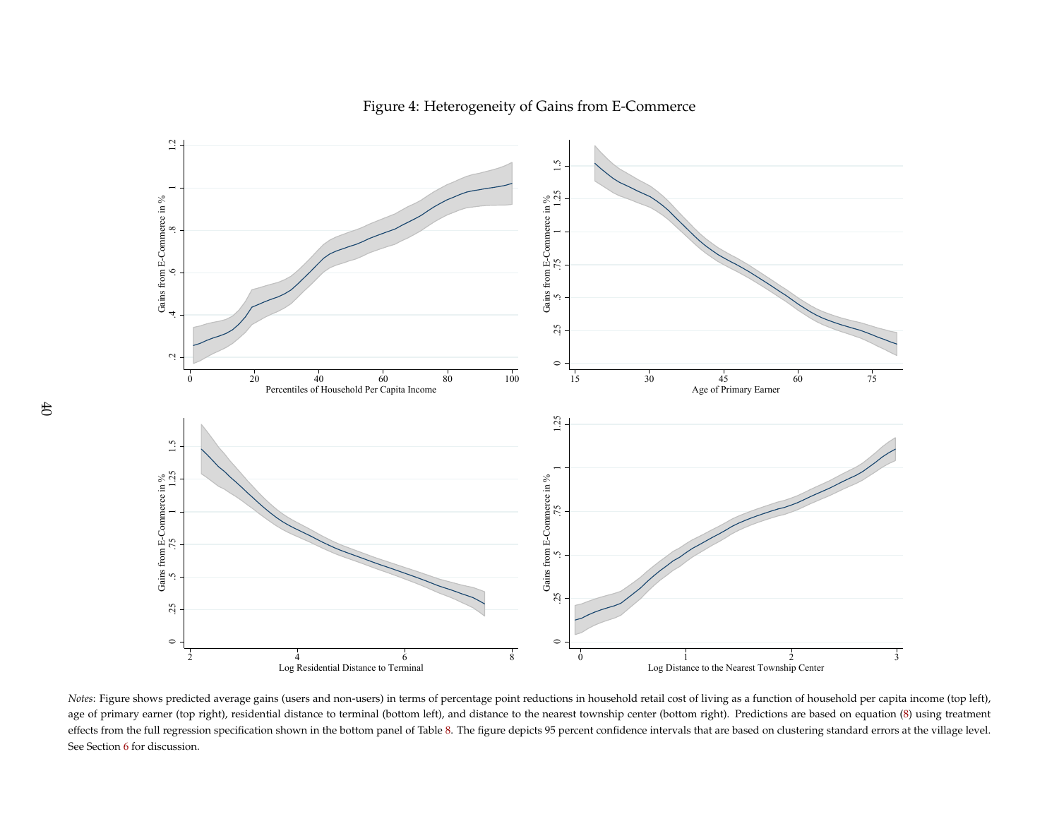Figure 4: Heterogeneity of Gains from E-Commerce

*Notes*: Figure shows predicted average gains (users and non-users) in terms of percentage point reductions in household retail cost of living as a function of household per capita income (top left), age of primary earner (top right), residential distance to terminal (bottom left), and distance to the nearest township center (bottom right). Predictions are based on equation (8) using treatment effects from the full regression specification shown in the bottom panel of Table 8. The figure depicts 95 percent confidence intervals that are based on clustering standard errors at the village level. See Section 6 for discussion.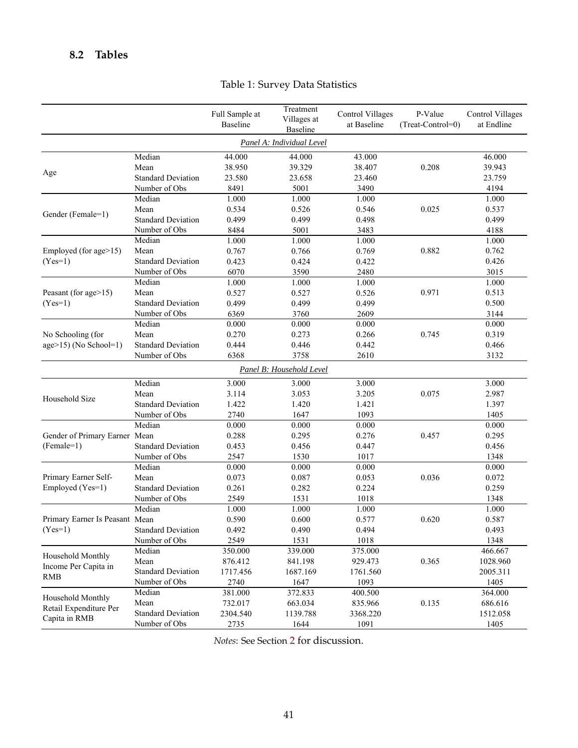## 8.2 Tables

Table 1: Survey Data Statistics

| | | Full Sample at Baseline | Treatment Villages at Baseline | Control Villages at Baseline | P-Value (Treat-Control=0) | Control Villages at Endline |
|---|---|---|---|---|---|---|
| *Panel A: Individual Level* | | | | | | |
| Age | Median | 44.000 | 44.000 | 43.000 | | 46.000 |
| | Mean | 38.950 | 39.329 | 38.407 | 0.208 | 39.943 |
| | Standard Deviation | 23.580 | 23.658 | 23.460 | | 23.759 |
| | Number of Obs | 8491 | 5001 | 3490 | | 4194 |
| Gender (Female=1) | Median | 1.000 | 1.000 | 1.000 | | 1.000 |
| | Mean | 0.534 | 0.526 | 0.546 | 0.025 | 0.537 |
| | Standard Deviation | 0.499 | 0.499 | 0.498 | | 0.499 |
| | Number of Obs | 8484 | 5001 | 3483 | | 4188 |
| Employed (for age>15) (Yes=1) | Median | 1.000 | 1.000 | 1.000 | | 1.000 |
| | Mean | 0.767 | 0.766 | 0.769 | 0.882 | 0.762 |
| | Standard Deviation | 0.423 | 0.424 | 0.422 | | 0.426 |
| | Number of Obs | 6070 | 3590 | 2480 | | 3015 |
| Peasant (for age>15) (Yes=1) | Median | 1.000 | 1.000 | 1.000 | | 1.000 |
| | Mean | 0.527 | 0.527 | 0.526 | 0.971 | 0.513 |
| | Standard Deviation | 0.499 | 0.499 | 0.499 | | 0.500 |
| | Number of Obs | 6369 | 3760 | 2609 | | 3144 |
| No Schooling (for age>15) (No School=1) | Median | 0.000 | 0.000 | 0.000 | | 0.000 |
| | Mean | 0.270 | 0.273 | 0.266 | 0.745 | 0.319 |
| | Standard Deviation | 0.444 | 0.446 | 0.442 | | 0.466 |
| | Number of Obs | 6368 | 3758 | 2610 | | 3132 |
| *Panel B: Household Level* | | | | | | |
| Household Size | Median | 3.000 | 3.000 | 3.000 | | 3.000 |
| | Mean | 3.114 | 3.053 | 3.205 | 0.075 | 2.987 |
| | Standard Deviation | 1.422 | 1.420 | 1.421 | | 1.397 |
| | Number of Obs | 2740 | 1647 | 1093 | | 1405 |
| Gender of Primary Earner (Female=1) | Median | 0.000 | 0.000 | 0.000 | | 0.000 |
| | Mean | 0.288 | 0.295 | 0.276 | 0.457 | 0.295 |
| | Standard Deviation | 0.453 | 0.456 | 0.447 | | 0.456 |
| | Number of Obs | 2547 | 1530 | 1017 | | 1348 |
| Primary Earner Self-Employed (Yes=1) | Median | 0.000 | 0.000 | 0.000 | | 0.000 |
| | Mean | 0.073 | 0.087 | 0.053 | 0.036 | 0.072 |
| | Standard Deviation | 0.261 | 0.282 | 0.224 | | 0.259 |
| | Number of Obs | 2549 | 1531 | 1018 | | 1348 |
| Primary Earner Is Peasant (Yes=1) | Median | 1.000 | 1.000 | 1.000 | | 1.000 |
| | Mean | 0.590 | 0.600 | 0.577 | 0.620 | 0.587 |
| | Standard Deviation | 0.492 | 0.490 | 0.494 | | 0.493 |
| | Number of Obs | 2549 | 1531 | 1018 | | 1348 |
| Household Monthly Income Per Capita in RMB | Median | 350.000 | 339.000 | 375.000 | | 466.667 |
| | Mean | 876.412 | 841.198 | 929.473 | 0.365 | 1028.960 |
| | Standard Deviation | 1717.456 | 1687.169 | 1761.560 | | 2005.311 |
| | Number of Obs | 2740 | 1647 | 1093 | | 1405 |
| Household Monthly Retail Expenditure Per Capita in RMB | Median | 381.000 | 372.833 | 400.500 | | 364.000 |
| | Mean | 732.017 | 663.034 | 835.966 | 0.135 | 686.616 |
| | Standard Deviation | 2304.540 | 1139.788 | 3368.220 | | 1512.058 |
| | Number of Obs | 2735 | 1644 | 1091 | | 1405 |

*Notes*: See Section 2 for discussion.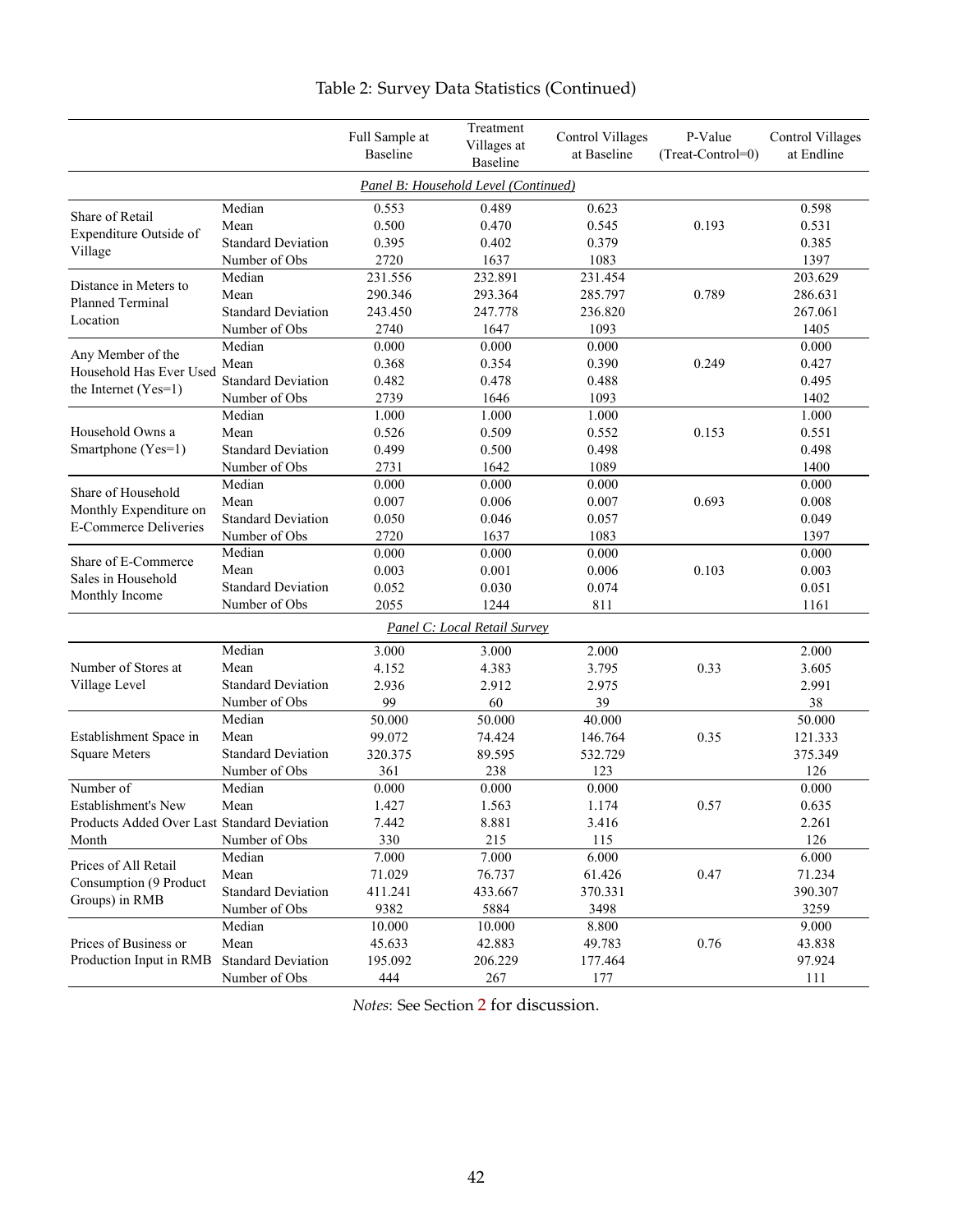# Table 2: Survey Data Statistics (Continued)

| | | Full Sample at Baseline | Treatment Villages at Baseline | Control Villages at Baseline | P-Value (Treat-Control=0) | Control Villages at Endline |
|---|---|---|---|---|---|---|
| *Panel B: Household Level (Continued)* | | | | | | |
| Share of Retail Expenditure Outside of Village | Median | 0.553 | 0.489 | 0.623 | | 0.598 |
| | Mean | 0.500 | 0.470 | 0.545 | 0.193 | 0.531 |
| | Standard Deviation | 0.395 | 0.402 | 0.379 | | 0.385 |
| | Number of Obs | 2720 | 1637 | 1083 | | 1397 |
| Distance in Meters to Planned Terminal Location | Median | 231.556 | 232.891 | 231.454 | | 203.629 |
| | Mean | 290.346 | 293.364 | 285.797 | 0.789 | 286.631 |
| | Standard Deviation | 243.450 | 247.778 | 236.820 | | 267.061 |
| | Number of Obs | 2740 | 1647 | 1093 | | 1405 |
| Any Member of the Household Has Ever Used the Internet (Yes=1) | Median | 0.000 | 0.000 | 0.000 | | 0.000 |
| | Mean | 0.368 | 0.354 | 0.390 | 0.249 | 0.427 |
| | Standard Deviation | 0.482 | 0.478 | 0.488 | | 0.495 |
| | Number of Obs | 2739 | 1646 | 1093 | | 1402 |
| Household Owns a Smartphone (Yes=1) | Median | 1.000 | 1.000 | 1.000 | | 1.000 |
| | Mean | 0.526 | 0.509 | 0.552 | 0.153 | 0.551 |
| | Standard Deviation | 0.499 | 0.500 | 0.498 | | 0.498 |
| | Number of Obs | 2731 | 1642 | 1089 | | 1400 |
| Share of Household Monthly Expenditure on E-Commerce Deliveries | Median | 0.000 | 0.000 | 0.000 | | 0.000 |
| | Mean | 0.007 | 0.006 | 0.007 | 0.693 | 0.008 |
| | Standard Deviation | 0.050 | 0.046 | 0.057 | | 0.049 |
| | Number of Obs | 2720 | 1637 | 1083 | | 1397 |
| Share of E-Commerce Sales in Household Monthly Income | Median | 0.000 | 0.000 | 0.000 | | 0.000 |
| | Mean | 0.003 | 0.001 | 0.006 | 0.103 | 0.003 |
| | Standard Deviation | 0.052 | 0.030 | 0.074 | | 0.051 |
| | Number of Obs | 2055 | 1244 | 811 | | 1161 |
| *Panel C: Local Retail Survey* | | | | | | |
| Number of Stores at Village Level | Median | 3.000 | 3.000 | 2.000 | | 2.000 |
| | Mean | 4.152 | 4.383 | 3.795 | 0.33 | 3.605 |
| | Standard Deviation | 2.936 | 2.912 | 2.975 | | 2.991 |
| | Number of Obs | 99 | 60 | 39 | | 38 |
| Establishment Space in Square Meters | Median | 50.000 | 50.000 | 40.000 | | 50.000 |
| | Mean | 99.072 | 74.424 | 146.764 | 0.35 | 121.333 |
| | Standard Deviation | 320.375 | 89.595 | 532.729 | | 375.349 |
| | Number of Obs | 361 | 238 | 123 | | 126 |
| Number of Establishment's New Products Added Over Last Month | Median | 0.000 | 0.000 | 0.000 | | 0.000 |
| | Mean | 1.427 | 1.563 | 1.174 | 0.57 | 0.635 |
| | Standard Deviation | 7.442 | 8.881 | 3.416 | | 2.261 |
| | Number of Obs | 330 | 215 | 115 | | 126 |
| Prices of All Retail Consumption (9 Product Groups) in RMB | Median | 7.000 | 7.000 | 6.000 | | 6.000 |
| | Mean | 71.029 | 76.737 | 61.426 | 0.47 | 71.234 |
| | Standard Deviation | 411.241 | 433.667 | 370.331 | | 390.307 |
| | Number of Obs | 9382 | 5884 | 3498 | | 3259 |
| Prices of Business or Production Input in RMB | Median | 10.000 | 10.000 | 8.800 | | 9.000 |
| | Mean | 45.633 | 42.883 | 49.783 | 0.76 | 43.838 |
| | Standard Deviation | 195.092 | 206.229 | 177.464 | | 97.924 |
| | Number of Obs | 444 | 267 | 177 | | 111 |

*Notes*: See Section 2 for discussion.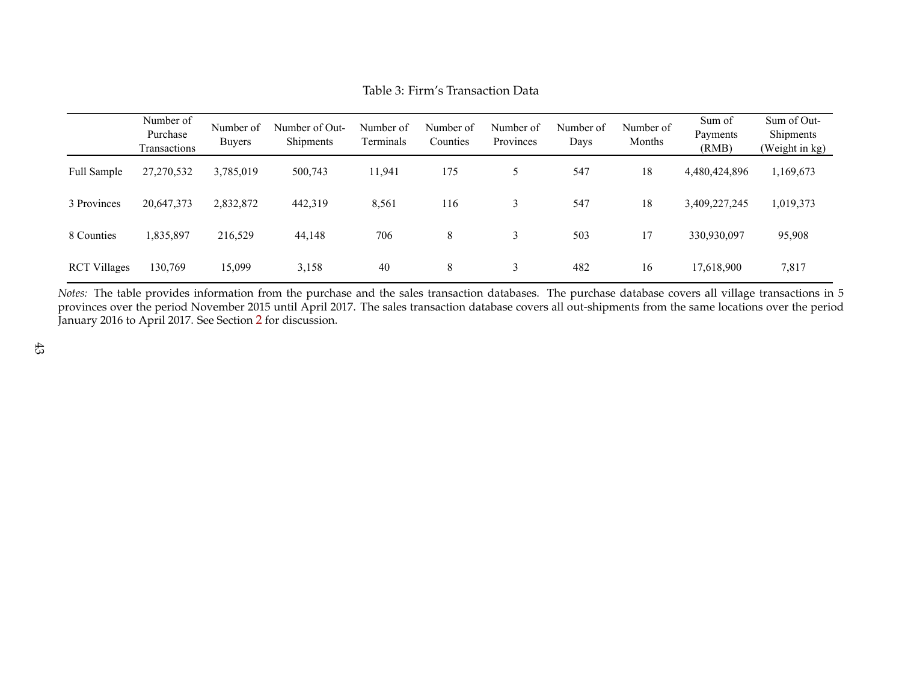Table 3: Firm's Transaction Data

| | Number of Purchase Transactions | Number of Buyers | Number of Out-Shipments | Number of Terminals | Number of Counties | Number of Provinces | Number of Days | Number of Months | Sum of Payments (RMB) | Sum of Out-Shipments (Weight in kg) |
|---|---|---|---|---|---|---|---|---|---|---|
| Full Sample | 27,270,532 | 3,785,019 | 500,743 | 11,941 | 175 | 5 | 547 | 18 | 4,480,424,896 | 1,169,673 |
| 3 Provinces | 20,647,373 | 2,832,872 | 442,319 | 8,561 | 116 | 3 | 547 | 18 | 3,409,227,245 | 1,019,373 |
| 8 Counties | 1,835,897 | 216,529 | 44,148 | 706 | 8 | 3 | 503 | 17 | 330,930,097 | 95,908 |
| RCT Villages | 130,769 | 15,099 | 3,158 | 40 | 8 | 3 | 482 | 16 | 17,618,900 | 7,817 |

*Notes:* The table provides information from the purchase and the sales transaction databases. The purchase database covers all village transactions in 5 provinces over the period November 2015 until April 2017. The sales transaction database covers all out-shipments from the same locations over the period January 2016 to April 2017. See Section 2 for discussion.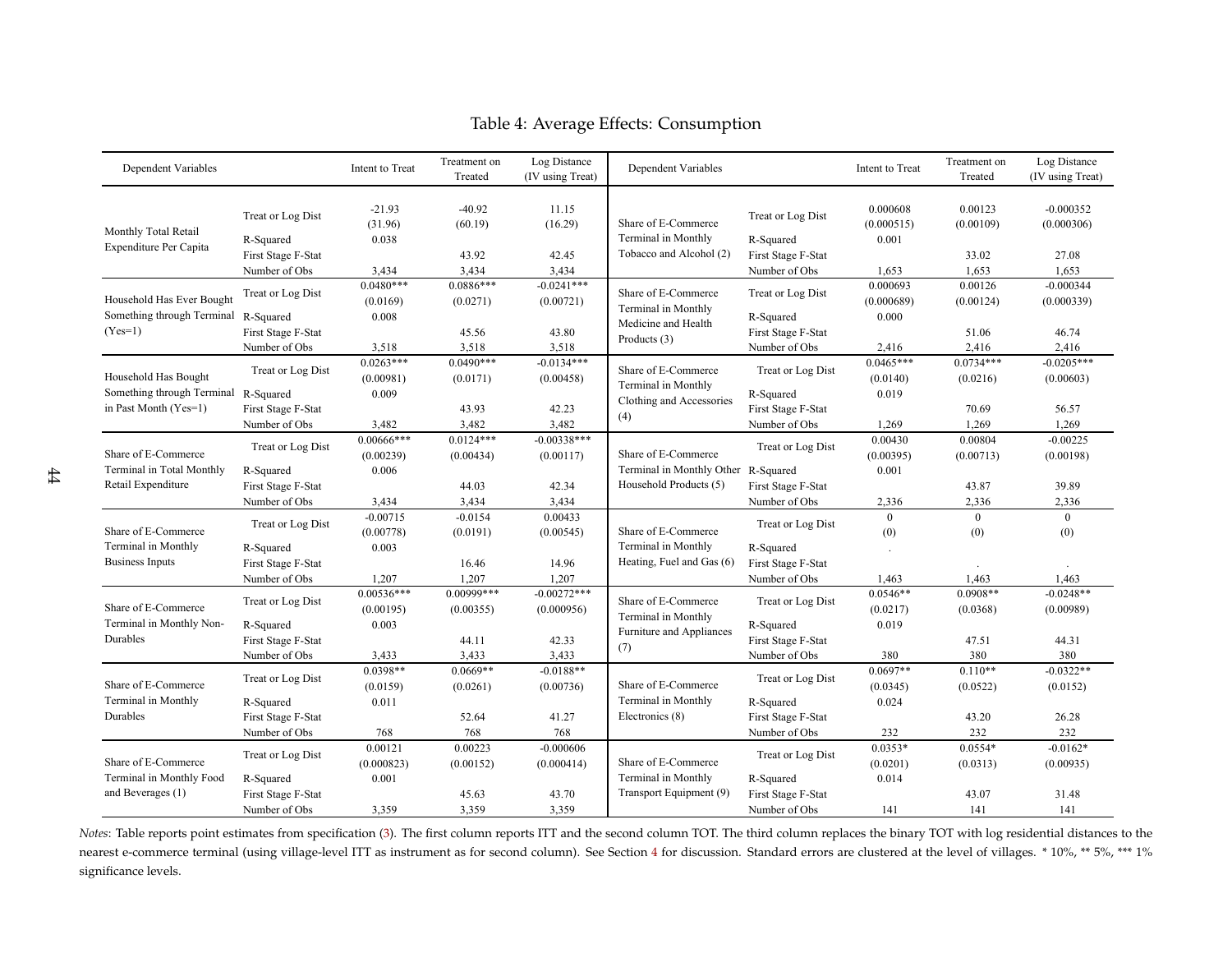# Table 4: Average Effects: Consumption

| Dependent Variables | | Intent to Treat | Treatment on Treated | Log Distance (IV using Treat) | Dependent Variables | | Intent to Treat | Treatment on Treated | Log Distance (IV using Treat) |
|---|---|---|---|---|---|---|---|---|---|
| Monthly Total Retail Expenditure Per Capita | Treat or Log Dist | -21.93 | -40.92 | 11.15 | Share of E-Commerce Terminal in Monthly Tobacco and Alcohol (2) | Treat or Log Dist | 0.000608 | 0.00123 | -0.000352 |
| | | (31.96) | (60.19) | (16.29) | | | (0.000515) | (0.00109) | (0.000306) |
| | R-Squared | 0.038 | | | | R-Squared | 0.001 | | |
| | First Stage F-Stat | | 43.92 | 42.45 | | First Stage F-Stat | | 33.02 | 27.08 |
| | Number of Obs | 3,434 | 3,434 | 3,434 | | Number of Obs | 1,653 | 1,653 | 1,653 |
| Household Has Ever Bought Something through Terminal (Yes=1) | Treat or Log Dist | 0.0480*** | 0.0886*** | -0.0241*** | Share of E-Commerce Terminal in Monthly Medicine and Health Products (3) | Treat or Log Dist | 0.000693 | 0.00126 | -0.000344 |
| | | (0.0169) | (0.0271) | (0.00721) | | | (0.000689) | (0.00124) | (0.000339) |
| | R-Squared | 0.008 | | | | R-Squared | 0.000 | | |
| | First Stage F-Stat | | 45.56 | 43.80 | | First Stage F-Stat | | 51.06 | 46.74 |
| | Number of Obs | 3,518 | 3,518 | 3,518 | | Number of Obs | 2,416 | 2,416 | 2,416 |
| Household Has Bought Something through Terminal in Past Month (Yes=1) | Treat or Log Dist | 0.0263*** | 0.0490*** | -0.0134*** | Share of E-Commerce Terminal in Monthly Clothing and Accessories (4) | Treat or Log Dist | 0.0465*** | 0.0734*** | -0.0205*** |
| | | (0.00981) | (0.0171) | (0.00458) | | | (0.0140) | (0.0216) | (0.00603) |
| | R-Squared | 0.009 | | | | R-Squared | 0.019 | | |
| | First Stage F-Stat | | 43.93 | 42.23 | | First Stage F-Stat | | 70.69 | 56.57 |
| | Number of Obs | 3,482 | 3,482 | 3,482 | | Number of Obs | 1,269 | 1,269 | 1,269 |
| Share of E-Commerce Terminal in Total Monthly Retail Expenditure | Treat or Log Dist | 0.00666*** | 0.0124*** | -0.00338*** | Share of E-Commerce Terminal in Monthly Other Household Products (5) | Treat or Log Dist | 0.00430 | 0.00804 | -0.00225 |
| | | (0.00239) | (0.00434) | (0.00117) | | | (0.00395) | (0.00713) | (0.00198) |
| | R-Squared | 0.006 | | | | R-Squared | 0.001 | | |
| | First Stage F-Stat | | 44.03 | 42.34 | | First Stage F-Stat | | 43.87 | 39.89 |
| | Number of Obs | 3,434 | 3,434 | 3,434 | | Number of Obs | 2,336 | 2,336 | 2,336 |
| Share of E-Commerce Terminal in Monthly Business Inputs | Treat or Log Dist | -0.00715 | -0.0154 | 0.00433 | Share of E-Commerce Terminal in Monthly Heating, Fuel and Gas (6) | Treat or Log Dist | 0 | 0 | 0 |
| | | (0.00778) | (0.0191) | (0.00545) | | | (0) | (0) | (0) |
| | R-Squared | 0.003 | | | | R-Squared | . | | |
| | First Stage F-Stat | | 16.46 | 14.96 | | First Stage F-Stat | | . | . |
| | Number of Obs | 1,207 | 1,207 | 1,207 | | Number of Obs | 1,463 | 1,463 | 1,463 |
| Share of E-Commerce Terminal in Monthly Non-Durables | Treat or Log Dist | 0.00536*** | 0.00999*** | -0.00272*** | Share of E-Commerce Terminal in Monthly Furniture and Appliances (7) | Treat or Log Dist | 0.0546** | 0.0908** | -0.0248** |
| | | (0.00195) | (0.00355) | (0.000956) | | | (0.0217) | (0.0368) | (0.00989) |
| | R-Squared | 0.003 | | | | R-Squared | 0.019 | | |
| | First Stage F-Stat | | 44.11 | 42.33 | | First Stage F-Stat | | 47.51 | 44.31 |
| | Number of Obs | 3,433 | 3,433 | 3,433 | | Number of Obs | 380 | 380 | 380 |
| Share of E-Commerce Terminal in Monthly Durables | Treat or Log Dist | 0.0398** | 0.0669** | -0.0188** | Share of E-Commerce Terminal in Monthly Electronics (8) | Treat or Log Dist | 0.0697** | 0.110** | -0.0322** |
| | | (0.0159) | (0.0261) | (0.00736) | | | (0.0345) | (0.0522) | (0.0152) |
| | R-Squared | 0.011 | | | | R-Squared | 0.024 | | |
| | First Stage F-Stat | | 52.64 | 41.27 | | First Stage F-Stat | | 43.20 | 26.28 |
| | Number of Obs | 768 | 768 | 768 | | Number of Obs | 232 | 232 | 232 |
| Share of E-Commerce Terminal in Monthly Food and Beverages (1) | Treat or Log Dist | 0.00121 | 0.00223 | -0.000606 | Share of E-Commerce Terminal in Monthly Transport Equipment (9) | Treat or Log Dist | 0.0353* | 0.0554* | -0.0162* |
| | | (0.000823) | (0.00152) | (0.000414) | | | (0.0201) | (0.0313) | (0.00935) |
| | R-Squared | 0.001 | | | | R-Squared | 0.014 | | |
| | First Stage F-Stat | | 45.63 | 43.70 | | First Stage F-Stat | | 43.07 | 31.48 |
| | Number of Obs | 3,359 | 3,359 | 3,359 | | Number of Obs | 141 | 141 | 141 |

*Notes*: Table reports point estimates from specification (3). The first column reports ITT and the second column TOT. The third column replaces the binary TOT with log residential distances to the nearest e-commerce terminal (using village-level ITT as instrument as for second column). See Section 4 for discussion. Standard errors are clustered at the level of villages. * 10%, ** 5%, *** 1% significance levels.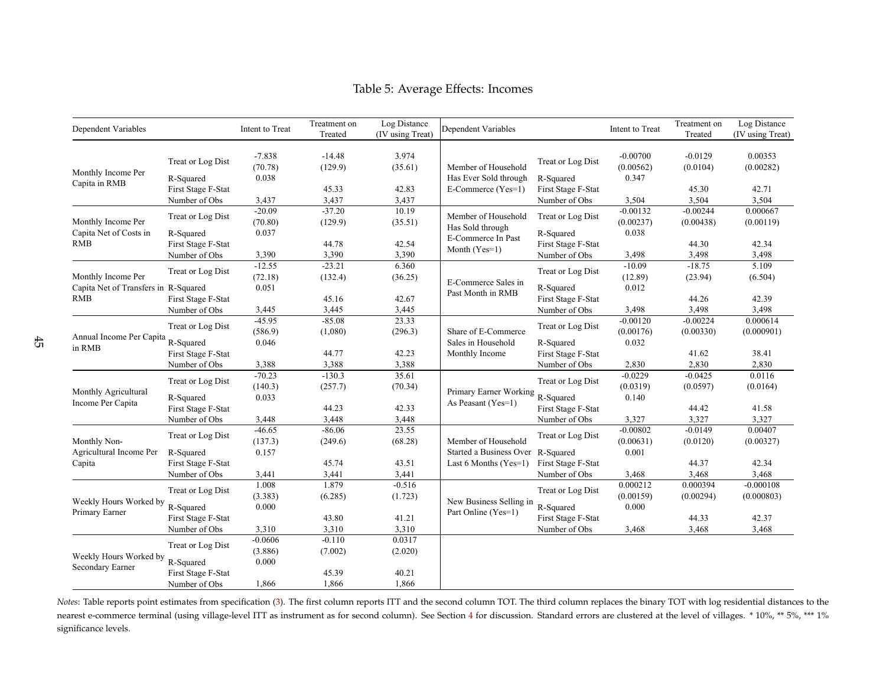# Table 5: Average Effects: Incomes

| Dependent Variables | | Intent to Treat | Treatment on Treated | Log Distance (IV using Treat) | Dependent Variables | | Intent to Treat | Treatment on Treated | Log Distance (IV using Treat) |
|---|---|---|---|---|---|---|---|---|---|
| Monthly Income Per Capita in RMB | Treat or Log Dist | -7.838 | -14.48 | 3.974 | Member of Household Has Ever Sold through E-Commerce (Yes=1) | Treat or Log Dist | -0.00700 | -0.0129 | 0.00353 |
| | | (70.78) | (129.9) | (35.61) | | | (0.00562) | (0.0104) | (0.00282) |
| | R-Squared | 0.038 | | | | R-Squared | 0.347 | | |
| | First Stage F-Stat | | 45.33 | 42.83 | | First Stage F-Stat | | 45.30 | 42.71 |
| | Number of Obs | 3,437 | 3,437 | 3,437 | | Number of Obs | 3,504 | 3,504 | 3,504 |
| Monthly Income Per Capita Net of Costs in RMB | Treat or Log Dist | -20.09 | -37.20 | 10.19 | Member of Household Has Sold through E-Commerce In Past Month (Yes=1) | Treat or Log Dist | -0.00132 | -0.00244 | 0.000667 |
| | | (70.80) | (129.9) | (35.51) | | | (0.00237) | (0.00438) | (0.00119) |
| | R-Squared | 0.037 | | | | R-Squared | 0.038 | | |
| | First Stage F-Stat | | 44.78 | 42.54 | | First Stage F-Stat | | 44.30 | 42.34 |
| | Number of Obs | 3,390 | 3,390 | 3,390 | | Number of Obs | 3,498 | 3,498 | 3,498 |
| Monthly Income Per Capita Net of Transfers in RMB | Treat or Log Dist | -12.55 | -23.21 | 6.360 | E-Commerce Sales in Past Month in RMB | Treat or Log Dist | -10.09 | -18.75 | 5.109 |
| | | (72.18) | (132.4) | (36.25) | | | (12.89) | (23.94) | (6.504) |
| | R-Squared | 0.051 | | | | R-Squared | 0.012 | | |
| | First Stage F-Stat | | 45.16 | 42.67 | | First Stage F-Stat | | 44.26 | 42.39 |
| | Number of Obs | 3,445 | 3,445 | 3,445 | | Number of Obs | 3,498 | 3,498 | 3,498 |
| Annual Income Per Capita in RMB | Treat or Log Dist | -45.95 | -85.08 | 23.33 | Share of E-Commerce Sales in Household Monthly Income | Treat or Log Dist | -0.00120 | -0.00224 | 0.000614 |
| | | (586.9) | (1,080) | (296.3) | | | (0.00176) | (0.00330) | (0.000901) |
| | R-Squared | 0.046 | | | | R-Squared | 0.032 | | |
| | First Stage F-Stat | | 44.77 | 42.23 | | First Stage F-Stat | | 41.62 | 38.41 |
| | Number of Obs | 3,388 | 3,388 | 3,388 | | Number of Obs | 2,830 | 2,830 | 2,830 |
| Monthly Agricultural Income Per Capita | Treat or Log Dist | -70.23 | -130.3 | 35.61 | Primary Earner Working As Peasant (Yes=1) | Treat or Log Dist | -0.0229 | -0.0425 | 0.0116 |
| | | (140.3) | (257.7) | (70.34) | | | (0.0319) | (0.0597) | (0.0164) |
| | R-Squared | 0.033 | | | | R-Squared | 0.140 | | |
| | First Stage F-Stat | | 44.23 | 42.33 | | First Stage F-Stat | | 44.42 | 41.58 |
| | Number of Obs | 3,448 | 3,448 | 3,448 | | Number of Obs | 3,327 | 3,327 | 3,327 |
| Monthly Non-Agricultural Income Per Capita | Treat or Log Dist | -46.65 | -86.06 | 23.55 | Member of Household Started a Business Over Last 6 Months (Yes=1) | Treat or Log Dist | -0.00802 | -0.0149 | 0.00407 |
| | | (137.3) | (249.6) | (68.28) | | | (0.00631) | (0.0120) | (0.00327) |
| | R-Squared | 0.157 | | | | R-Squared | 0.001 | | |
| | First Stage F-Stat | | 45.74 | 43.51 | | First Stage F-Stat | | 44.37 | 42.34 |
| | Number of Obs | 3,441 | 3,441 | 3,441 | | Number of Obs | 3,468 | 3,468 | 3,468 |
| Weekly Hours Worked by Primary Earner | Treat or Log Dist | 1.008 | 1.879 | -0.516 | New Business Selling in Part Online (Yes=1) | Treat or Log Dist | 0.000212 | 0.000394 | -0.000108 |
| | | (3.383) | (6.285) | (1.723) | | | (0.00159) | (0.00294) | (0.000803) |
| | R-Squared | 0.000 | | | | R-Squared | 0.000 | | |
| | First Stage F-Stat | | 43.80 | 41.21 | | First Stage F-Stat | | 44.33 | 42.37 |
| | Number of Obs | 3,310 | 3,310 | 3,310 | | Number of Obs | 3,468 | 3,468 | 3,468 |
| Weekly Hours Worked by Secondary Earner | Treat or Log Dist | -0.0606 | -0.110 | 0.0317 | | | | | |
| | | (3.886) | (7.002) | (2.020) | | | | | |
| | R-Squared | 0.000 | | | | | | | |
| | First Stage F-Stat | | 45.39 | 40.21 | | | | | |
| | Number of Obs | 1,866 | 1,866 | 1,866 | | | | | |

*Notes*: Table reports point estimates from specification (3). The first column reports ITT and the second column TOT. The third column replaces the binary TOT with log residential distances to the nearest e-commerce terminal (using village-level ITT as instrument as for second column). See Section 4 for discussion. Standard errors are clustered at the level of villages. * 10%, ** 5%, *** 1% significance levels.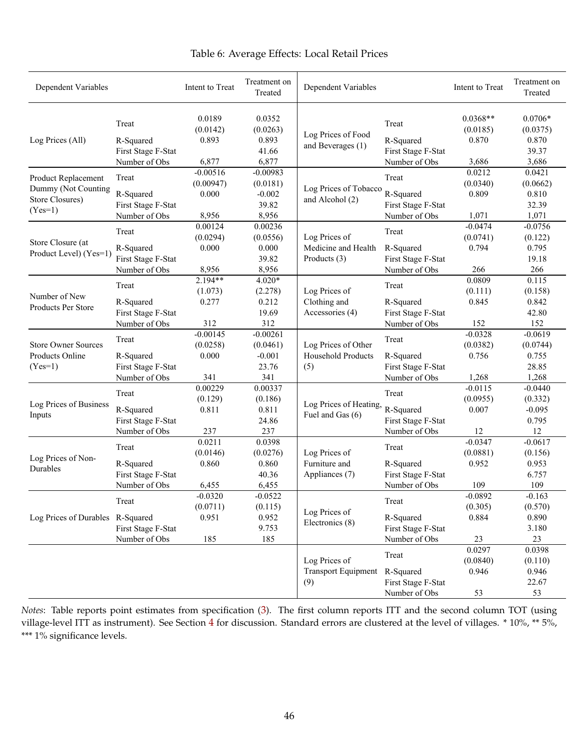Table 6: Average Effects: Local Retail Prices

| Dependent Variables | | Intent to Treat | Treatment on Treated | Dependent Variables | | Intent to Treat | Treatment on Treated |
|---|---|---|---|---|---|---|---|
| Log Prices (All) | Treat | 0.0189 | 0.0352 | Log Prices of Food and Beverages (1) | Treat | 0.0368** | 0.0706* |
| | | (0.0142) | (0.0263) | | | (0.0185) | (0.0375) |
| | R-Squared | 0.893 | 0.893 | | R-Squared | 0.870 | 0.870 |
| | First Stage F-Stat | | 41.66 | | First Stage F-Stat | | 39.37 |
| | Number of Obs | 6,877 | 6,877 | | Number of Obs | 3,686 | 3,686 |
| Product Replacement Dummy (Not Counting Store Closures) (Yes=1) | Treat | -0.00516 | -0.00983 | Log Prices of Tobacco and Alcohol (2) | Treat | 0.0212 | 0.0421 |
| | | (0.00947) | (0.0181) | | | (0.0340) | (0.0662) |
| | R-Squared | 0.000 | -0.002 | | R-Squared | 0.809 | 0.810 |
| | First Stage F-Stat | | 39.82 | | First Stage F-Stat | | 32.39 |
| | Number of Obs | 8,956 | 8,956 | | Number of Obs | 1,071 | 1,071 |
| Store Closure (at Product Level) (Yes=1) | Treat | 0.00124 | 0.00236 | Log Prices of Medicine and Health Products (3) | Treat | -0.0474 | -0.0756 |
| | | (0.0294) | (0.0556) | | | (0.0741) | (0.122) |
| | R-Squared | 0.000 | 0.000 | | R-Squared | 0.794 | 0.795 |
| | First Stage F-Stat | | 39.82 | | First Stage F-Stat | | 19.18 |
| | Number of Obs | 8,956 | 8,956 | | Number of Obs | 266 | 266 |
| Number of New Products Per Store | Treat | 2.194** | 4.020* | Log Prices of Clothing and Accessories (4) | Treat | 0.0809 | 0.115 |
| | | (1.073) | (2.278) | | | (0.111) | (0.158) |
| | R-Squared | 0.277 | 0.212 | | R-Squared | 0.845 | 0.842 |
| | First Stage F-Stat | | 19.69 | | First Stage F-Stat | | 42.80 |
| | Number of Obs | 312 | 312 | | Number of Obs | 152 | 152 |
| Store Owner Sources Products Online (Yes=1) | Treat | -0.00145 | -0.00261 | Log Prices of Other Household Products (5) | Treat | -0.0328 | -0.0619 |
| | | (0.0258) | (0.0461) | | | (0.0382) | (0.0744) |
| | R-Squared | 0.000 | -0.001 | | R-Squared | 0.756 | 0.755 |
| | First Stage F-Stat | | 23.76 | | First Stage F-Stat | | 28.85 |
| | Number of Obs | 341 | 341 | | Number of Obs | 1,268 | 1,268 |
| Log Prices of Business Inputs | Treat | 0.00229 | 0.00337 | Log Prices of Heating, Fuel and Gas (6) | Treat | -0.0115 | -0.0440 |
| | | (0.129) | (0.186) | | | (0.0955) | (0.332) |
| | R-Squared | 0.811 | 0.811 | | R-Squared | 0.007 | -0.095 |
| | First Stage F-Stat | | 24.86 | | First Stage F-Stat | | 0.795 |
| | Number of Obs | 237 | 237 | | Number of Obs | 12 | 12 |
| Log Prices of Non-Durables | Treat | 0.0211 | 0.0398 | Log Prices of Furniture and Appliances (7) | Treat | -0.0347 | -0.0617 |
| | | (0.0146) | (0.0276) | | | (0.0881) | (0.156) |
| | R-Squared | 0.860 | 0.860 | | R-Squared | 0.952 | 0.953 |
| | First Stage F-Stat | | 40.36 | | First Stage F-Stat | | 6.757 |
| | Number of Obs | 6,455 | 6,455 | | Number of Obs | 109 | 109 |
| Log Prices of Durables | Treat | -0.0320 | -0.0522 | Log Prices of Electronics (8) | Treat | -0.0892 | -0.163 |
| | | (0.0711) | (0.115) | | | (0.305) | (0.570) |
| | R-Squared | 0.951 | 0.952 | | R-Squared | 0.884 | 0.890 |
| | First Stage F-Stat | | 9.753 | | First Stage F-Stat | | 3.180 |
| | Number of Obs | 185 | 185 | | Number of Obs | 23 | 23 |
| | | | | Log Prices of Transport Equipment (9) | Treat | 0.0297 | 0.0398 |
| | | | | | | (0.0840) | (0.110) |
| | | | | | R-Squared | 0.946 | 0.946 |
| | | | | | First Stage F-Stat | | 22.67 |
| | | | | | Number of Obs | 53 | 53 |

*Notes*: Table reports point estimates from specification (3). The first column reports ITT and the second column TOT (using village-level ITT as instrument). See Section 4 for discussion. Standard errors are clustered at the level of villages. * 10%, ** 5%, *** 1% significance levels.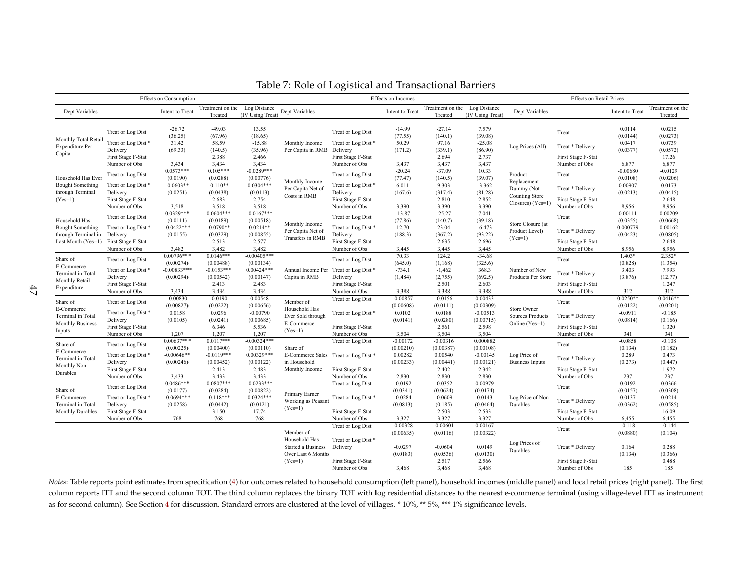# Table 7: Role of Logistical and Transactional Barriers

**Effects on Consumption**

| Dept Variables | | Intent to Treat | Treatment on the Treated | Log Distance (IV Using Treat) |
|---|---|---|---|---|
| Monthly Total Retail Expenditure Per Capita | Treat or Log Dist | -26.72 | -49.03 | 13.55 |
| | | (36.25) | (67.96) | (18.65) |
| | Treat or Log Dist * Delivery | 31.42 | 58.59 | -15.88 |
| | | (69.33) | (140.5) | (35.96) |
| | First Stage F-Stat | | 2.388 | 2.466 |
| | Number of Obs | 3,434 | 3,434 | 3,434 |
| Household Has Ever Bought Something through Terminal (Yes=1) | Treat or Log Dist | 0.0573*** | 0.105*** | -0.0289*** |
| | | (0.0190) | (0.0288) | (0.00776) |
| | Treat or Log Dist * Delivery | -0.0603** | -0.110** | 0.0304*** |
| | | (0.0251) | (0.0438) | (0.0113) |
| | First Stage F-Stat | | 2.683 | 2.754 |
| | Number of Obs | 3,518 | 3,518 | 3,518 |
| Household Has Bought Something through Terminal in Last Month (Yes=1) | Treat or Log Dist | 0.0329*** | 0.0604*** | -0.0167*** |
| | | (0.0111) | (0.0189) | (0.00518) |
| | Treat or Log Dist * Delivery | -0.0422*** | -0.0790** | 0.0214** |
| | | (0.0155) | (0.0329) | (0.00855) |
| | First Stage F-Stat | | 2.513 | 2.577 |
| | Number of Obs | 3,482 | 3,482 | 3,482 |
| Share of E-Commerce Terminal in Total Monthly Retail Expenditure | Treat or Log Dist | 0.00796*** | 0.0146*** | -0.00405*** |
| | | (0.00274) | (0.00488) | (0.00134) |
| | Treat or Log Dist * Delivery | -0.00833*** | -0.0153*** | 0.00424*** |
| | | (0.00294) | (0.00542) | (0.00147) |
| | First Stage F-Stat | | 2.413 | 2.483 |
| | Number of Obs | 3,434 | 3,434 | 3,434 |
| Share of E-Commerce Terminal in Total Monthly Business Inputs | Treat or Log Dist | -0.00830 | -0.0190 | 0.00548 |
| | | (0.00827) | (0.0222) | (0.00656) |
| | Treat or Log Dist * Delivery | 0.0158 | 0.0296 | -0.00790 |
| | | (0.0105) | (0.0241) | (0.00685) |
| | First Stage F-Stat | | 6.346 | 5.536 |
| | Number of Obs | 1,207 | 1,207 | 1,207 |
| Share of E-Commerce Terminal in Total Monthly Non-Durables | Treat or Log Dist | 0.00637*** | 0.0117*** | -0.00324*** |
| | | (0.00225) | (0.00400) | (0.00110) |
| | Treat or Log Dist * Delivery | -0.00646** | -0.0119*** | 0.00329*** |
| | | (0.00246) | (0.00452) | (0.00122) |
| | First Stage F-Stat | | 2.413 | 2.483 |
| | Number of Obs | 3,433 | 3,433 | 3,433 |
| Share of E-Commerce Terminal in Total Monthly Durables | Treat or Log Dist | 0.0486*** | 0.0807*** | -0.0233*** |
| | | (0.0177) | (0.0284) | (0.00822) |
| | Treat or Log Dist * Delivery | -0.0694*** | -0.118*** | 0.0324*** |
| | | (0.0258) | (0.0442) | (0.0121) |
| | First Stage F-Stat | | 3.150 | 17.74 |
| | Number of Obs | 768 | 768 | 768 |

**Effects on Incomes**

| Dept Variables | | Intent to Treat | Treatment on the Treated | Log Distance (IV Using Treat) |
|---|---|---|---|---|
| Monthly Income Per Capita in RMB | Treat or Log Dist | -14.99 | -27.14 | 7.579 |
| | | (77.55) | (140.1) | (39.08) |
| | Treat or Log Dist * Delivery | 50.29 | 97.16 | -25.08 |
| | | (171.2) | (339.1) | (86.90) |
| | First Stage F-Stat | | 2.694 | 2.737 |
| | Number of Obs | 3,437 | 3,437 | 3,437 |
| Monthly Income Per Capita Net of Costs in RMB | Treat or Log Dist | -20.24 | -37.09 | 10.33 |
| | | (77.47) | (140.5) | (39.07) |
| | Treat or Log Dist * Delivery | 6.011 | 9.303 | -3.362 |
| | | (167.6) | (317.4) | (81.28) |
| | First Stage F-Stat | | 2.810 | 2.852 |
| | Number of Obs | 3,390 | 3,390 | 3,390 |
| Monthly Income Per Capita Net of Transfers in RMB | Treat or Log Dist | -13.87 | -25.27 | 7.041 |
| | | (77.86) | (140.7) | (39.18) |
| | Treat or Log Dist * Delivery | 12.70 | 23.04 | -6.473 |
| | | (188.3) | (367.2) | (93.22) |
| | First Stage F-Stat | | 2.635 | 2.696 |
| | Number of Obs | 3,445 | 3,445 | 3,445 |
| Annual Income Per Capita in RMB | Treat or Log Dist | 70.33 | 124.2 | -34.68 |
| | | (645.0) | (1,168) | (325.6) |
| | Treat or Log Dist * Delivery | -734.1 | -1,462 | 368.3 |
| | | (1,484) | (2,755) | (692.5) |
| | First Stage F-Stat | | 2.501 | 2.603 |
| | Number of Obs | 3,388 | 3,388 | 3,388 |
| Member of Household Has Ever Sold through E-Commerce (Yes=1) | Treat or Log Dist | -0.00857 | -0.0156 | 0.00433 |
| | | (0.00608) | (0.0111) | (0.00309) |
| | Treat or Log Dist * Delivery | 0.0102 | 0.0188 | -0.00513 |
| | | (0.0141) | (0.0280) | (0.00715) |
| | First Stage F-Stat | | 2.561 | 2.598 |
| | Number of Obs | 3,504 | 3,504 | 3,504 |
| Share of E-Commerce Sales in Household Monthly Income | Treat or Log Dist | -0.00172 | -0.00316 | 0.000882 |
| | | (0.00210) | (0.00387) | (0.00108) |
| | Treat or Log Dist * Delivery | 0.00282 | 0.00540 | -0.00145 |
| | | (0.00233) | (0.00441) | (0.00121) |
| | First Stage F-Stat | | 2.402 | 2.342 |
| | Number of Obs | 2,830 | 2,830 | 2,830 |
| Primary Earner Working as Peasant (Yes=1) | Treat or Log Dist | -0.0192 | -0.0352 | 0.00979 |
| | | (0.0341) | (0.0624) | (0.0174) |
| | Treat or Log Dist * Delivery | -0.0284 | -0.0609 | 0.0143 |
| | | (0.0813) | (0.185) | (0.0464) |
| | First Stage F-Stat | | 2.503 | 2.533 |
| | Number of Obs | 3,327 | 3,327 | 3,327 |
| Member of Household Has Started a Business Over Last 6 Months (Yes=1) | Treat or Log Dist | -0.00328 | -0.00601 | 0.00167 |
| | | (0.00635) | (0.0116) | (0.00322) |
| | Treat or Log Dist * Delivery | -0.0297 | -0.0604 | 0.0149 |
| | | (0.0183) | (0.0536) | (0.0130) |
| | First Stage F-Stat | | 2.517 | 2.566 |
| | Number of Obs | 3,468 | 3,468 | 3,468 |

**Effects on Retail Prices**

| Dept Variables | | Intent to Treat | Treatment on the Treated |
|---|---|---|---|
| Log Prices (All) | Treat | 0.0114 | 0.0215 |
| | | (0.0144) | (0.0273) |
| | Treat * Delivery | 0.0417 | 0.0739 |
| | | (0.0377) | (0.0572) |
| | First Stage F-Stat | | 17.26 |
| | Number of Obs | 6,877 | 6,877 |
| Product Replacement Dummy (Not Counting Store Closures) (Yes=1) | Treat | -0.00680 | -0.0129 |
| | | (0.0108) | (0.0206) |
| | Treat * Delivery | 0.00907 | 0.0173 |
| | | (0.0213) | (0.0415) |
| | First Stage F-Stat | | 2.648 |
| | Number of Obs | 8,956 | 8,956 |
| Store Closure (at Product Level) (Yes=1) | Treat | 0.00111 | 0.00209 |
| | | (0.0355) | (0.0668) |
| | Treat * Delivery | 0.000779 | 0.00162 |
| | | (0.0423) | (0.0805) |
| | First Stage F-Stat | | 2.648 |
| | Number of Obs | 8,956 | 8,956 |
| Number of New Products Per Store | Treat | 1.403* | 2.352* |
| | | (0.828) | (1.354) |
| | Treat * Delivery | 3.403 | 7.993 |
| | | (3.876) | (12.77) |
| | First Stage F-Stat | | 1.247 |
| | Number of Obs | 312 | 312 |
| Store Owner Sources Products Online (Yes=1) | Treat | 0.0250** | 0.0416** |
| | | (0.0122) | (0.0201) |
| | Treat * Delivery | -0.0911 | -0.185 |
| | | (0.0814) | (0.166) |
| | First Stage F-Stat | | 1.320 |
| | Number of Obs | 341 | 341 |
| Log Price of Business Inputs | Treat | -0.0858 | -0.108 |
| | | (0.134) | (0.182) |
| | Treat * Delivery | 0.289 | 0.473 |
| | | (0.273) | (0.447) |
| | First Stage F-Stat | | 1.972 |
| | Number of Obs | 237 | 237 |
| Log Price of Non-Durables | Treat | 0.0192 | 0.0366 |
| | | (0.0157) | (0.0308) |
| | Treat * Delivery | 0.0137 | 0.0214 |
| | | (0.0362) | (0.0585) |
| | First Stage F-Stat | | 16.09 |
| | Number of Obs | 6,455 | 6,455 |
| Log Prices of Durables | Treat | -0.118 | -0.144 |
| | | (0.0880) | (0.104) |
| | Treat * Delivery | 0.164 | 0.288 |
| | | (0.134) | (0.366) |
| | First Stage F-Stat | | 0.488 |
| | Number of Obs | 185 | 185 |

*Notes*: Table reports point estimates from specification (4) for outcomes related to household consumption (left panel), household incomes (middle panel) and local retail prices (right panel). The first column reports ITT and the second column TOT. The third column replaces the binary TOT with log residential distances to the nearest e-commerce terminal (using village-level ITT as instrument as for second column). See Section 4 for discussion. Standard errors are clustered at the level of villages. * 10%, ** 5%, *** 1% significance levels.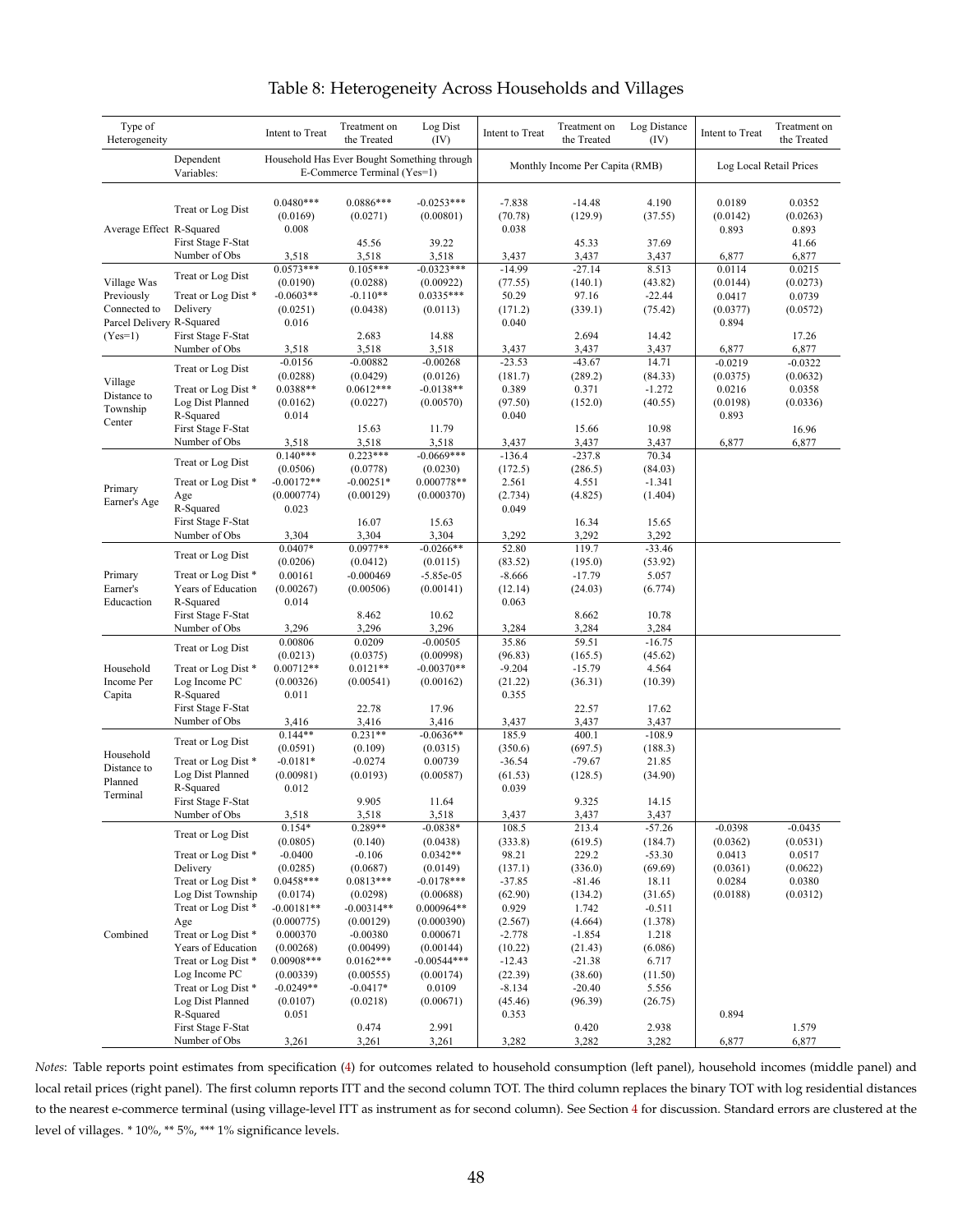# Table 8: Heterogeneity Across Households and Villages

| Type of Heterogeneity | | Intent to Treat | Treatment on the Treated | Log Dist (IV) | Intent to Treat | Treatment on the Treated | Log Distance (IV) | Intent to Treat | Treatment on the Treated |
|---|---|---|---|---|---|---|---|---|---|
| | Dependent Variables: | Household Has Ever Bought Something through E-Commerce Terminal (Yes=1) | | | Monthly Income Per Capita (RMB) | | | Log Local Retail Prices | |
| Average Effect | Treat or Log Dist | 0.0480*** | 0.0886*** | -0.0253*** | -7.838 | -14.48 | 4.190 | 0.0189 | 0.0352 |
| | | (0.0169) | (0.0271) | (0.00801) | (70.78) | (129.9) | (37.55) | (0.0142) | (0.0263) |
| | R-Squared | 0.008 | | | 0.038 | | | 0.893 | 0.893 |
| | First Stage F-Stat | | 45.56 | 39.22 | | 45.33 | 37.69 | | 41.66 |
| | Number of Obs | 3,518 | 3,518 | 3,518 | 3,437 | 3,437 | 3,437 | 6,877 | 6,877 |
| Village Was Previously Connected to Parcel Delivery (Yes=1) | Treat or Log Dist | 0.0573*** | 0.105*** | -0.0323*** | -14.99 | -27.14 | 8.513 | 0.0114 | 0.0215 |
| | | (0.0190) | (0.0288) | (0.00922) | (77.55) | (140.1) | (43.82) | (0.0144) | (0.0273) |
| | Treat or Log Dist * Delivery | -0.0603** | -0.110** | 0.0335*** | 50.29 | 97.16 | -22.44 | 0.0417 | 0.0739 |
| | | (0.0251) | (0.0438) | (0.0113) | (171.2) | (339.1) | (75.42) | (0.0377) | (0.0572) |
| | R-Squared | 0.016 | | | 0.040 | | | 0.894 | |
| | First Stage F-Stat | | 2.683 | 14.88 | | 2.694 | 14.42 | | 17.26 |
| | Number of Obs | 3,518 | 3,518 | 3,518 | 3,437 | 3,437 | 3,437 | 6,877 | 6,877 |
| Village Distance to Township Center | Treat or Log Dist | -0.0156 | -0.00882 | -0.00268 | -23.53 | -43.67 | 14.71 | -0.0219 | -0.0322 |
| | | (0.0288) | (0.0429) | (0.0126) | (181.7) | (289.2) | (84.33) | (0.0375) | (0.0632) |
| | Treat or Log Dist * Log Dist Planned | 0.0388** | 0.0612*** | -0.0138** | 0.389 | 0.371 | -1.272 | 0.0216 | 0.0358 |
| | | (0.0162) | (0.0227) | (0.00570) | (97.50) | (152.0) | (40.55) | (0.0198) | (0.0336) |
| | R-Squared | 0.014 | | | 0.040 | | | 0.893 | |
| | First Stage F-Stat | | 15.63 | 11.79 | | 15.66 | 10.98 | | 16.96 |
| | Number of Obs | 3,518 | 3,518 | 3,518 | 3,437 | 3,437 | 3,437 | 6,877 | 6,877 |
| Primary Earner's Age | Treat or Log Dist | 0.140*** | 0.223*** | -0.0669*** | -136.4 | -237.8 | 70.34 | | |
| | | (0.0506) | (0.0778) | (0.0230) | (172.5) | (286.5) | (84.03) | | |
| | Treat or Log Dist * Age | -0.00172** | -0.00251* | 0.000778** | 2.561 | 4.551 | -1.341 | | |
| | | (0.000774) | (0.00129) | (0.000370) | (2.734) | (4.825) | (1.404) | | |
| | R-Squared | 0.023 | | | 0.049 | | | | |
| | First Stage F-Stat | | 16.07 | 15.63 | | 16.34 | 15.65 | | |
| | Number of Obs | 3,304 | 3,304 | 3,304 | 3,292 | 3,292 | 3,292 | | |
| Primary Earner's Educaction | Treat or Log Dist | 0.0407* | 0.0977** | -0.0266** | 52.80 | 119.7 | -33.46 | | |
| | | (0.0206) | (0.0412) | (0.0115) | (83.52) | (195.0) | (53.92) | | |
| | Treat or Log Dist * Years of Education | 0.00161 | -0.000469 | -5.85e-05 | -8.666 | -17.79 | 5.057 | | |
| | | (0.00267) | (0.00506) | (0.00141) | (12.14) | (24.03) | (6.774) | | |
| | R-Squared | 0.014 | | | 0.063 | | | | |
| | First Stage F-Stat | | 8.462 | 10.62 | | 8.662 | 10.78 | | |
| | Number of Obs | 3,296 | 3,296 | 3,296 | 3,284 | 3,284 | 3,284 | | |
| Household Income Per Capita | Treat or Log Dist | 0.00806 | 0.0209 | -0.00505 | 35.86 | 59.51 | -16.75 | | |
| | | (0.0213) | (0.0375) | (0.00998) | (96.83) | (165.5) | (45.62) | | |
| | Treat or Log Dist * Log Income PC | 0.00712** | 0.0121** | -0.00370** | -9.204 | -15.79 | 4.564 | | |
| | | (0.00326) | (0.00541) | (0.00162) | (21.22) | (36.31) | (10.39) | | |
| | R-Squared | 0.011 | | | 0.355 | | | | |
| | First Stage F-Stat | | 22.78 | 17.96 | | 22.57 | 17.62 | | |
| | Number of Obs | 3,416 | 3,416 | 3,416 | 3,437 | 3,437 | 3,437 | | |
| Household Distance to Planned Terminal | Treat or Log Dist | 0.144** | 0.231** | -0.0636** | 185.9 | 400.1 | -108.9 | | |
| | | (0.0591) | (0.109) | (0.0315) | (350.6) | (697.5) | (188.3) | | |
| | Treat or Log Dist * Log Dist Planned | -0.0181* | -0.0274 | 0.00739 | -36.54 | -79.67 | 21.85 | | |
| | | (0.00981) | (0.0193) | (0.00587) | (61.53) | (128.5) | (34.90) | | |
| | R-Squared | 0.012 | | | 0.039 | | | | |
| | First Stage F-Stat | | 9.905 | 11.64 | | 9.325 | 14.15 | | |
| | Number of Obs | 3,518 | 3,518 | 3,518 | 3,437 | 3,437 | 3,437 | | |
| Combined | Treat or Log Dist | 0.154* | 0.289** | -0.0838* | 108.5 | 213.4 | -57.26 | -0.0398 | -0.0435 |
| | | (0.0805) | (0.140) | (0.0438) | (333.8) | (619.5) | (184.7) | (0.0362) | (0.0531) |
| | Treat or Log Dist * Delivery | -0.0400 | -0.106 | 0.0342** | 98.21 | 229.2 | -53.30 | 0.0413 | 0.0517 |
| | | (0.0285) | (0.0687) | (0.0149) | (137.1) | (336.0) | (69.69) | (0.0361) | (0.0622) |
| | Treat or Log Dist * Log Dist Township | 0.0458*** | 0.0813*** | -0.0178*** | -37.85 | -81.46 | 18.11 | 0.0284 | 0.0380 |
| | | (0.0174) | (0.0298) | (0.00688) | (62.90) | (134.2) | (31.65) | (0.0188) | (0.0312) |
| | Treat or Log Dist * Age | -0.00181** | -0.00314** | 0.000964** | 0.929 | 1.742 | -0.511 | | |
| | | (0.000775) | (0.00129) | (0.000390) | (2.567) | (4.664) | (1.378) | | |
| | Treat or Log Dist * Years of Education | 0.000370 | -0.00380 | 0.000671 | -2.778 | -1.854 | 1.218 | | |
| | | (0.00268) | (0.00499) | (0.00144) | (10.22) | (21.43) | (6.086) | | |
| | Treat or Log Dist * Log Income PC | 0.00908*** | 0.0162*** | -0.00544*** | -12.43 | -21.38 | 6.717 | | |
| | | (0.00339) | (0.00555) | (0.00174) | (22.39) | (38.60) | (11.50) | | |
| | Treat or Log Dist * Log Dist Planned | -0.0249** | -0.0417* | 0.0109 | -8.134 | -20.40 | 5.556 | | |
| | | (0.0107) | (0.0218) | (0.00671) | (45.46) | (96.39) | (26.75) | | |
| | R-Squared | 0.051 | | | 0.353 | | | 0.894 | |
| | First Stage F-Stat | | 0.474 | 2.991 | | 0.420 | 2.938 | | 1.579 |
| | Number of Obs | 3,261 | 3,261 | 3,261 | 3,282 | 3,282 | 3,282 | 6,877 | 6,877 |

*Notes*: Table reports point estimates from specification (4) for outcomes related to household consumption (left panel), household incomes (middle panel) and local retail prices (right panel). The first column reports ITT and the second column TOT. The third column replaces the binary TOT with log residential distances to the nearest e-commerce terminal (using village-level ITT as instrument as for second column). See Section 4 for discussion. Standard errors are clustered at the level of villages. * 10%, ** 5%, *** 1% significance levels.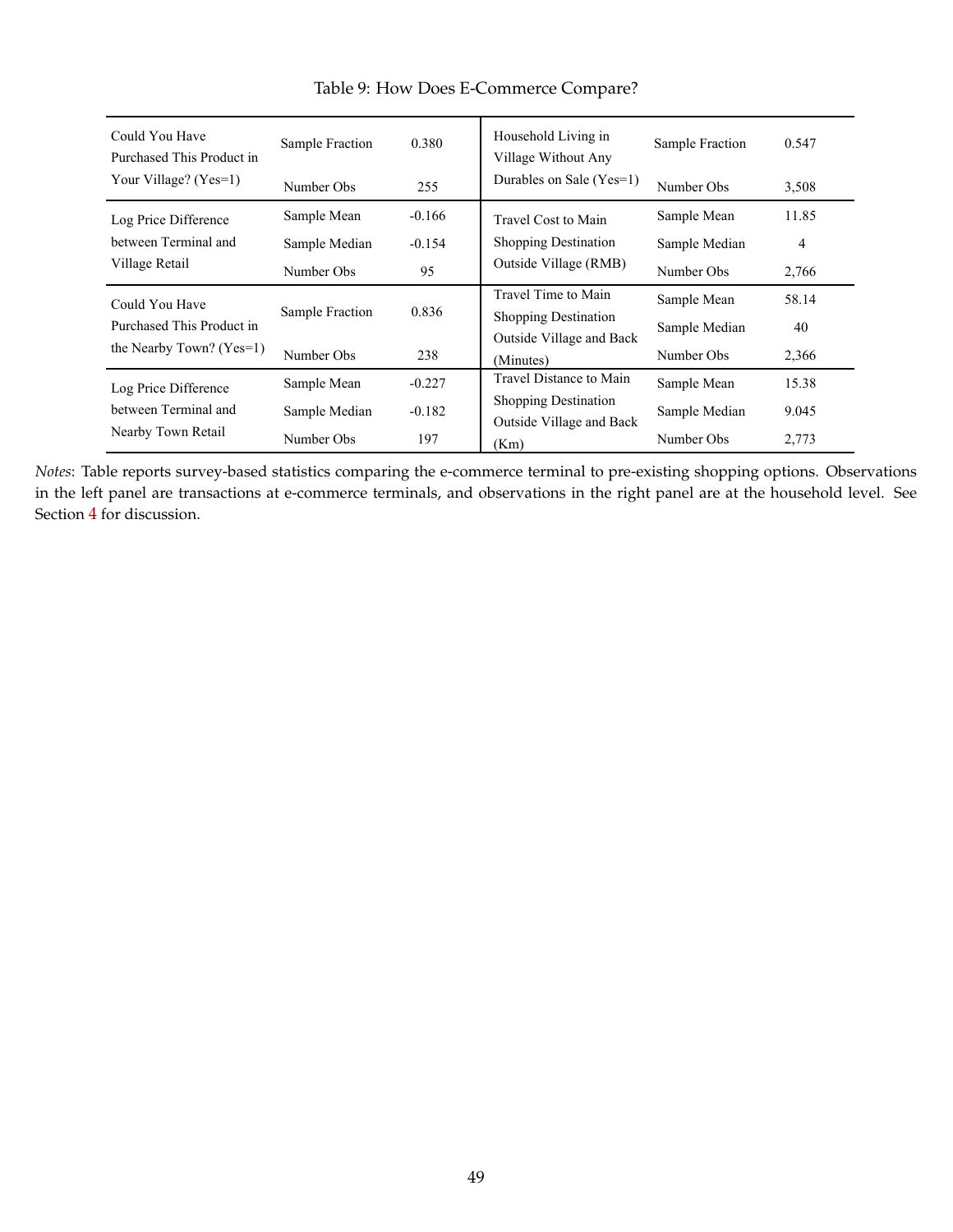Table 9: How Does E-Commerce Compare?

| | | | | | |
|---|---|---|---|---|---|
| Could You Have Purchased This Product in Your Village? (Yes=1) | Sample Fraction | 0.380 | Household Living in Village Without Any Durables on Sale (Yes=1) | Sample Fraction | 0.547 |
| | Number Obs | 255 | | Number Obs | 3,508 |
| Log Price Difference between Terminal and Village Retail | Sample Mean | -0.166 | Travel Cost to Main Shopping Destination Outside Village (RMB) | Sample Mean | 11.85 |
| | Sample Median | -0.154 | | Sample Median | 4 |
| | Number Obs | 95 | | Number Obs | 2,766 |
| Could You Have Purchased This Product in the Nearby Town? (Yes=1) | Sample Fraction | 0.836 | Travel Time to Main Shopping Destination Outside Village and Back (Minutes) | Sample Mean | 58.14 |
| | | | | Sample Median | 40 |
| | Number Obs | 238 | | Number Obs | 2,366 |
| Log Price Difference between Terminal and Nearby Town Retail | Sample Mean | -0.227 | Travel Distance to Main Shopping Destination Outside Village and Back (Km) | Sample Mean | 15.38 |
| | Sample Median | -0.182 | | Sample Median | 9.045 |
| | Number Obs | 197 | | Number Obs | 2,773 |

*Notes*: Table reports survey-based statistics comparing the e-commerce terminal to pre-existing shopping options. Observations in the left panel are transactions at e-commerce terminals, and observations in the right panel are at the household level. See Section 4 for discussion.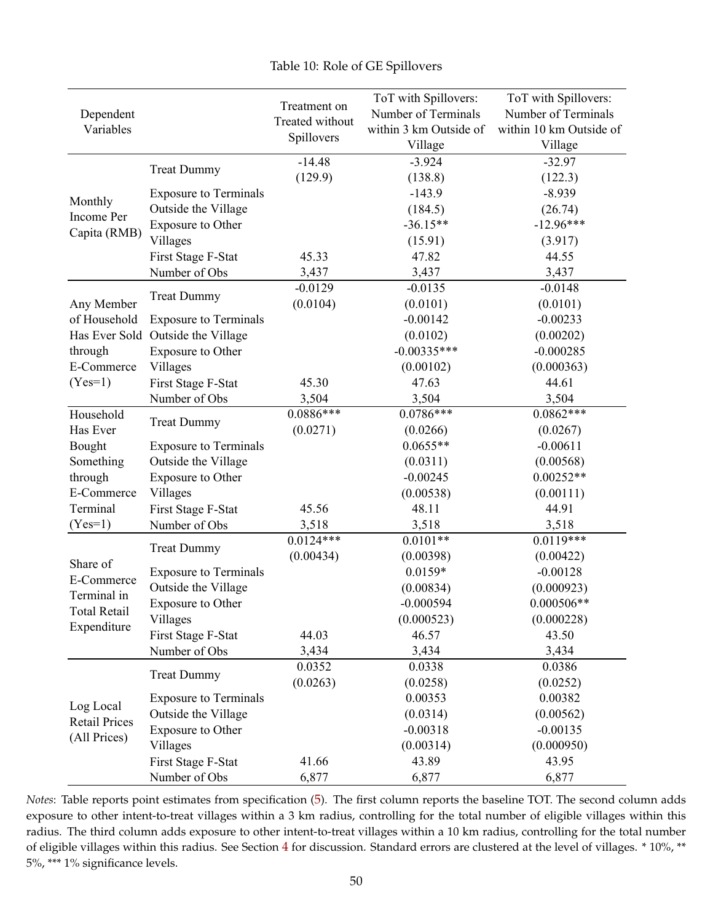Table 10: Role of GE Spillovers

| Dependent Variables | | Treatment on Treated without Spillovers | ToT with Spillovers: Number of Terminals within 3 km Outside of Village | ToT with Spillovers: Number of Terminals within 10 km Outside of Village |
|---|---|---|---|---|
| Monthly Income Per Capita (RMB) | Treat Dummy | -14.48 | -3.924 | -32.97 |
| | | (129.9) | (138.8) | (122.3) |
| | Exposure to Terminals Outside the Village | | -143.9 | -8.939 |
| | | | (184.5) | (26.74) |
| | Exposure to Other Villages | | -36.15** | -12.96*** |
| | | | (15.91) | (3.917) |
| | First Stage F-Stat | 45.33 | 47.82 | 44.55 |
| | Number of Obs | 3,437 | 3,437 | 3,437 |
| Any Member of Household Has Ever Sold through E-Commerce (Yes=1) | Treat Dummy | -0.0129 | -0.0135 | -0.0148 |
| | | (0.0104) | (0.0101) | (0.0101) |
| | Exposure to Terminals Outside the Village | | -0.00142 | -0.00233 |
| | | | (0.0102) | (0.00202) |
| | Exposure to Other Villages | | -0.00335*** | -0.000285 |
| | | | (0.00102) | (0.000363) |
| | First Stage F-Stat | 45.30 | 47.63 | 44.61 |
| | Number of Obs | 3,504 | 3,504 | 3,504 |
| Household Has Ever Bought Something through E-Commerce Terminal (Yes=1) | Treat Dummy | 0.0886*** | 0.0786*** | 0.0862*** |
| | | (0.0271) | (0.0266) | (0.0267) |
| | Exposure to Terminals Outside the Village | | 0.0655** | -0.00611 |
| | | | (0.0311) | (0.00568) |
| | Exposure to Other Villages | | -0.00245 | 0.00252** |
| | | | (0.00538) | (0.00111) |
| | First Stage F-Stat | 45.56 | 48.11 | 44.91 |
| | Number of Obs | 3,518 | 3,518 | 3,518 |
| Share of E-Commerce Terminal in Total Retail Expenditure | Treat Dummy | 0.0124*** | 0.0101** | 0.0119*** |
| | | (0.00434) | (0.00398) | (0.00422) |
| | Exposure to Terminals Outside the Village | | 0.0159* | -0.00128 |
| | | | (0.00834) | (0.000923) |
| | Exposure to Other Villages | | -0.000594 | 0.000506** |
| | | | (0.000523) | (0.000228) |
| | First Stage F-Stat | 44.03 | 46.57 | 43.50 |
| | Number of Obs | 3,434 | 3,434 | 3,434 |
| Log Local Retail Prices (All Prices) | Treat Dummy | 0.0352 | 0.0338 | 0.0386 |
| | | (0.0263) | (0.0258) | (0.0252) |
| | Exposure to Terminals Outside the Village | | 0.00353 | 0.00382 |
| | | | (0.0314) | (0.00562) |
| | Exposure to Other Villages | | -0.00318 | -0.00135 |
| | | | (0.00314) | (0.000950) |
| | First Stage F-Stat | 41.66 | 43.89 | 43.95 |
| | Number of Obs | 6,877 | 6,877 | 6,877 |

*Notes*: Table reports point estimates from specification (5). The first column reports the baseline TOT. The second column adds exposure to other intent-to-treat villages within a 3 km radius, controlling for the total number of eligible villages within this radius. The third column adds exposure to other intent-to-treat villages within a 10 km radius, controlling for the total number of eligible villages within this radius. See Section 4 for discussion. Standard errors are clustered at the level of villages. * 10%, ** 5%, *** 1% significance levels.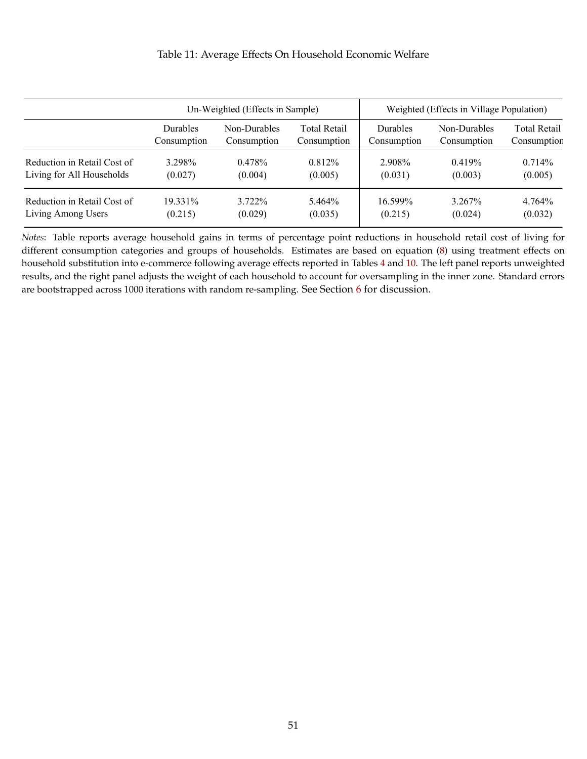Table 11: Average Effects On Household Economic Welfare

| | Un-Weighted (Effects in Sample) | | | Weighted (Effects in Village Population) | | |
|---|---|---|---|---|---|---|
| | Durables Consumption | Non-Durables Consumption | Total Retail Consumption | Durables Consumption | Non-Durables Consumption | Total Retail Consumption |
| Reduction in Retail Cost of Living for All Households | 3.298% | 0.478% | 0.812% | 2.908% | 0.419% | 0.714% |
| | (0.027) | (0.004) | (0.005) | (0.031) | (0.003) | (0.005) |
| Reduction in Retail Cost of Living Among Users | 19.331% | 3.722% | 5.464% | 16.599% | 3.267% | 4.764% |
| | (0.215) | (0.029) | (0.035) | (0.215) | (0.024) | (0.032) |

*Notes*: Table reports average household gains in terms of percentage point reductions in household retail cost of living for different consumption categories and groups of households. Estimates are based on equation (8) using treatment effects on household substitution into e-commerce following average effects reported in Tables 4 and 10. The left panel reports unweighted results, and the right panel adjusts the weight of each household to account for oversampling in the inner zone. Standard errors are bootstrapped across 1000 iterations with random re-sampling. See Section 6 for discussion.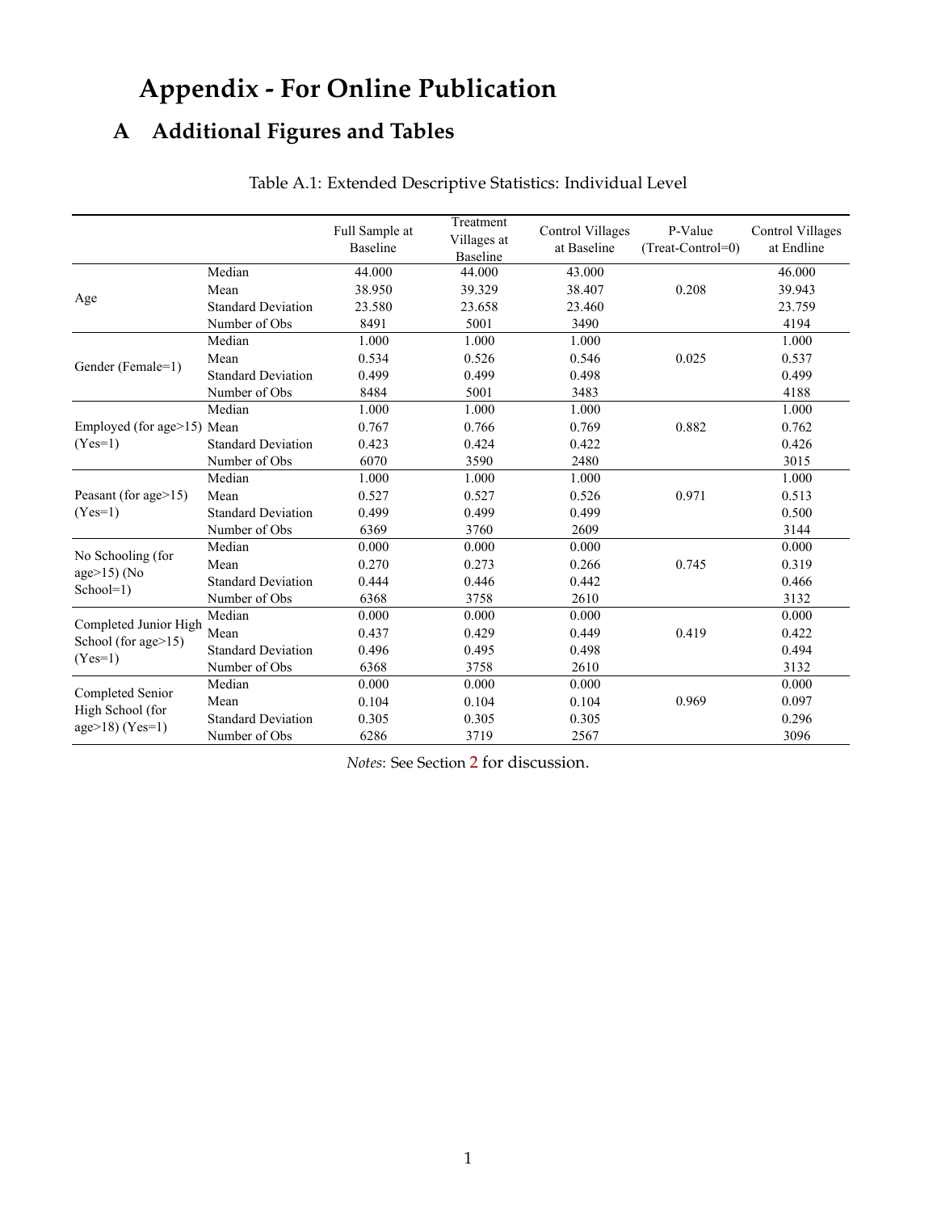# Appendix - For Online Publication

## A Additional Figures and Tables

Table A.1: Extended Descriptive Statistics: Individual Level

| | | Full Sample at Baseline | Treatment Villages at Baseline | Control Villages at Baseline | P-Value (Treat-Control=0) | Control Villages at Endline |
|---|---|---|---|---|---|---|
| Age | Median | 44.000 | 44.000 | 43.000 | | 46.000 |
| | Mean | 38.950 | 39.329 | 38.407 | 0.208 | 39.943 |
| | Standard Deviation | 23.580 | 23.658 | 23.460 | | 23.759 |
| | Number of Obs | 8491 | 5001 | 3490 | | 4194 |
| Gender (Female=1) | Median | 1.000 | 1.000 | 1.000 | | 1.000 |
| | Mean | 0.534 | 0.526 | 0.546 | 0.025 | 0.537 |
| | Standard Deviation | 0.499 | 0.499 | 0.498 | | 0.499 |
| | Number of Obs | 8484 | 5001 | 3483 | | 4188 |
| Employed (for age>15) (Yes=1) | Median | 1.000 | 1.000 | 1.000 | | 1.000 |
| | Mean | 0.767 | 0.766 | 0.769 | 0.882 | 0.762 |
| | Standard Deviation | 0.423 | 0.424 | 0.422 | | 0.426 |
| | Number of Obs | 6070 | 3590 | 2480 | | 3015 |
| Peasant (for age>15) (Yes=1) | Median | 1.000 | 1.000 | 1.000 | | 1.000 |
| | Mean | 0.527 | 0.527 | 0.526 | 0.971 | 0.513 |
| | Standard Deviation | 0.499 | 0.499 | 0.499 | | 0.500 |
| | Number of Obs | 6369 | 3760 | 2609 | | 3144 |
| No Schooling (for age>15) (No School=1) | Median | 0.000 | 0.000 | 0.000 | | 0.000 |
| | Mean | 0.270 | 0.273 | 0.266 | 0.745 | 0.319 |
| | Standard Deviation | 0.444 | 0.446 | 0.442 | | 0.466 |
| | Number of Obs | 6368 | 3758 | 2610 | | 3132 |
| Completed Junior High School (for age>15) (Yes=1) | Median | 0.000 | 0.000 | 0.000 | | 0.000 |
| | Mean | 0.437 | 0.429 | 0.449 | 0.419 | 0.422 |
| | Standard Deviation | 0.496 | 0.495 | 0.498 | | 0.494 |
| | Number of Obs | 6368 | 3758 | 2610 | | 3132 |
| Completed Senior High School (for age>18) (Yes=1) | Median | 0.000 | 0.000 | 0.000 | | 0.000 |
| | Mean | 0.104 | 0.104 | 0.104 | 0.969 | 0.097 |
| | Standard Deviation | 0.305 | 0.305 | 0.305 | | 0.296 |
| | Number of Obs | 6286 | 3719 | 2567 | | 3096 |

*Notes*: See Section 2 for discussion.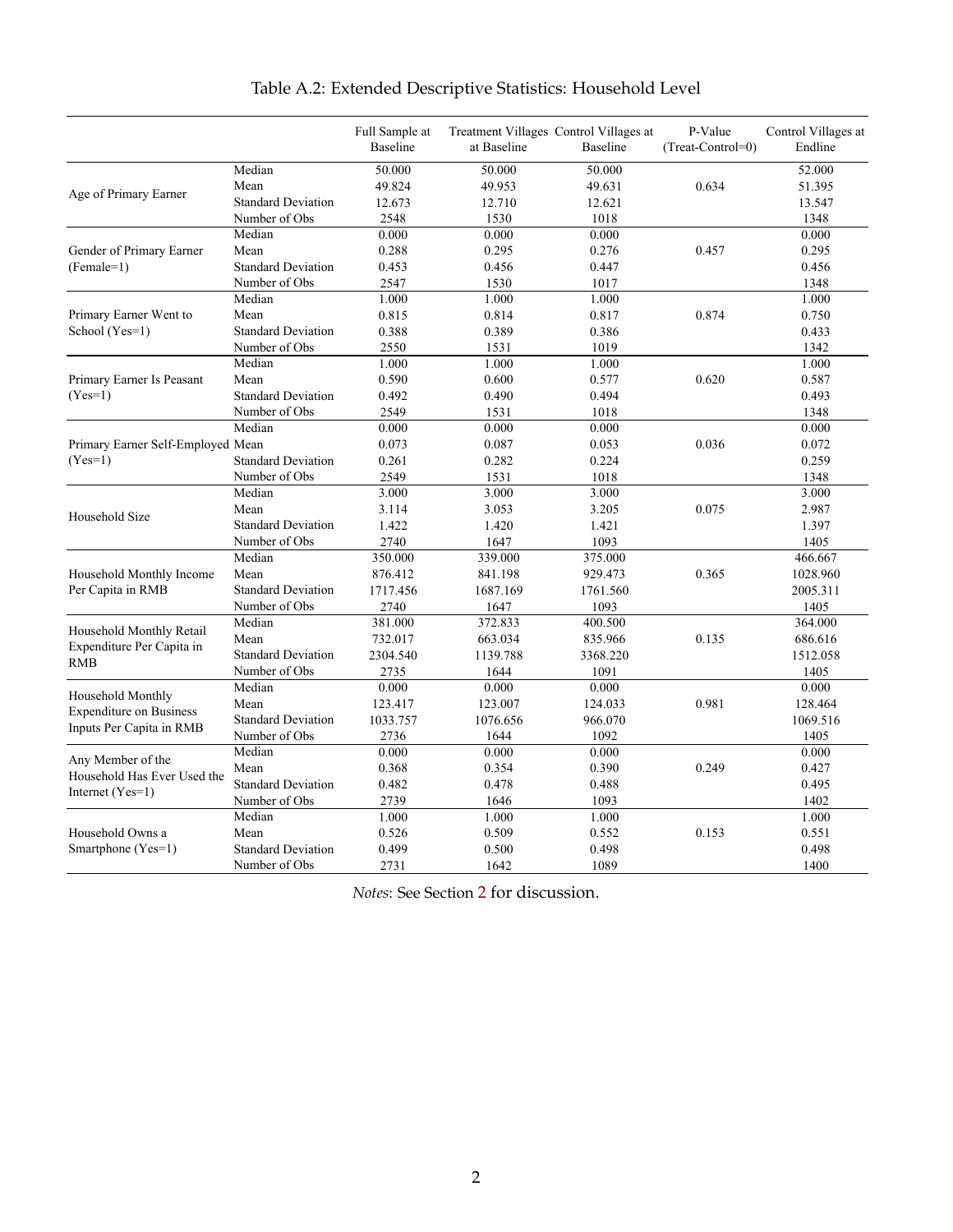# Table A.2: Extended Descriptive Statistics: Household Level

| | | Full Sample at Baseline | Treatment Villages at Baseline | Control Villages at Baseline | P-Value (Treat-Control=0) | Control Villages at Endline |
|---|---|---|---|---|---|---|
| Age of Primary Earner | Median | 50.000 | 50.000 | 50.000 | | 52.000 |
| | Mean | 49.824 | 49.953 | 49.631 | 0.634 | 51.395 |
| | Standard Deviation | 12.673 | 12.710 | 12.621 | | 13.547 |
| | Number of Obs | 2548 | 1530 | 1018 | | 1348 |
| Gender of Primary Earner (Female=1) | Median | 0.000 | 0.000 | 0.000 | | 0.000 |
| | Mean | 0.288 | 0.295 | 0.276 | 0.457 | 0.295 |
| | Standard Deviation | 0.453 | 0.456 | 0.447 | | 0.456 |
| | Number of Obs | 2547 | 1530 | 1017 | | 1348 |
| Primary Earner Went to School (Yes=1) | Median | 1.000 | 1.000 | 1.000 | | 1.000 |
| | Mean | 0.815 | 0.814 | 0.817 | 0.874 | 0.750 |
| | Standard Deviation | 0.388 | 0.389 | 0.386 | | 0.433 |
| | Number of Obs | 2550 | 1531 | 1019 | | 1342 |
| Primary Earner Is Peasant (Yes=1) | Median | 1.000 | 1.000 | 1.000 | | 1.000 |
| | Mean | 0.590 | 0.600 | 0.577 | 0.620 | 0.587 |
| | Standard Deviation | 0.492 | 0.490 | 0.494 | | 0.493 |
| | Number of Obs | 2549 | 1531 | 1018 | | 1348 |
| Primary Earner Self-Employed (Yes=1) | Median | 0.000 | 0.000 | 0.000 | | 0.000 |
| | Mean | 0.073 | 0.087 | 0.053 | 0.036 | 0.072 |
| | Standard Deviation | 0.261 | 0.282 | 0.224 | | 0.259 |
| | Number of Obs | 2549 | 1531 | 1018 | | 1348 |
| Household Size | Median | 3.000 | 3.000 | 3.000 | | 3.000 |
| | Mean | 3.114 | 3.053 | 3.205 | 0.075 | 2.987 |
| | Standard Deviation | 1.422 | 1.420 | 1.421 | | 1.397 |
| | Number of Obs | 2740 | 1647 | 1093 | | 1405 |
| Household Monthly Income Per Capita in RMB | Median | 350.000 | 339.000 | 375.000 | | 466.667 |
| | Mean | 876.412 | 841.198 | 929.473 | 0.365 | 1028.960 |
| | Standard Deviation | 1717.456 | 1687.169 | 1761.560 | | 2005.311 |
| | Number of Obs | 2740 | 1647 | 1093 | | 1405 |
| Household Monthly Retail Expenditure Per Capita in RMB | Median | 381.000 | 372.833 | 400.500 | | 364.000 |
| | Mean | 732.017 | 663.034 | 835.966 | 0.135 | 686.616 |
| | Standard Deviation | 2304.540 | 1139.788 | 3368.220 | | 1512.058 |
| | Number of Obs | 2735 | 1644 | 1091 | | 1405 |
| Household Monthly Expenditure on Business Inputs Per Capita in RMB | Median | 0.000 | 0.000 | 0.000 | | 0.000 |
| | Mean | 123.417 | 123.007 | 124.033 | 0.981 | 128.464 |
| | Standard Deviation | 1033.757 | 1076.656 | 966.070 | | 1069.516 |
| | Number of Obs | 2736 | 1644 | 1092 | | 1405 |
| Any Member of the Household Has Ever Used the Internet (Yes=1) | Median | 0.000 | 0.000 | 0.000 | | 0.000 |
| | Mean | 0.368 | 0.354 | 0.390 | 0.249 | 0.427 |
| | Standard Deviation | 0.482 | 0.478 | 0.488 | | 0.495 |
| | Number of Obs | 2739 | 1646 | 1093 | | 1402 |
| Household Owns a Smartphone (Yes=1) | Median | 1.000 | 1.000 | 1.000 | | 1.000 |
| | Mean | 0.526 | 0.509 | 0.552 | 0.153 | 0.551 |
| | Standard Deviation | 0.499 | 0.500 | 0.498 | | 0.498 |
| | Number of Obs | 2731 | 1642 | 1089 | | 1400 |

*Notes*: See Section 2 for discussion.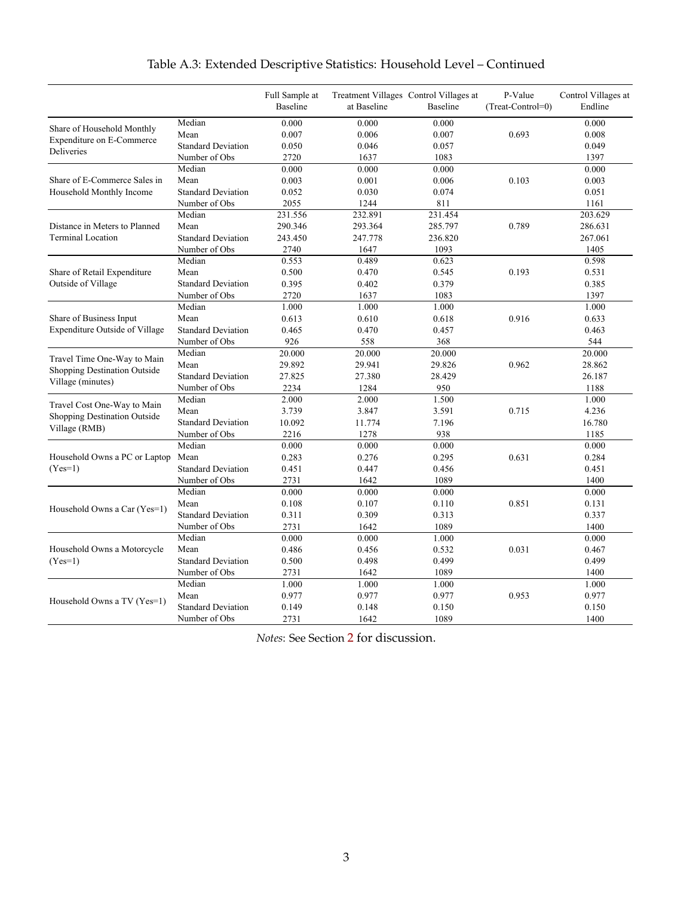# Table A.3: Extended Descriptive Statistics: Household Level – Continued

| | | Full Sample at Baseline | Treatment Villages at Baseline | Control Villages at Baseline | P-Value (Treat-Control=0) | Control Villages at Endline |
|---|---|---|---|---|---|---|
| Share of Household Monthly Expenditure on E-Commerce Deliveries | Median | 0.000 | 0.000 | 0.000 | | 0.000 |
| | Mean | 0.007 | 0.006 | 0.007 | 0.693 | 0.008 |
| | Standard Deviation | 0.050 | 0.046 | 0.057 | | 0.049 |
| | Number of Obs | 2720 | 1637 | 1083 | | 1397 |
| Share of E-Commerce Sales in Household Monthly Income | Median | 0.000 | 0.000 | 0.000 | | 0.000 |
| | Mean | 0.003 | 0.001 | 0.006 | 0.103 | 0.003 |
| | Standard Deviation | 0.052 | 0.030 | 0.074 | | 0.051 |
| | Number of Obs | 2055 | 1244 | 811 | | 1161 |
| Distance in Meters to Planned Terminal Location | Median | 231.556 | 232.891 | 231.454 | | 203.629 |
| | Mean | 290.346 | 293.364 | 285.797 | 0.789 | 286.631 |
| | Standard Deviation | 243.450 | 247.778 | 236.820 | | 267.061 |
| | Number of Obs | 2740 | 1647 | 1093 | | 1405 |
| Share of Retail Expenditure Outside of Village | Median | 0.553 | 0.489 | 0.623 | | 0.598 |
| | Mean | 0.500 | 0.470 | 0.545 | 0.193 | 0.531 |
| | Standard Deviation | 0.395 | 0.402 | 0.379 | | 0.385 |
| | Number of Obs | 2720 | 1637 | 1083 | | 1397 |
| Share of Business Input Expenditure Outside of Village | Median | 1.000 | 1.000 | 1.000 | | 1.000 |
| | Mean | 0.613 | 0.610 | 0.618 | 0.916 | 0.633 |
| | Standard Deviation | 0.465 | 0.470 | 0.457 | | 0.463 |
| | Number of Obs | 926 | 558 | 368 | | 544 |
| Travel Time One-Way to Main Shopping Destination Outside Village (minutes) | Median | 20.000 | 20.000 | 20.000 | | 20.000 |
| | Mean | 29.892 | 29.941 | 29.826 | 0.962 | 28.862 |
| | Standard Deviation | 27.825 | 27.380 | 28.429 | | 26.187 |
| | Number of Obs | 2234 | 1284 | 950 | | 1188 |
| Travel Cost One-Way to Main Shopping Destination Outside Village (RMB) | Median | 2.000 | 2.000 | 1.500 | | 1.000 |
| | Mean | 3.739 | 3.847 | 3.591 | 0.715 | 4.236 |
| | Standard Deviation | 10.092 | 11.774 | 7.196 | | 16.780 |
| | Number of Obs | 2216 | 1278 | 938 | | 1185 |
| Household Owns a PC or Laptop (Yes=1) | Median | 0.000 | 0.000 | 0.000 | | 0.000 |
| | Mean | 0.283 | 0.276 | 0.295 | 0.631 | 0.284 |
| | Standard Deviation | 0.451 | 0.447 | 0.456 | | 0.451 |
| | Number of Obs | 2731 | 1642 | 1089 | | 1400 |
| Household Owns a Car (Yes=1) | Median | 0.000 | 0.000 | 0.000 | | 0.000 |
| | Mean | 0.108 | 0.107 | 0.110 | 0.851 | 0.131 |
| | Standard Deviation | 0.311 | 0.309 | 0.313 | | 0.337 |
| | Number of Obs | 2731 | 1642 | 1089 | | 1400 |
| Household Owns a Motorcycle (Yes=1) | Median | 0.000 | 0.000 | 1.000 | | 0.000 |
| | Mean | 0.486 | 0.456 | 0.532 | 0.031 | 0.467 |
| | Standard Deviation | 0.500 | 0.498 | 0.499 | | 0.499 |
| | Number of Obs | 2731 | 1642 | 1089 | | 1400 |
| Household Owns a TV (Yes=1) | Median | 1.000 | 1.000 | 1.000 | | 1.000 |
| | Mean | 0.977 | 0.977 | 0.977 | 0.953 | 0.977 |
| | Standard Deviation | 0.149 | 0.148 | 0.150 | | 0.150 |
| | Number of Obs | 2731 | 1642 | 1089 | | 1400 |

*Notes*: See Section 2 for discussion.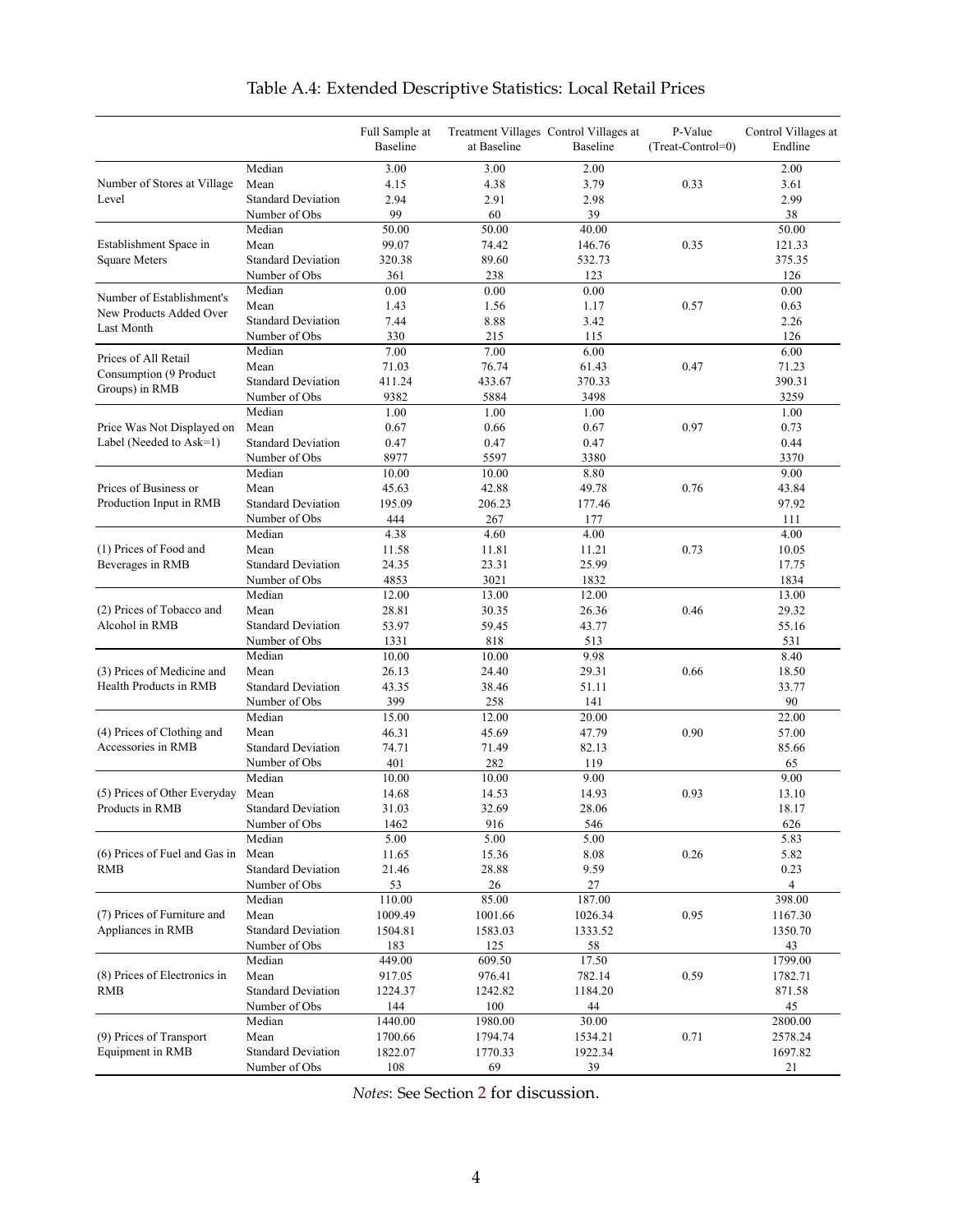# Table A.4: Extended Descriptive Statistics: Local Retail Prices

| | | Full Sample at Baseline | Treatment Villages at Baseline | Control Villages at Baseline | P-Value (Treat-Control=0) | Control Villages at Endline |
|---|---|---|---|---|---|---|
| Number of Stores at Village Level | Median | 3.00 | 3.00 | 2.00 | | 2.00 |
| | Mean | 4.15 | 4.38 | 3.79 | 0.33 | 3.61 |
| | Standard Deviation | 2.94 | 2.91 | 2.98 | | 2.99 |
| | Number of Obs | 99 | 60 | 39 | | 38 |
| Establishment Space in Square Meters | Median | 50.00 | 50.00 | 40.00 | | 50.00 |
| | Mean | 99.07 | 74.42 | 146.76 | 0.35 | 121.33 |
| | Standard Deviation | 320.38 | 89.60 | 532.73 | | 375.35 |
| | Number of Obs | 361 | 238 | 123 | | 126 |
| Number of Establishment's New Products Added Over Last Month | Median | 0.00 | 0.00 | 0.00 | | 0.00 |
| | Mean | 1.43 | 1.56 | 1.17 | 0.57 | 0.63 |
| | Standard Deviation | 7.44 | 8.88 | 3.42 | | 2.26 |
| | Number of Obs | 330 | 215 | 115 | | 126 |
| Prices of All Retail Consumption (9 Product Groups) in RMB | Median | 7.00 | 7.00 | 6.00 | | 6.00 |
| | Mean | 71.03 | 76.74 | 61.43 | 0.47 | 71.23 |
| | Standard Deviation | 411.24 | 433.67 | 370.33 | | 390.31 |
| | Number of Obs | 9382 | 5884 | 3498 | | 3259 |
| Price Was Not Displayed on Label (Needed to Ask=1) | Median | 1.00 | 1.00 | 1.00 | | 1.00 |
| | Mean | 0.67 | 0.66 | 0.67 | 0.97 | 0.73 |
| | Standard Deviation | 0.47 | 0.47 | 0.47 | | 0.44 |
| | Number of Obs | 8977 | 5597 | 3380 | | 3370 |
| Prices of Business or Production Input in RMB | Median | 10.00 | 10.00 | 8.80 | | 9.00 |
| | Mean | 45.63 | 42.88 | 49.78 | 0.76 | 43.84 |
| | Standard Deviation | 195.09 | 206.23 | 177.46 | | 97.92 |
| | Number of Obs | 444 | 267 | 177 | | 111 |
| (1) Prices of Food and Beverages in RMB | Median | 4.38 | 4.60 | 4.00 | | 4.00 |
| | Mean | 11.58 | 11.81 | 11.21 | 0.73 | 10.05 |
| | Standard Deviation | 24.35 | 23.31 | 25.99 | | 17.75 |
| | Number of Obs | 4853 | 3021 | 1832 | | 1834 |
| (2) Prices of Tobacco and Alcohol in RMB | Median | 12.00 | 13.00 | 12.00 | | 13.00 |
| | Mean | 28.81 | 30.35 | 26.36 | 0.46 | 29.32 |
| | Standard Deviation | 53.97 | 59.45 | 43.77 | | 55.16 |
| | Number of Obs | 1331 | 818 | 513 | | 531 |
| (3) Prices of Medicine and Health Products in RMB | Median | 10.00 | 10.00 | 9.98 | | 8.40 |
| | Mean | 26.13 | 24.40 | 29.31 | 0.66 | 18.50 |
| | Standard Deviation | 43.35 | 38.46 | 51.11 | | 33.77 |
| | Number of Obs | 399 | 258 | 141 | | 90 |
| (4) Prices of Clothing and Accessories in RMB | Median | 15.00 | 12.00 | 20.00 | | 22.00 |
| | Mean | 46.31 | 45.69 | 47.79 | 0.90 | 57.00 |
| | Standard Deviation | 74.71 | 71.49 | 82.13 | | 85.66 |
| | Number of Obs | 401 | 282 | 119 | | 65 |
| (5) Prices of Other Everyday Products in RMB | Median | 10.00 | 10.00 | 9.00 | | 9.00 |
| | Mean | 14.68 | 14.53 | 14.93 | 0.93 | 13.10 |
| | Standard Deviation | 31.03 | 32.69 | 28.06 | | 18.17 |
| | Number of Obs | 1462 | 916 | 546 | | 626 |
| (6) Prices of Fuel and Gas in RMB | Median | 5.00 | 5.00 | 5.00 | | 5.83 |
| | Mean | 11.65 | 15.36 | 8.08 | 0.26 | 5.82 |
| | Standard Deviation | 21.46 | 28.88 | 9.59 | | 0.23 |
| | Number of Obs | 53 | 26 | 27 | | 4 |
| (7) Prices of Furniture and Appliances in RMB | Median | 110.00 | 85.00 | 187.00 | | 398.00 |
| | Mean | 1009.49 | 1001.66 | 1026.34 | 0.95 | 1167.30 |
| | Standard Deviation | 1504.81 | 1583.03 | 1333.52 | | 1350.70 |
| | Number of Obs | 183 | 125 | 58 | | 43 |
| (8) Prices of Electronics in RMB | Median | 449.00 | 609.50 | 17.50 | | 1799.00 |
| | Mean | 917.05 | 976.41 | 782.14 | 0.59 | 1782.71 |
| | Standard Deviation | 1224.37 | 1242.82 | 1184.20 | | 871.58 |
| | Number of Obs | 144 | 100 | 44 | | 45 |
| (9) Prices of Transport Equipment in RMB | Median | 1440.00 | 1980.00 | 30.00 | | 2800.00 |
| | Mean | 1700.66 | 1794.74 | 1534.21 | 0.71 | 2578.24 |
| | Standard Deviation | 1822.07 | 1770.33 | 1922.34 | | 1697.82 |
| | Number of Obs | 108 | 69 | 39 | | 21 |

*Notes*: See Section 2 for discussion.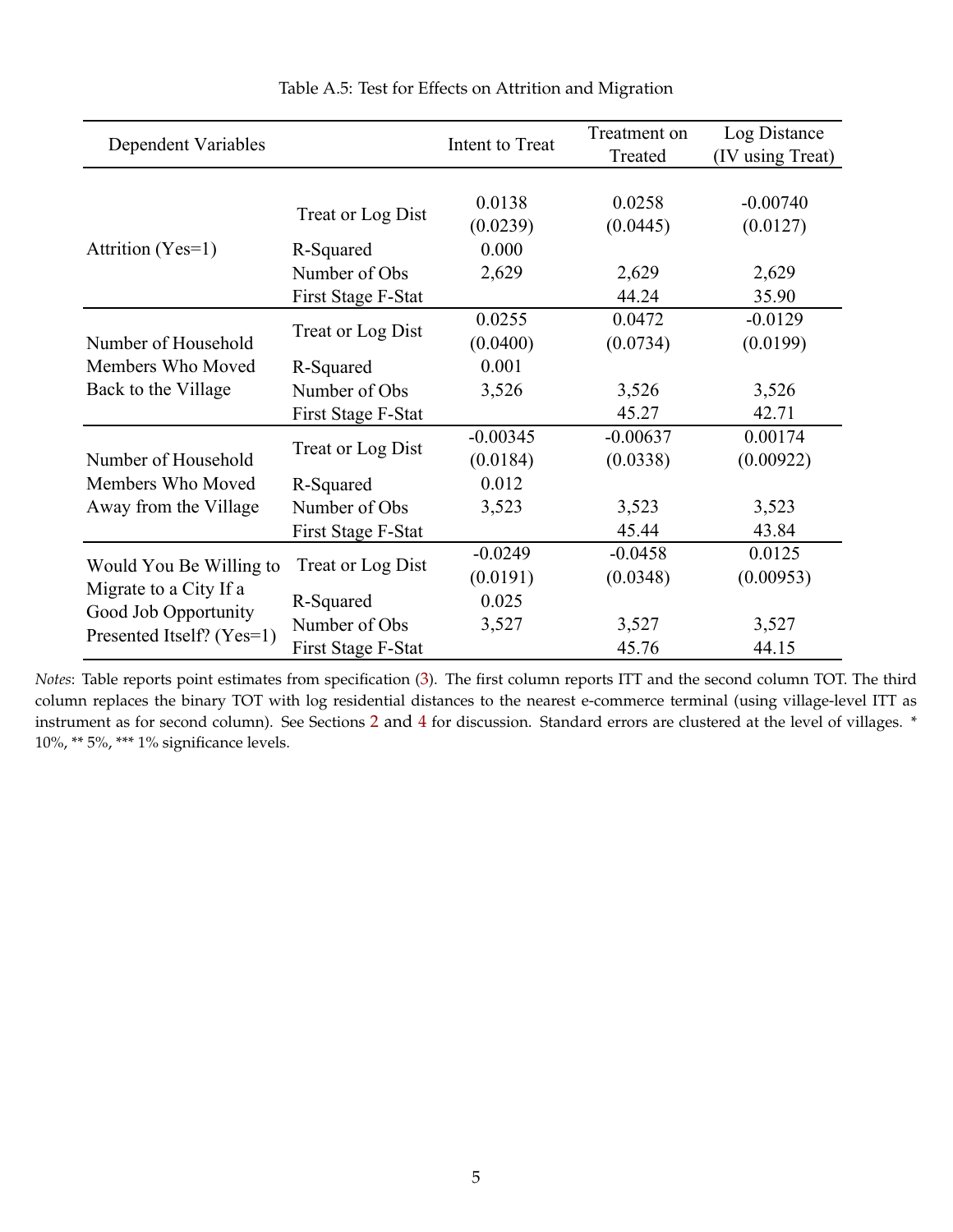Table A.5: Test for Effects on Attrition and Migration

| Dependent Variables | | Intent to Treat | Treatment on Treated | Log Distance (IV using Treat) |
|---|---|---|---|---|
| Attrition (Yes=1) | Treat or Log Dist | 0.0138 | 0.0258 | -0.00740 |
| | | (0.0239) | (0.0445) | (0.0127) |
| | R-Squared | 0.000 | | |
| | Number of Obs | 2,629 | 2,629 | 2,629 |
| | First Stage F-Stat | | 44.24 | 35.90 |
| Number of Household Members Who Moved Back to the Village | Treat or Log Dist | 0.0255 | 0.0472 | -0.0129 |
| | | (0.0400) | (0.0734) | (0.0199) |
| | R-Squared | 0.001 | | |
| | Number of Obs | 3,526 | 3,526 | 3,526 |
| | First Stage F-Stat | | 45.27 | 42.71 |
| Number of Household Members Who Moved Away from the Village | Treat or Log Dist | -0.00345 | -0.00637 | 0.00174 |
| | | (0.0184) | (0.0338) | (0.00922) |
| | R-Squared | 0.012 | | |
| | Number of Obs | 3,523 | 3,523 | 3,523 |
| | First Stage F-Stat | | 45.44 | 43.84 |
| Would You Be Willing to Migrate to a City If a Good Job Opportunity Presented Itself? (Yes=1) | Treat or Log Dist | -0.0249 | -0.0458 | 0.0125 |
| | | (0.0191) | (0.0348) | (0.00953) |
| | R-Squared | 0.025 | | |
| | Number of Obs | 3,527 | 3,527 | 3,527 |
| | First Stage F-Stat | | 45.76 | 44.15 |

*Notes*: Table reports point estimates from specification (3). The first column reports ITT and the second column TOT. The third column replaces the binary TOT with log residential distances to the nearest e-commerce terminal (using village-level ITT as instrument as for second column). See Sections 2 and 4 for discussion. Standard errors are clustered at the level of villages. * 10%, ** 5%, *** 1% significance levels.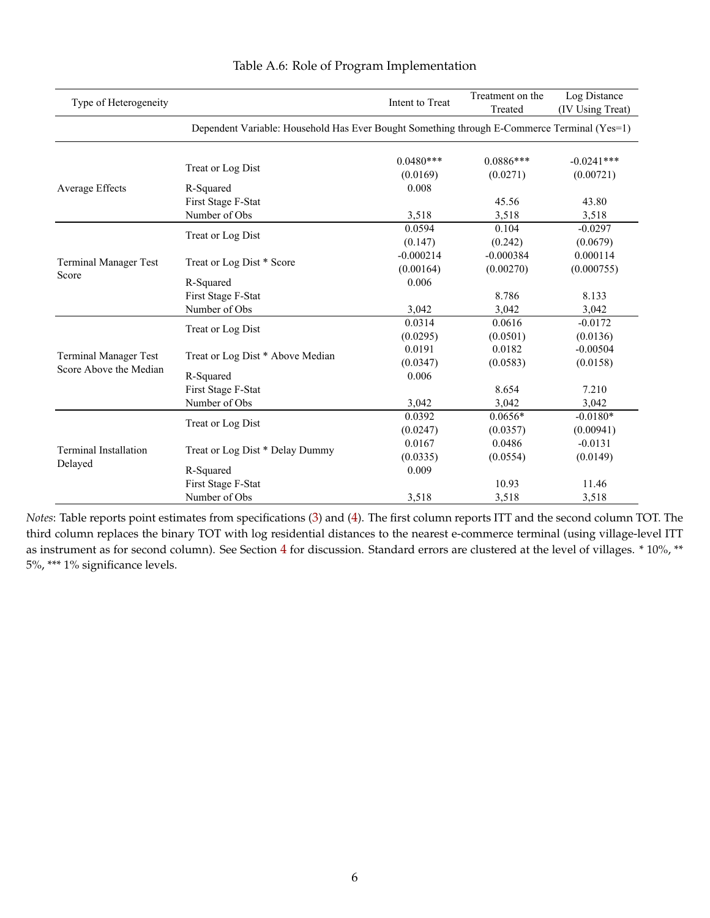Table A.6: Role of Program Implementation

| Type of Heterogeneity | | Intent to Treat | Treatment on the Treated | Log Distance (IV Using Treat) |
|---|---|---|---|---|
| | Dependent Variable: Household Has Ever Bought Something through E-Commerce Terminal (Yes=1) | | | |
| Average Effects | Treat or Log Dist | 0.0480*** | 0.0886*** | -0.0241*** |
| | | (0.0169) | (0.0271) | (0.00721) |
| | R-Squared | 0.008 | | |
| | First Stage F-Stat | | 45.56 | 43.80 |
| | Number of Obs | 3,518 | 3,518 | 3,518 |
| Terminal Manager Test Score | Treat or Log Dist | 0.0594 | 0.104 | -0.0297 |
| | | (0.147) | (0.242) | (0.0679) |
| | Treat or Log Dist * Score | -0.000214 | -0.000384 | 0.000114 |
| | | (0.00164) | (0.00270) | (0.000755) |
| | R-Squared | 0.006 | | |
| | First Stage F-Stat | | 8.786 | 8.133 |
| | Number of Obs | 3,042 | 3,042 | 3,042 |
| Terminal Manager Test Score Above the Median | Treat or Log Dist | 0.0314 | 0.0616 | -0.0172 |
| | | (0.0295) | (0.0501) | (0.0136) |
| | Treat or Log Dist * Above Median | 0.0191 | 0.0182 | -0.00504 |
| | | (0.0347) | (0.0583) | (0.0158) |
| | R-Squared | 0.006 | | |
| | First Stage F-Stat | | 8.654 | 7.210 |
| | Number of Obs | 3,042 | 3,042 | 3,042 |
| Terminal Installation Delayed | Treat or Log Dist | 0.0392 | 0.0656* | -0.0180* |
| | | (0.0247) | (0.0357) | (0.00941) |
| | Treat or Log Dist * Delay Dummy | 0.0167 | 0.0486 | -0.0131 |
| | | (0.0335) | (0.0554) | (0.0149) |
| | R-Squared | 0.009 | | |
| | First Stage F-Stat | | 10.93 | 11.46 |
| | Number of Obs | 3,518 | 3,518 | 3,518 |

*Notes*: Table reports point estimates from specifications (3) and (4). The first column reports ITT and the second column TOT. The third column replaces the binary TOT with log residential distances to the nearest e-commerce terminal (using village-level ITT as instrument as for second column). See Section 4 for discussion. Standard errors are clustered at the level of villages. * 10%, ** 5%, *** 1% significance levels.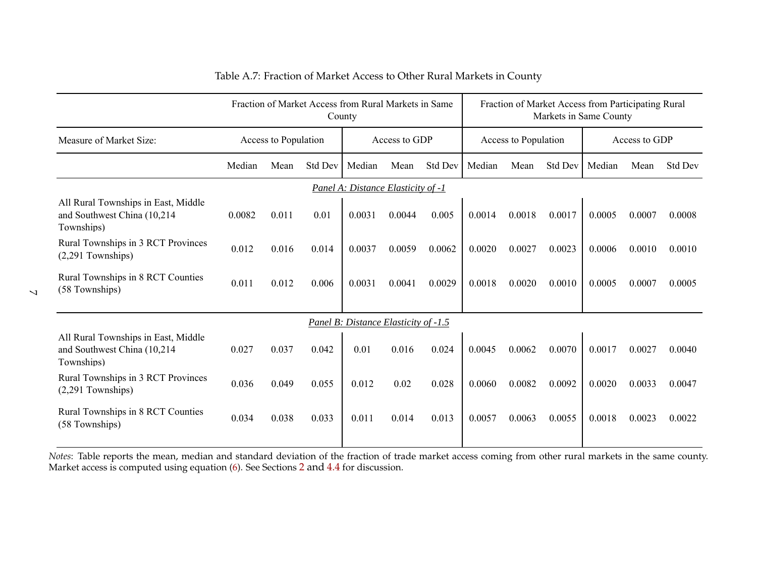Table A.7: Fraction of Market Access to Other Rural Markets in County

| | Fraction of Market Access from Rural Markets in Same County | | | | | | Fraction of Market Access from Participating Rural Markets in Same County | | | | | |
|---|---|---|---|---|---|---|---|---|---|---|---|---|
| Measure of Market Size: | Access to Population | | | Access to GDP | | | Access to Population | | | Access to GDP | | |
| | Median | Mean | Std Dev | Median | Mean | Std Dev | Median | Mean | Std Dev | Median | Mean | Std Dev |
| *Panel A: Distance Elasticity of -1* | | | | | | | | | | | | |
| All Rural Townships in East, Middle and Southwest China (10,214 Townships) | 0.0082 | 0.011 | 0.01 | 0.0031 | 0.0044 | 0.005 | 0.0014 | 0.0018 | 0.0017 | 0.0005 | 0.0007 | 0.0008 |
| Rural Townships in 3 RCT Provinces (2,291 Townships) | 0.012 | 0.016 | 0.014 | 0.0037 | 0.0059 | 0.0062 | 0.0020 | 0.0027 | 0.0023 | 0.0006 | 0.0010 | 0.0010 |
| Rural Townships in 8 RCT Counties (58 Townships) | 0.011 | 0.012 | 0.006 | 0.0031 | 0.0041 | 0.0029 | 0.0018 | 0.0020 | 0.0010 | 0.0005 | 0.0007 | 0.0005 |
| *Panel B: Distance Elasticity of -1.5* | | | | | | | | | | | | |
| All Rural Townships in East, Middle and Southwest China (10,214 Townships) | 0.027 | 0.037 | 0.042 | 0.01 | 0.016 | 0.024 | 0.0045 | 0.0062 | 0.0070 | 0.0017 | 0.0027 | 0.0040 |
| Rural Townships in 3 RCT Provinces (2,291 Townships) | 0.036 | 0.049 | 0.055 | 0.012 | 0.02 | 0.028 | 0.0060 | 0.0082 | 0.0092 | 0.0020 | 0.0033 | 0.0047 |
| Rural Townships in 8 RCT Counties (58 Townships) | 0.034 | 0.038 | 0.033 | 0.011 | 0.014 | 0.013 | 0.0057 | 0.0063 | 0.0055 | 0.0018 | 0.0023 | 0.0022 |

*Notes*: Table reports the mean, median and standard deviation of the fraction of trade market access coming from other rural markets in the same county. Market access is computed using equation (6). See Sections 2 and 4.4 for discussion.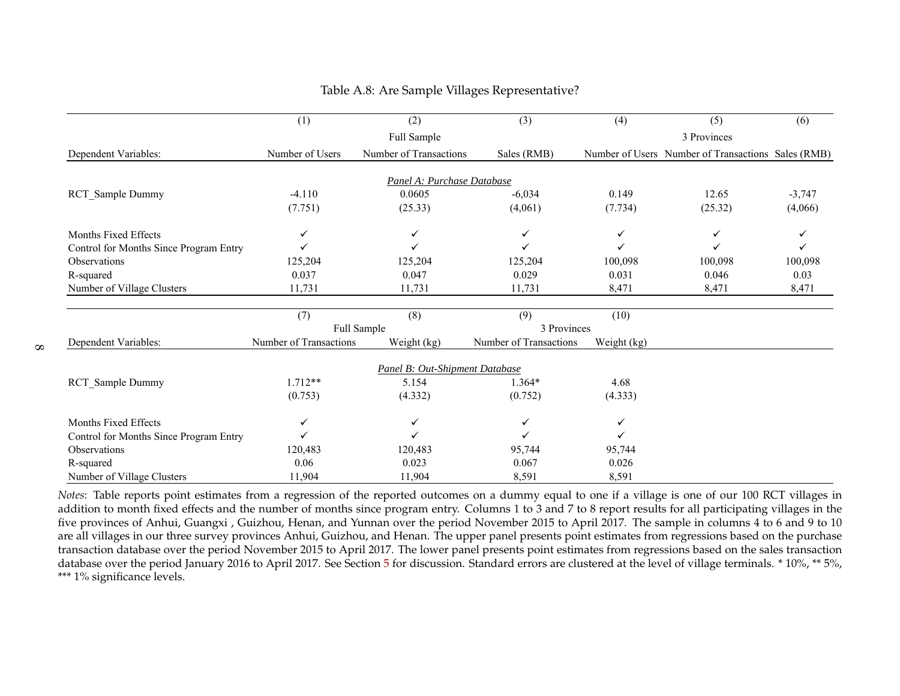Table A.8: Are Sample Villages Representative?

| | (1) | (2) | (3) | (4) | (5) | (6) |
|---|---|---|---|---|---|---|
| | | Full Sample | | | 3 Provinces | |
| Dependent Variables: | Number of Users | Number of Transactions | Sales (RMB) | Number of Users | Number of Transactions | Sales (RMB) |
| | | | *Panel A: Purchase Database* | | | |
| RCT_Sample Dummy | -4.110 | 0.0605 | -6,034 | 0.149 | 12.65 | -3,747 |
| | (7.751) | (25.33) | (4,061) | (7.734) | (25.32) | (4,066) |
| Months Fixed Effects | ✓ | ✓ | ✓ | ✓ | ✓ | ✓ |
| Control for Months Since Program Entry | ✓ | ✓ | ✓ | ✓ | ✓ | ✓ |
| Observations | 125,204 | 125,204 | 125,204 | 100,098 | 100,098 | 100,098 |
| R-squared | 0.037 | 0.047 | 0.029 | 0.031 | 0.046 | 0.03 |
| Number of Village Clusters | 11,731 | 11,731 | 11,731 | 8,471 | 8,471 | 8,471 |

| | (7) | (8) | (9) | (10) |
|---|---|---|---|---|
| | Full Sample | | 3 Provinces | |
| Dependent Variables: | Number of Transactions | Weight (kg) | Number of Transactions | Weight (kg) |
| | | *Panel B: Out-Shipment Database* | | |
| RCT_Sample Dummy | 1.712** | 5.154 | 1.364* | 4.68 |
| | (0.753) | (4.332) | (0.752) | (4.333) |
| Months Fixed Effects | ✓ | ✓ | ✓ | ✓ |
| Control for Months Since Program Entry | ✓ | ✓ | ✓ | ✓ |
| Observations | 120,483 | 120,483 | 95,744 | 95,744 |
| R-squared | 0.06 | 0.023 | 0.067 | 0.026 |
| Number of Village Clusters | 11,904 | 11,904 | 8,591 | 8,591 |

*Notes*: Table reports point estimates from a regression of the reported outcomes on a dummy equal to one if a village is one of our 100 RCT villages in addition to month fixed effects and the number of months since program entry. Columns 1 to 3 and 7 to 8 report results for all participating villages in the five provinces of Anhui, Guangxi , Guizhou, Henan, and Yunnan over the period November 2015 to April 2017. The sample in columns 4 to 6 and 9 to 10 are all villages in our three survey provinces Anhui, Guizhou, and Henan. The upper panel presents point estimates from regressions based on the purchase transaction database over the period November 2015 to April 2017. The lower panel presents point estimates from regressions based on the sales transaction database over the period January 2016 to April 2017. See Section 5 for discussion. Standard errors are clustered at the level of village terminals. * 10%, ** 5%, *** 1% significance levels.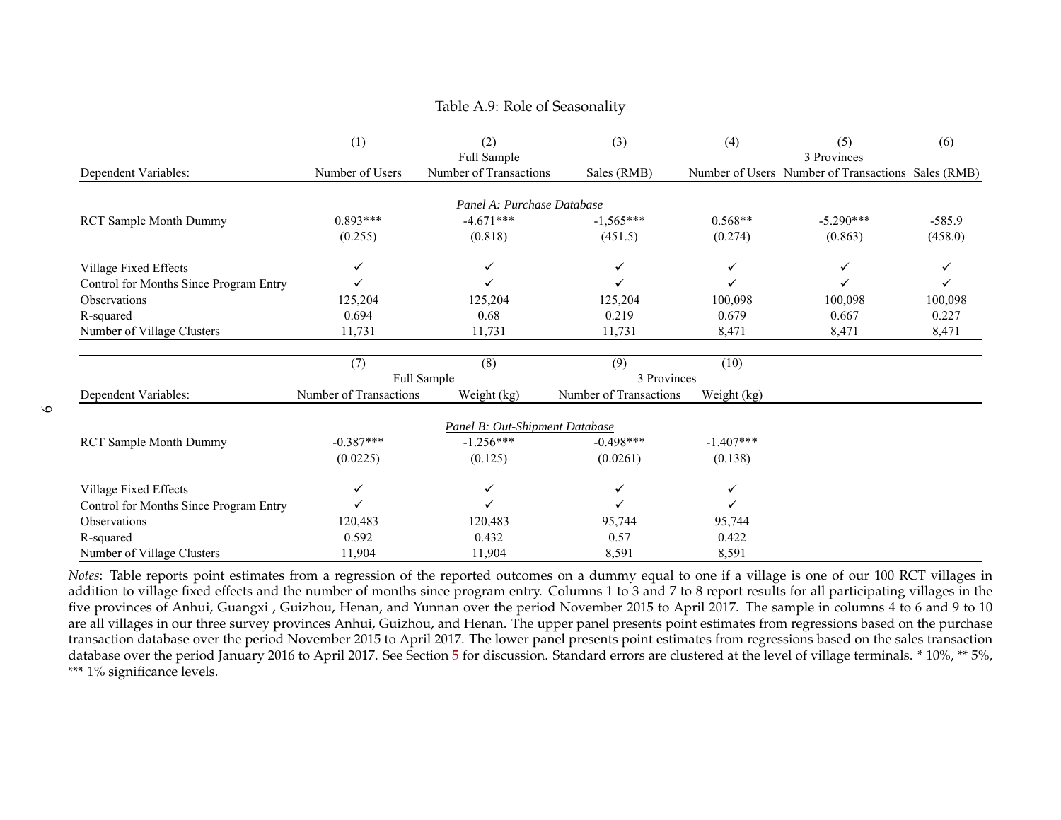Table A.9: Role of Seasonality

| | (1) | (2) | (3) | (4) | (5) | (6) |
|---|---|---|---|---|---|---|
| | | Full Sample | | | 3 Provinces | |
| Dependent Variables: | Number of Users | Number of Transactions | Sales (RMB) | Number of Users | Number of Transactions | Sales (RMB) |
| | | | *Panel A: Purchase Database* | | | |
| RCT Sample Month Dummy | 0.893*** | -4.671*** | -1,565*** | 0.568** | -5.290*** | -585.9 |
| | (0.255) | (0.818) | (451.5) | (0.274) | (0.863) | (458.0) |
| Village Fixed Effects | ✓ | ✓ | ✓ | ✓ | ✓ | ✓ |
| Control for Months Since Program Entry | ✓ | ✓ | ✓ | ✓ | ✓ | ✓ |
| Observations | 125,204 | 125,204 | 125,204 | 100,098 | 100,098 | 100,098 |
| R-squared | 0.694 | 0.68 | 0.219 | 0.679 | 0.667 | 0.227 |
| Number of Village Clusters | 11,731 | 11,731 | 11,731 | 8,471 | 8,471 | 8,471 |

| | (7) | (8) | (9) | (10) |
|---|---|---|---|---|
| | Full Sample | | 3 Provinces | |
| Dependent Variables: | Number of Transactions | Weight (kg) | Number of Transactions | Weight (kg) |
| | | *Panel B: Out-Shipment Database* | | |
| RCT Sample Month Dummy | -0.387*** | -1.256*** | -0.498*** | -1.407*** |
| | (0.0225) | (0.125) | (0.0261) | (0.138) |
| Village Fixed Effects | ✓ | ✓ | ✓ | ✓ |
| Control for Months Since Program Entry | ✓ | ✓ | ✓ | ✓ |
| Observations | 120,483 | 120,483 | 95,744 | 95,744 |
| R-squared | 0.592 | 0.432 | 0.57 | 0.422 |
| Number of Village Clusters | 11,904 | 11,904 | 8,591 | 8,591 |

*Notes*: Table reports point estimates from a regression of the reported outcomes on a dummy equal to one if a village is one of our 100 RCT villages in addition to village fixed effects and the number of months since program entry. Columns 1 to 3 and 7 to 8 report results for all participating villages in the five provinces of Anhui, Guangxi , Guizhou, Henan, and Yunnan over the period November 2015 to April 2017. The sample in columns 4 to 6 and 9 to 10 are all villages in our three survey provinces Anhui, Guizhou, and Henan. The upper panel presents point estimates from regressions based on the purchase transaction database over the period November 2015 to April 2017. The lower panel presents point estimates from regressions based on the sales transaction database over the period January 2016 to April 2017. See Section 5 for discussion. Standard errors are clustered at the level of village terminals. * 10%, ** 5%, *** 1% significance levels.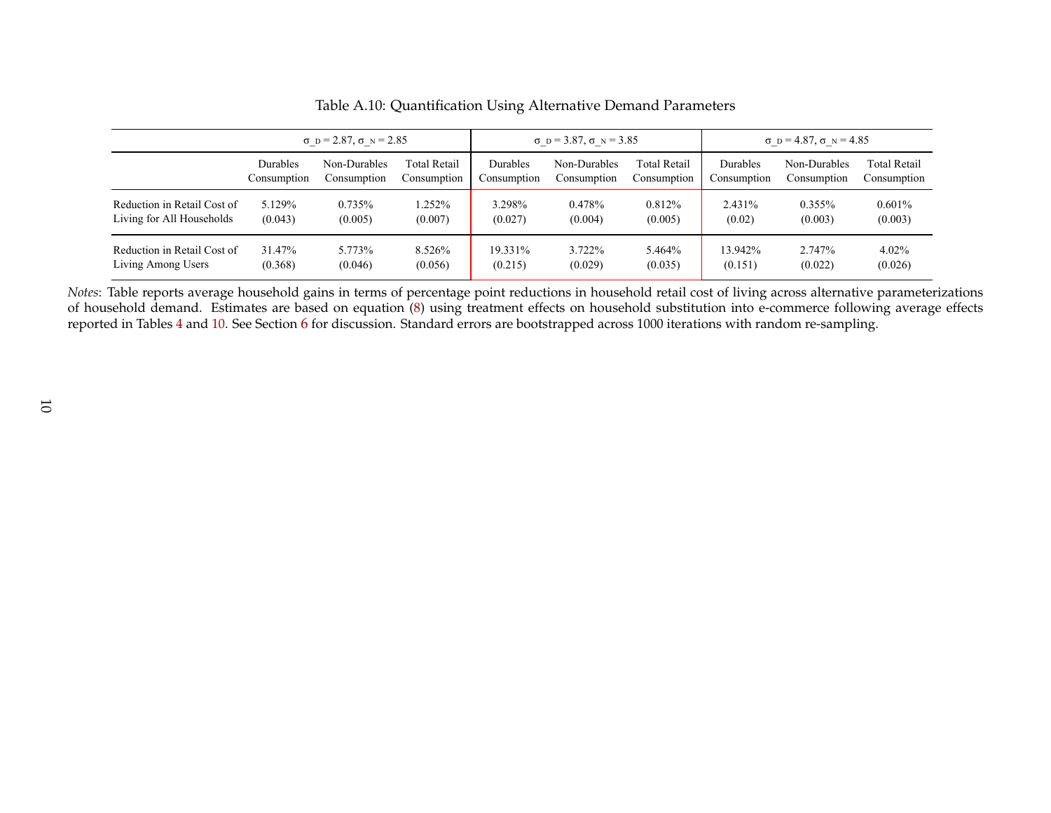Table A.10: Quantification Using Alternative Demand Parameters

| | $\sigma_D = 2.87$, $\sigma_N = 2.85$ | | | $\sigma_D = 3.87$, $\sigma_N = 3.85$ | | | $\sigma_D = 4.87$, $\sigma_N = 4.85$ | | |
|---|---|---|---|---|---|---|---|---|---|
| | Durables Consumption | Non-Durables Consumption | Total Retail Consumption | Durables Consumption | Non-Durables Consumption | Total Retail Consumption | Durables Consumption | Non-Durables Consumption | Total Retail Consumption |
| Reduction in Retail Cost of Living for All Households | 5.129% | 0.735% | 1.252% | 3.298% | 0.478% | 0.812% | 2.431% | 0.355% | 0.601% |
| | (0.043) | (0.005) | (0.007) | (0.027) | (0.004) | (0.005) | (0.02) | (0.003) | (0.003) |
| Reduction in Retail Cost of Living Among Users | 31.47% | 5.773% | 8.526% | 19.331% | 3.722% | 5.464% | 13.942% | 2.747% | 4.02% |
| | (0.368) | (0.046) | (0.056) | (0.215) | (0.029) | (0.035) | (0.151) | (0.022) | (0.026) |

*Notes*: Table reports average household gains in terms of percentage point reductions in household retail cost of living across alternative parameterizations of household demand. Estimates are based on equation (8) using treatment effects on household substitution into e-commerce following average effects reported in Tables 4 and 10. See Section 6 for discussion. Standard errors are bootstrapped across 1000 iterations with random re-sampling.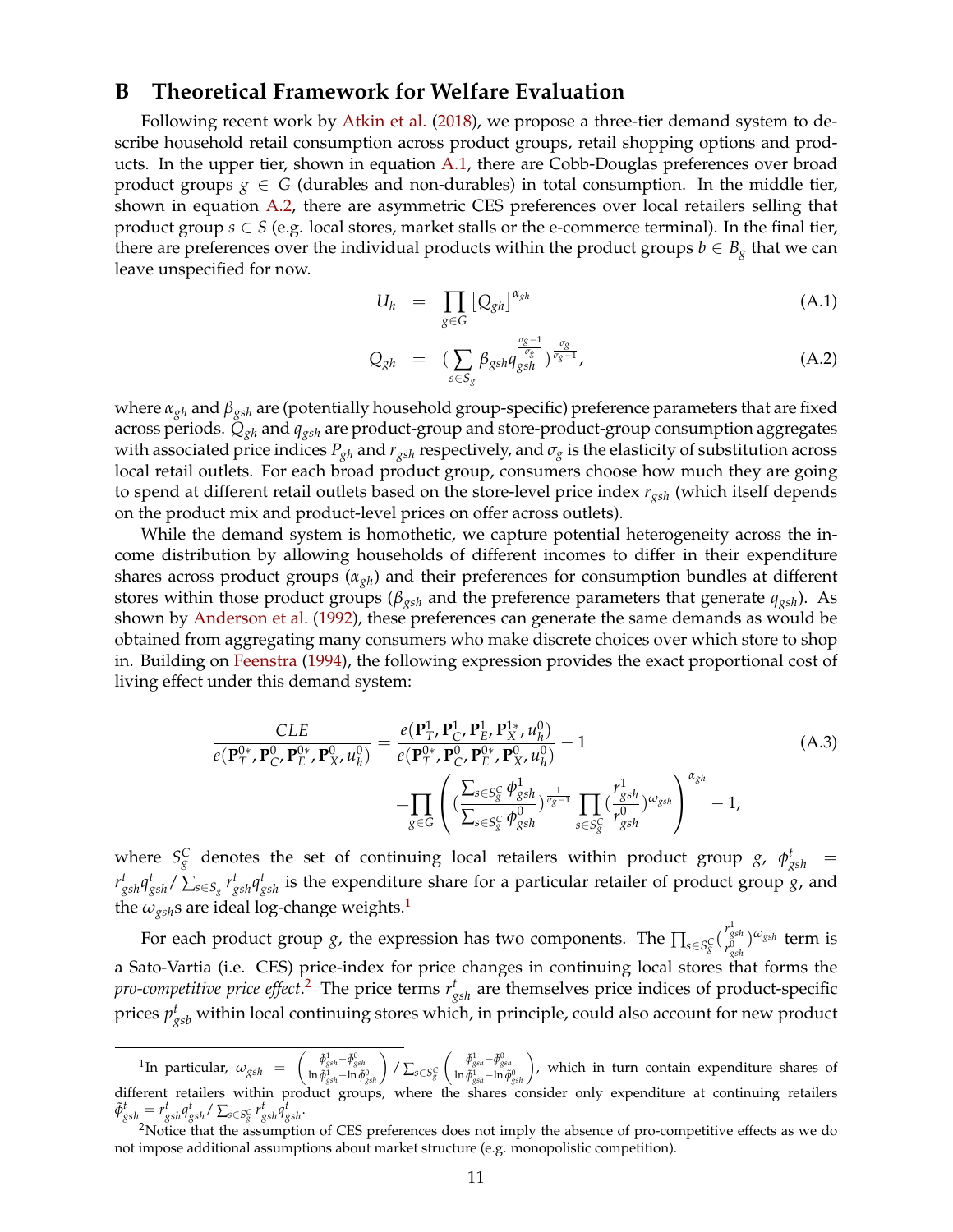## B Theoretical Framework for Welfare Evaluation

Following recent work by Atkin et al. (2018), we propose a three-tier demand system to describe household retail consumption across product groups, retail shopping options and products. In the upper tier, shown in equation A.1, there are Cobb-Douglas preferences over broad product groups $g \in G$ (durables and non-durables) in total consumption. In the middle tier, shown in equation A.2, there are asymmetric CES preferences over local retailers selling that product group $s \in S$ (e.g. local stores, market stalls or the e-commerce terminal). In the final tier, there are preferences over the individual products within the product groups $b \in B_g$ that we can leave unspecified for now.

$$U_h = \prod_{g \in G} \left[ Q_{gh} \right]^{\alpha_{gh}} \tag{A.1}$$

$$Q_{gh} = \left( \sum_{s \in S_g} \beta_{gsh} q_{gsh}^{\frac{\sigma_g - 1}{\sigma_g}} \right)^{\frac{\sigma_g}{\sigma_g - 1}}, \tag{A.2}$$

where $\alpha_{gh}$ and $\beta_{gsh}$ are (potentially household group-specific) preference parameters that are fixed across periods. $Q_{gh}$ and $q_{gsh}$ are product-group and store-product-group consumption aggregates with associated price indices $P_{gh}$ and $r_{gsh}$ respectively, and $\sigma_g$ is the elasticity of substitution across local retail outlets. For each broad product group, consumers choose how much they are going to spend at different retail outlets based on the store-level price index $r_{gsh}$ (which itself depends on the product mix and product-level prices on offer across outlets).

While the demand system is homothetic, we capture potential heterogeneity across the income distribution by allowing households of different incomes to differ in their expenditure shares across product groups ($\alpha_{gh}$) and their preferences for consumption bundles at different stores within those product groups ($\beta_{gsh}$ and the preference parameters that generate $q_{gsh}$). As shown by Anderson et al. (1992), these preferences can generate the same demands as would be obtained from aggregating many consumers who make discrete choices over which store to shop in. Building on Feenstra (1994), the following expression provides the exact proportional cost of living effect under this demand system:

$$\begin{aligned}
\frac{CLE}{e(\mathbf{P}_T^{0*}, \mathbf{P}_C^0, \mathbf{P}_E^{0*}, \mathbf{P}_X^0, u_h^0)} &= \frac{e(\mathbf{P}_T^1, \mathbf{P}_C^1, \mathbf{P}_E^1, \mathbf{P}_X^{1*}, u_h^0)}{e(\mathbf{P}_T^{0*}, \mathbf{P}_C^0, \mathbf{P}_E^{0*}, \mathbf{P}_X^0, u_h^0)} - 1 \\
&= \prod_{g \in G} \left( \left( \frac{\sum_{s \in S_g^C} \phi_{gsh}^1}{\sum_{s \in S_g^C} \phi_{gsh}^0} \right)^{\frac{1}{\sigma_g - 1}} \prod_{s \in S_g^C} \left( \frac{r_{gsh}^1}{r_{gsh}^0} \right)^{\omega_{gsh}} \right)^{\alpha_{gh}} - 1,
\end{aligned} \tag{A.3}$$

where $S_g^C$ denotes the set of continuing local retailers within product group $g$, $\phi_{gsh}^t = r_{gsh}^t q_{gsh}^t / \sum_{s \in S_g} r_{gsh}^t q_{gsh}^t$ is the expenditure share for a particular retailer of product group $g$, and the $\omega_{gsh}$s are ideal log-change weights.[1]

For each product group $g$, the expression has two components. The $\prod_{s \in S_g^C} \left( \frac{r_{gsh}^1}{r_{gsh}^0} \right)^{\omega_{gsh}}$ term is a Sato-Vartia (i.e. CES) price-index for price changes in continuing local stores that forms the *pro-competitive price effect*.[2] The price terms $r_{gsh}^t$ are themselves price indices of product-specific prices $p_{gsb}^t$ within local continuing stores which, in principle, could also account for new product

---

[1] In particular, $\omega_{gsh} = \left( \frac{\tilde{\phi}_{gsh}^1 - \tilde{\phi}_{gsh}^0}{\ln \tilde{\phi}_{gsh}^1 - \ln \tilde{\phi}_{gsh}^0} \right) / \sum_{s \in S_g^C} \left( \frac{\tilde{\phi}_{gsh}^1 - \tilde{\phi}_{gsh}^0}{\ln \tilde{\phi}_{gsh}^1 - \ln \tilde{\phi}_{gsh}^0} \right)$, which in turn contain expenditure shares of different retailers within product groups, where the shares consider only expenditure at continuing retailers $\tilde{\phi}_{gsh}^t = r_{gsh}^t q_{gsh}^t / \sum_{s \in S_g^C} r_{gsh}^t q_{gsh}^t$.

[2] Notice that the assumption of CES preferences does not imply the absence of pro-competitive effects as we do not impose additional assumptions about market structure (e.g. monopolistic competition).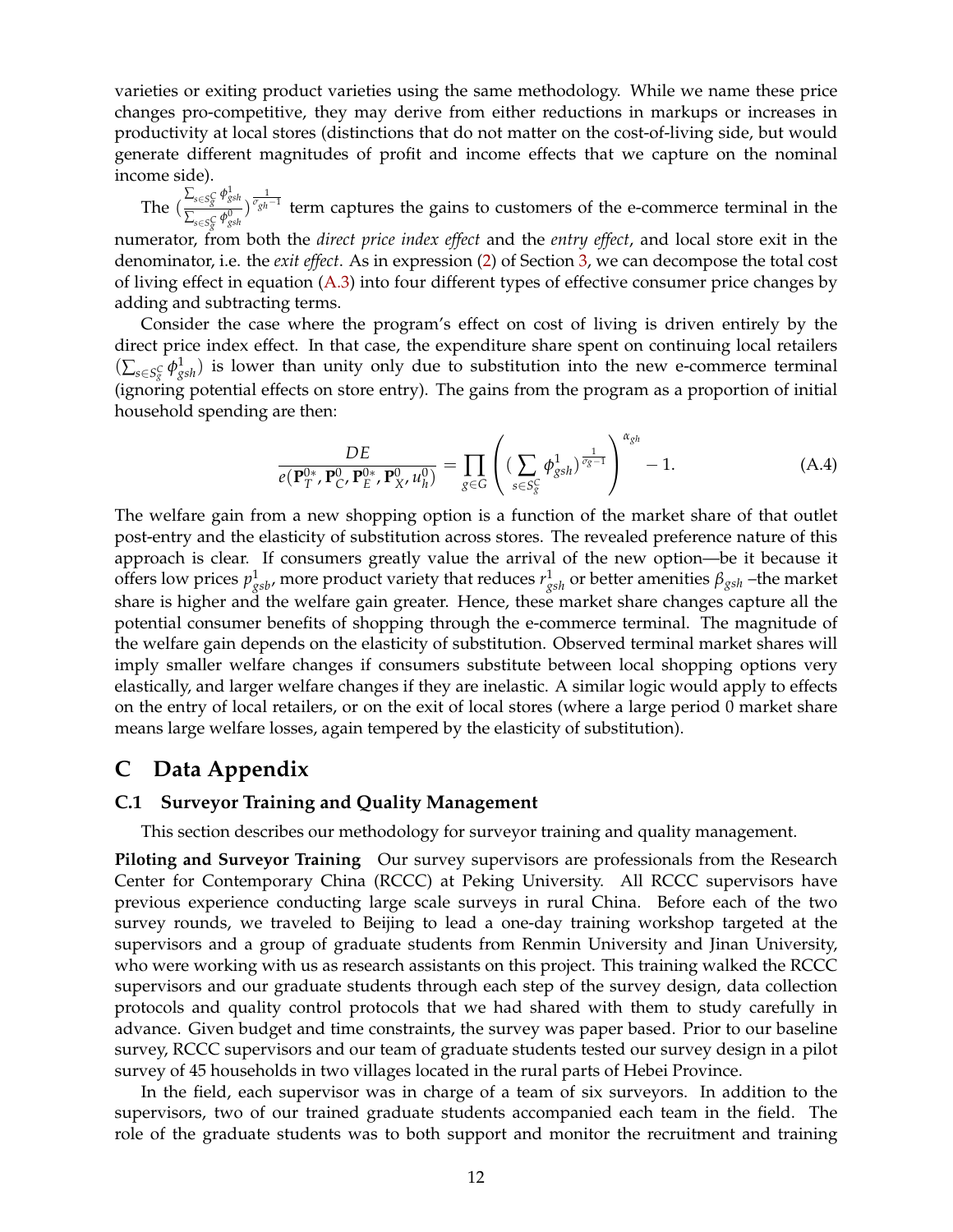varieties or exiting product varieties using the same methodology. While we name these price changes pro-competitive, they may derive from either reductions in markups or increases in productivity at local stores (distinctions that do not matter on the cost-of-living side, but would generate different magnitudes of profit and income effects that we capture on the nominal income side).

The $(\frac{\sum_{s \in S_g^C} \phi_{gsh}^1}{\sum_{s \in S_g^C} \phi_{gsh}^0})^{\frac{1}{\sigma_{gh}-1}}$ term captures the gains to customers of the e-commerce terminal in the numerator, from both the *direct price index effect* and the *entry effect*, and local store exit in the denominator, i.e. the *exit effect*. As in expression (2) of Section 3, we can decompose the total cost of living effect in equation (A.3) into four different types of effective consumer price changes by adding and subtracting terms.

Consider the case where the program's effect on cost of living is driven entirely by the direct price index effect. In that case, the expenditure share spent on continuing local retailers ($\sum_{s \in S_g^C} \phi_{gsh}^1$) is lower than unity only due to substitution into the new e-commerce terminal (ignoring potential effects on store entry). The gains from the program as a proportion of initial household spending are then:

$$\frac{DE}{e(\mathbf{P}_T^{0*}, \mathbf{P}_C^0, \mathbf{P}_E^{0*}, \mathbf{P}_X^0, u_h^0)} = \prod_{g \in G} \left( (\sum_{s \in S_g^C} \phi_{gsh}^1)^{\frac{1}{\sigma_g - 1}} \right)^{\alpha_{gh}} - 1. \tag{A.4}$$

The welfare gain from a new shopping option is a function of the market share of that outlet post-entry and the elasticity of substitution across stores. The revealed preference nature of this approach is clear. If consumers greatly value the arrival of the new option—be it because it offers low prices $p_{gsb}^1$, more product variety that reduces $r_{gsh}^1$ or better amenities $\beta_{gsh}$ –the market share is higher and the welfare gain greater. Hence, these market share changes capture all the potential consumer benefits of shopping through the e-commerce terminal. The magnitude of the welfare gain depends on the elasticity of substitution. Observed terminal market shares will imply smaller welfare changes if consumers substitute between local shopping options very elastically, and larger welfare changes if they are inelastic. A similar logic would apply to effects on the entry of local retailers, or on the exit of local stores (where a large period 0 market share means large welfare losses, again tempered by the elasticity of substitution).

# C Data Appendix

## C.1 Surveyor Training and Quality Management

This section describes our methodology for surveyor training and quality management.

**Piloting and Surveyor Training** Our survey supervisors are professionals from the Research Center for Contemporary China (RCCC) at Peking University. All RCCC supervisors have previous experience conducting large scale surveys in rural China. Before each of the two survey rounds, we traveled to Beijing to lead a one-day training workshop targeted at the supervisors and a group of graduate students from Renmin University and Jinan University, who were working with us as research assistants on this project. This training walked the RCCC supervisors and our graduate students through each step of the survey design, data collection protocols and quality control protocols that we had shared with them to study carefully in advance. Given budget and time constraints, the survey was paper based. Prior to our baseline survey, RCCC supervisors and our team of graduate students tested our survey design in a pilot survey of 45 households in two villages located in the rural parts of Hebei Province.

In the field, each supervisor was in charge of a team of six surveyors. In addition to the supervisors, two of our trained graduate students accompanied each team in the field. The role of the graduate students was to both support and monitor the recruitment and training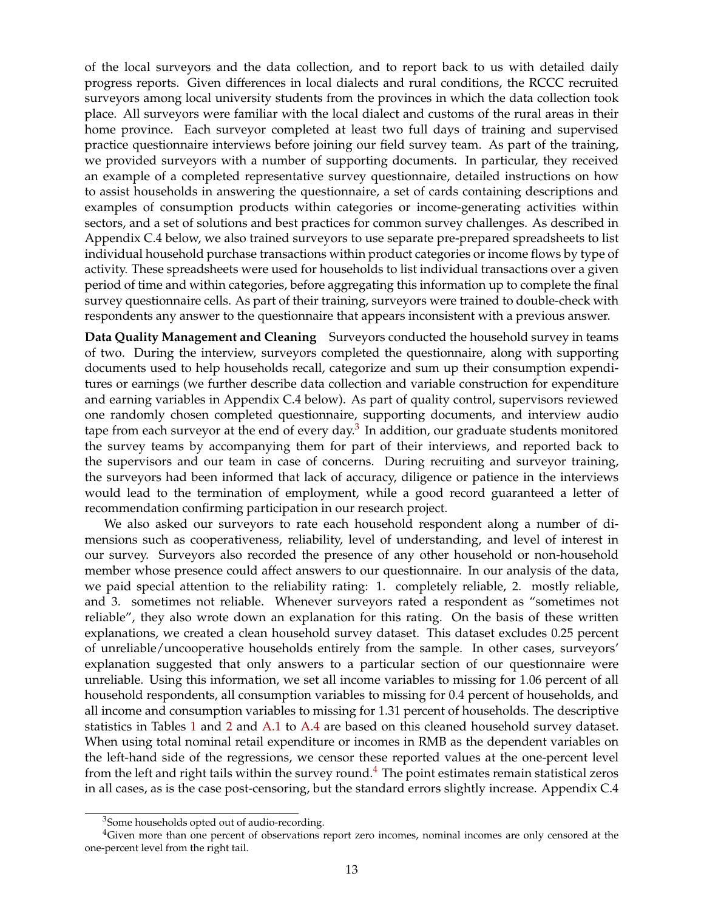of the local surveyors and the data collection, and to report back to us with detailed daily progress reports. Given differences in local dialects and rural conditions, the RCCC recruited surveyors among local university students from the provinces in which the data collection took place. All surveyors were familiar with the local dialect and customs of the rural areas in their home province. Each surveyor completed at least two full days of training and supervised practice questionnaire interviews before joining our field survey team. As part of the training, we provided surveyors with a number of supporting documents. In particular, they received an example of a completed representative survey questionnaire, detailed instructions on how to assist households in answering the questionnaire, a set of cards containing descriptions and examples of consumption products within categories or income-generating activities within sectors, and a set of solutions and best practices for common survey challenges. As described in Appendix C.4 below, we also trained surveyors to use separate pre-prepared spreadsheets to list individual household purchase transactions within product categories or income flows by type of activity. These spreadsheets were used for households to list individual transactions over a given period of time and within categories, before aggregating this information up to complete the final survey questionnaire cells. As part of their training, surveyors were trained to double-check with respondents any answer to the questionnaire that appears inconsistent with a previous answer.

**Data Quality Management and Cleaning** Surveyors conducted the household survey in teams of two. During the interview, surveyors completed the questionnaire, along with supporting documents used to help households recall, categorize and sum up their consumption expenditures or earnings (we further describe data collection and variable construction for expenditure and earning variables in Appendix C.4 below). As part of quality control, supervisors reviewed one randomly chosen completed questionnaire, supporting documents, and interview audio tape from each surveyor at the end of every day.[3] In addition, our graduate students monitored the survey teams by accompanying them for part of their interviews, and reported back to the supervisors and our team in case of concerns. During recruiting and surveyor training, the surveyors had been informed that lack of accuracy, diligence or patience in the interviews would lead to the termination of employment, while a good record guaranteed a letter of recommendation confirming participation in our research project.

We also asked our surveyors to rate each household respondent along a number of dimensions such as cooperativeness, reliability, level of understanding, and level of interest in our survey. Surveyors also recorded the presence of any other household or non-household member whose presence could affect answers to our questionnaire. In our analysis of the data, we paid special attention to the reliability rating: 1. completely reliable, 2. mostly reliable, and 3. sometimes not reliable. Whenever surveyors rated a respondent as "sometimes not reliable", they also wrote down an explanation for this rating. On the basis of these written explanations, we created a clean household survey dataset. This dataset excludes 0.25 percent of unreliable/uncooperative households entirely from the sample. In other cases, surveyors' explanation suggested that only answers to a particular section of our questionnaire were unreliable. Using this information, we set all income variables to missing for 1.06 percent of all household respondents, all consumption variables to missing for 0.4 percent of households, and all income and consumption variables to missing for 1.31 percent of households. The descriptive statistics in Tables 1 and 2 and A.1 to A.4 are based on this cleaned household survey dataset. When using total nominal retail expenditure or incomes in RMB as the dependent variables on the left-hand side of the regressions, we censor these reported values at the one-percent level from the left and right tails within the survey round.[4] The point estimates remain statistical zeros in all cases, as is the case post-censoring, but the standard errors slightly increase. Appendix C.4

[3] Some households opted out of audio-recording.

[4] Given more than one percent of observations report zero incomes, nominal incomes are only censored at the one-percent level from the right tail.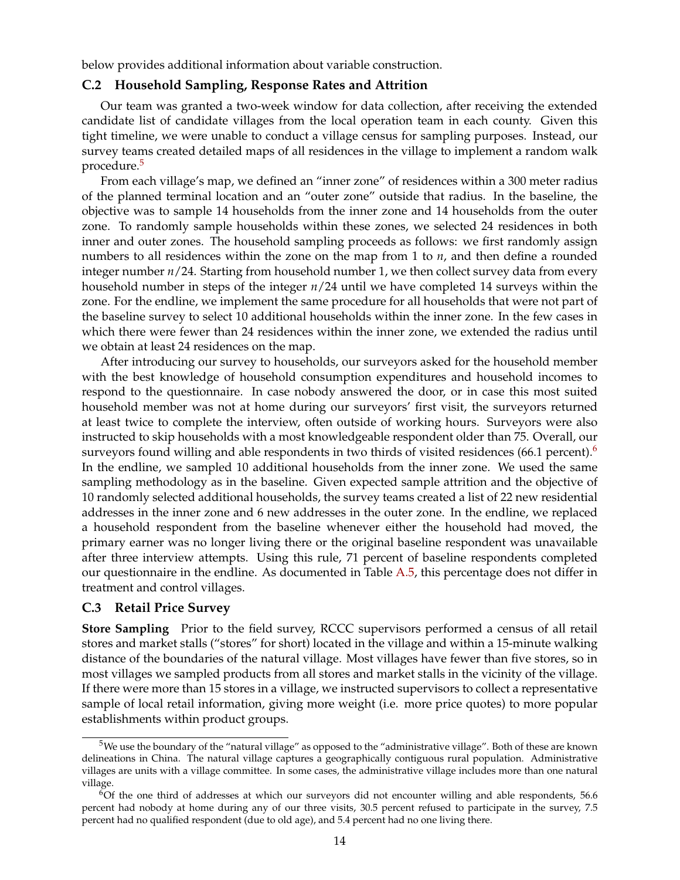below provides additional information about variable construction.

### C.2 Household Sampling, Response Rates and Attrition

Our team was granted a two-week window for data collection, after receiving the extended candidate list of candidate villages from the local operation team in each county. Given this tight timeline, we were unable to conduct a village census for sampling purposes. Instead, our survey teams created detailed maps of all residences in the village to implement a random walk procedure.[5]

From each village's map, we defined an "inner zone" of residences within a 300 meter radius of the planned terminal location and an "outer zone" outside that radius. In the baseline, the objective was to sample 14 households from the inner zone and 14 households from the outer zone. To randomly sample households within these zones, we selected 24 residences in both inner and outer zones. The household sampling proceeds as follows: we first randomly assign numbers to all residences within the zone on the map from 1 to $n$, and then define a rounded integer number $n/24$. Starting from household number 1, we then collect survey data from every household number in steps of the integer $n/24$ until we have completed 14 surveys within the zone. For the endline, we implement the same procedure for all households that were not part of the baseline survey to select 10 additional households within the inner zone. In the few cases in which there were fewer than 24 residences within the inner zone, we extended the radius until we obtain at least 24 residences on the map.

After introducing our survey to households, our surveyors asked for the household member with the best knowledge of household consumption expenditures and household incomes to respond to the questionnaire. In case nobody answered the door, or in case this most suited household member was not at home during our surveyors' first visit, the surveyors returned at least twice to complete the interview, often outside of working hours. Surveyors were also instructed to skip households with a most knowledgeable respondent older than 75. Overall, our surveyors found willing and able respondents in two thirds of visited residences (66.1 percent).[6] In the endline, we sampled 10 additional households from the inner zone. We used the same sampling methodology as in the baseline. Given expected sample attrition and the objective of 10 randomly selected additional households, the survey teams created a list of 22 new residential addresses in the inner zone and 6 new addresses in the outer zone. In the endline, we replaced a household respondent from the baseline whenever either the household had moved, the primary earner was no longer living there or the original baseline respondent was unavailable after three interview attempts. Using this rule, 71 percent of baseline respondents completed our questionnaire in the endline. As documented in Table A.5, this percentage does not differ in treatment and control villages.

### C.3 Retail Price Survey

**Store Sampling** Prior to the field survey, RCCC supervisors performed a census of all retail stores and market stalls ("stores" for short) located in the village and within a 15-minute walking distance of the boundaries of the natural village. Most villages have fewer than five stores, so in most villages we sampled products from all stores and market stalls in the vicinity of the village. If there were more than 15 stores in a village, we instructed supervisors to collect a representative sample of local retail information, giving more weight (i.e. more price quotes) to more popular establishments within product groups.

---

[5] We use the boundary of the "natural village" as opposed to the "administrative village". Both of these are known delineations in China. The natural village captures a geographically contiguous rural population. Administrative villages are units with a village committee. In some cases, the administrative village includes more than one natural village.

[6] Of the one third of addresses at which our surveyors did not encounter willing and able respondents, 56.6 percent had nobody at home during any of our three visits, 30.5 percent refused to participate in the survey, 7.5 percent had no qualified respondent (due to old age), and 5.4 percent had no one living there.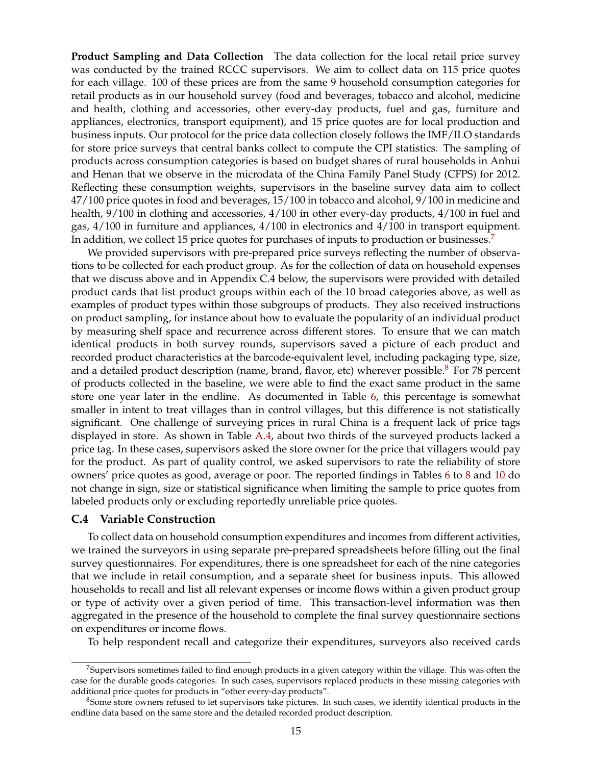**Product Sampling and Data Collection** The data collection for the local retail price survey was conducted by the trained RCCC supervisors. We aim to collect data on 115 price quotes for each village. 100 of these prices are from the same 9 household consumption categories for retail products as in our household survey (food and beverages, tobacco and alcohol, medicine and health, clothing and accessories, other every-day products, fuel and gas, furniture and appliances, electronics, transport equipment), and 15 price quotes are for local production and business inputs. Our protocol for the price data collection closely follows the IMF/ILO standards for store price surveys that central banks collect to compute the CPI statistics. The sampling of products across consumption categories is based on budget shares of rural households in Anhui and Henan that we observe in the microdata of the China Family Panel Study (CFPS) for 2012. Reflecting these consumption weights, supervisors in the baseline survey data aim to collect 47/100 price quotes in food and beverages, 15/100 in tobacco and alcohol, 9/100 in medicine and health, 9/100 in clothing and accessories, 4/100 in other every-day products, 4/100 in fuel and gas, 4/100 in furniture and appliances, 4/100 in electronics and 4/100 in transport equipment. In addition, we collect 15 price quotes for purchases of inputs to production or businesses.[7]

We provided supervisors with pre-prepared price surveys reflecting the number of observations to be collected for each product group. As for the collection of data on household expenses that we discuss above and in Appendix C.4 below, the supervisors were provided with detailed product cards that list product groups within each of the 10 broad categories above, as well as examples of product types within those subgroups of products. They also received instructions on product sampling, for instance about how to evaluate the popularity of an individual product by measuring shelf space and recurrence across different stores. To ensure that we can match identical products in both survey rounds, supervisors saved a picture of each product and recorded product characteristics at the barcode-equivalent level, including packaging type, size, and a detailed product description (name, brand, flavor, etc) wherever possible.[8] For 78 percent of products collected in the baseline, we were able to find the exact same product in the same store one year later in the endline. As documented in Table 6, this percentage is somewhat smaller in intent to treat villages than in control villages, but this difference is not statistically significant. One challenge of surveying prices in rural China is a frequent lack of price tags displayed in store. As shown in Table A.4, about two thirds of the surveyed products lacked a price tag. In these cases, supervisors asked the store owner for the price that villagers would pay for the product. As part of quality control, we asked supervisors to rate the reliability of store owners' price quotes as good, average or poor. The reported findings in Tables 6 to 8 and 10 do not change in sign, size or statistical significance when limiting the sample to price quotes from labeled products only or excluding reportedly unreliable price quotes.

### C.4 Variable Construction

To collect data on household consumption expenditures and incomes from different activities, we trained the surveyors in using separate pre-prepared spreadsheets before filling out the final survey questionnaires. For expenditures, there is one spreadsheet for each of the nine categories that we include in retail consumption, and a separate sheet for business inputs. This allowed households to recall and list all relevant expenses or income flows within a given product group or type of activity over a given period of time. This transaction-level information was then aggregated in the presence of the household to complete the final survey questionnaire sections on expenditures or income flows.

To help respondent recall and categorize their expenditures, surveyors also received cards

---

[7] Supervisors sometimes failed to find enough products in a given category within the village. This was often the case for the durable goods categories. In such cases, supervisors replaced products in these missing categories with additional price quotes for products in "other every-day products".

[8] Some store owners refused to let supervisors take pictures. In such cases, we identify identical products in the endline data based on the same store and the detailed recorded product description.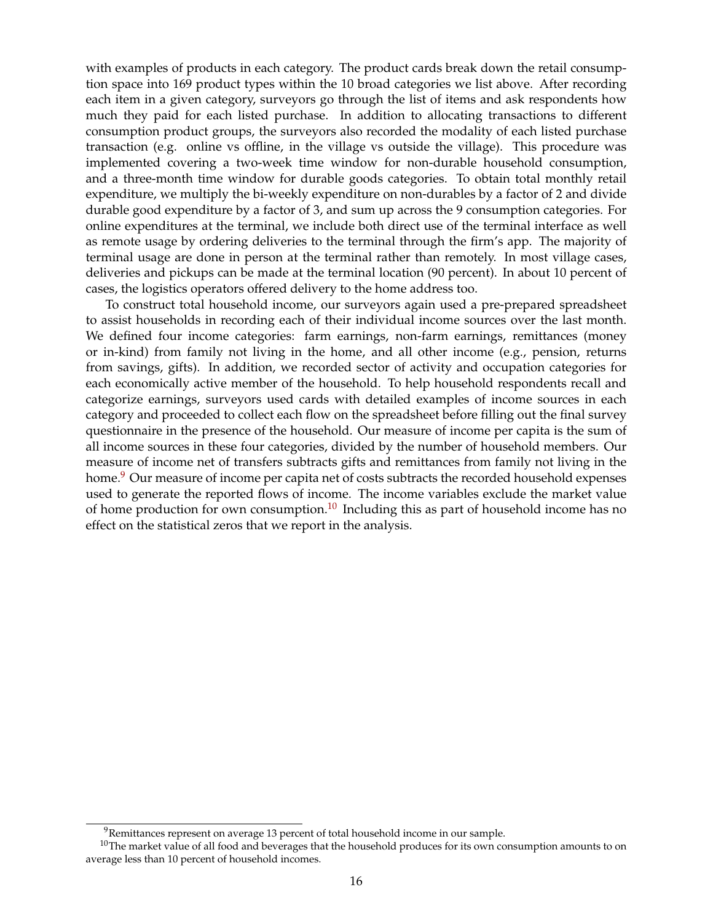with examples of products in each category. The product cards break down the retail consumption space into 169 product types within the 10 broad categories we list above. After recording each item in a given category, surveyors go through the list of items and ask respondents how much they paid for each listed purchase. In addition to allocating transactions to different consumption product groups, the surveyors also recorded the modality of each listed purchase transaction (e.g. online vs offline, in the village vs outside the village). This procedure was implemented covering a two-week time window for non-durable household consumption, and a three-month time window for durable goods categories. To obtain total monthly retail expenditure, we multiply the bi-weekly expenditure on non-durables by a factor of 2 and divide durable good expenditure by a factor of 3, and sum up across the 9 consumption categories. For online expenditures at the terminal, we include both direct use of the terminal interface as well as remote usage by ordering deliveries to the terminal through the firm's app. The majority of terminal usage are done in person at the terminal rather than remotely. In most village cases, deliveries and pickups can be made at the terminal location (90 percent). In about 10 percent of cases, the logistics operators offered delivery to the home address too.

To construct total household income, our surveyors again used a pre-prepared spreadsheet to assist households in recording each of their individual income sources over the last month. We defined four income categories: farm earnings, non-farm earnings, remittances (money or in-kind) from family not living in the home, and all other income (e.g., pension, returns from savings, gifts). In addition, we recorded sector of activity and occupation categories for each economically active member of the household. To help household respondents recall and categorize earnings, surveyors used cards with detailed examples of income sources in each category and proceeded to collect each flow on the spreadsheet before filling out the final survey questionnaire in the presence of the household. Our measure of income per capita is the sum of all income sources in these four categories, divided by the number of household members. Our measure of income net of transfers subtracts gifts and remittances from family not living in the home.[9] Our measure of income per capita net of costs subtracts the recorded household expenses used to generate the reported flows of income. The income variables exclude the market value of home production for own consumption.[10] Including this as part of household income has no effect on the statistical zeros that we report in the analysis.

[9] Remittances represent on average 13 percent of total household income in our sample.

[10] The market value of all food and beverages that the household produces for its own consumption amounts to on average less than 10 percent of household incomes.